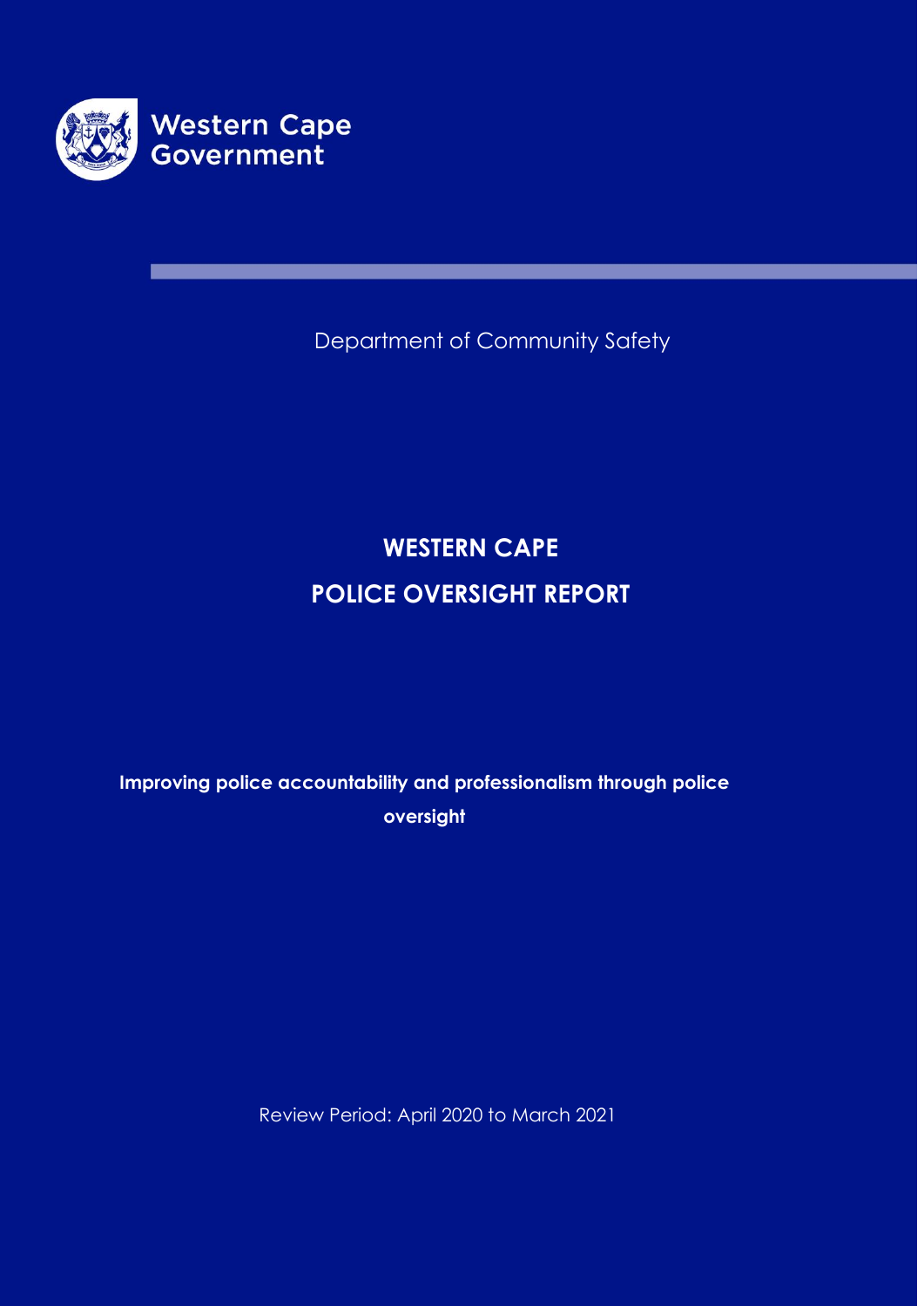Western Cape Government

Department of Community Safety

# WESTERN CAPE POLICE OVERSIGHT REPORT

**Improving police accountability and professionalism through police oversight**

Review Period: April 2020 to March 2021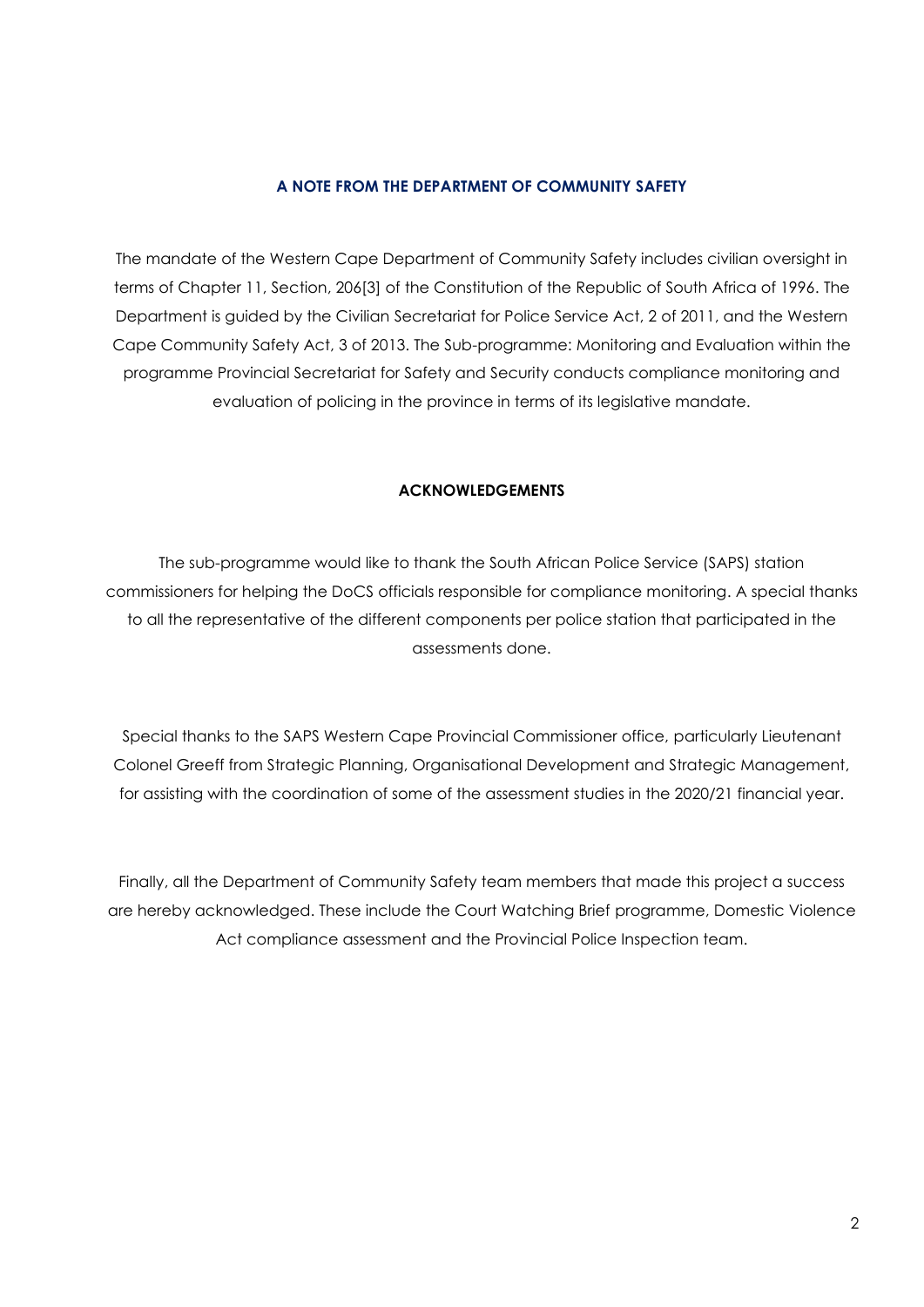## A NOTE FROM THE DEPARTMENT OF COMMUNITY SAFETY

The mandate of the Western Cape Department of Community Safety includes civilian oversight in terms of Chapter 11, Section, 206[3] of the Constitution of the Republic of South Africa of 1996. The Department is guided by the Civilian Secretariat for Police Service Act, 2 of 2011, and the Western Cape Community Safety Act, 3 of 2013. The Sub-programme: Monitoring and Evaluation within the programme Provincial Secretariat for Safety and Security conducts compliance monitoring and evaluation of policing in the province in terms of its legislative mandate.

## ACKNOWLEDGEMENTS

The sub-programme would like to thank the South African Police Service (SAPS) station commissioners for helping the DoCS officials responsible for compliance monitoring. A special thanks to all the representative of the different components per police station that participated in the assessments done.

Special thanks to the SAPS Western Cape Provincial Commissioner office, particularly Lieutenant Colonel Greeff from Strategic Planning, Organisational Development and Strategic Management, for assisting with the coordination of some of the assessment studies in the 2020/21 financial year.

Finally, all the Department of Community Safety team members that made this project a success are hereby acknowledged. These include the Court Watching Brief programme, Domestic Violence Act compliance assessment and the Provincial Police Inspection team.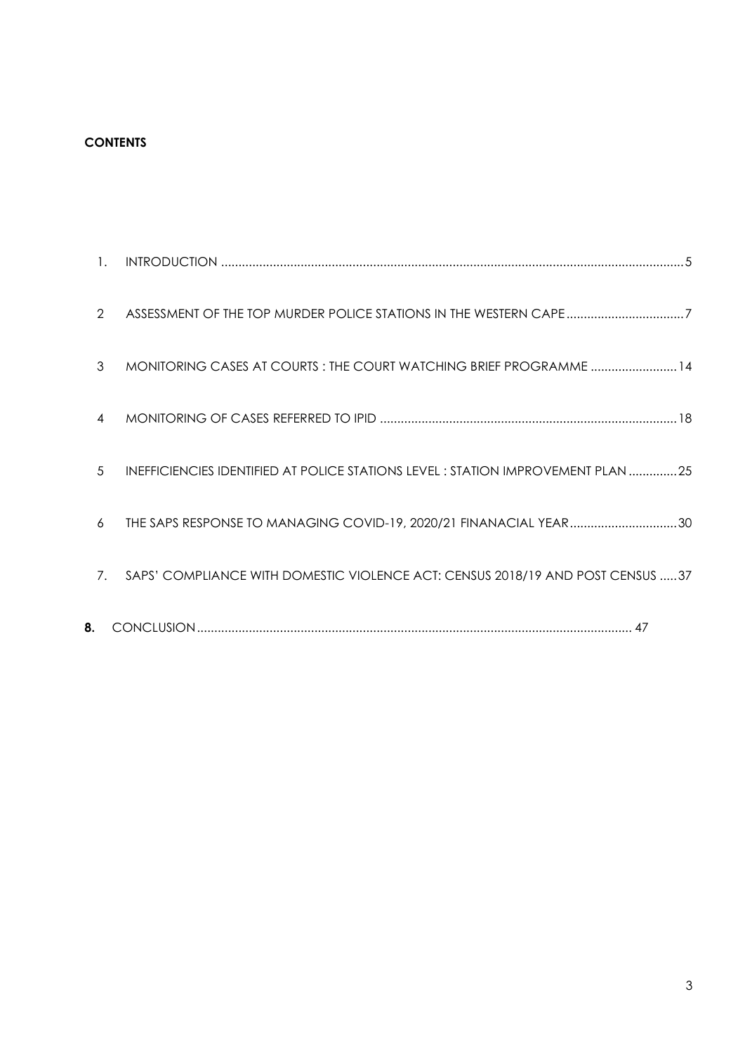**CONTENTS**

1. INTRODUCTION ....................................................................................................................................5
2. ASSESSMENT OF THE TOP MURDER POLICE STATIONS IN THE WESTERN CAPE ..................................7
3. MONITORING CASES AT COURTS : THE COURT WATCHING BRIEF PROGRAMME .........................14
4. MONITORING OF CASES REFERRED TO IPID .....................................................................................18
5. INEFFICIENCIES IDENTIFIED AT POLICE STATIONS LEVEL : STATION IMPROVEMENT PLAN ..............25
6. THE SAPS RESPONSE TO MANAGING COVID-19, 2020/21 FINANACIAL YEAR...............................30
7. SAPS' COMPLIANCE WITH DOMESTIC VIOLENCE ACT: CENSUS 2018/19 AND POST CENSUS .....37
8. CONCLUSION............................................................................................................................ 47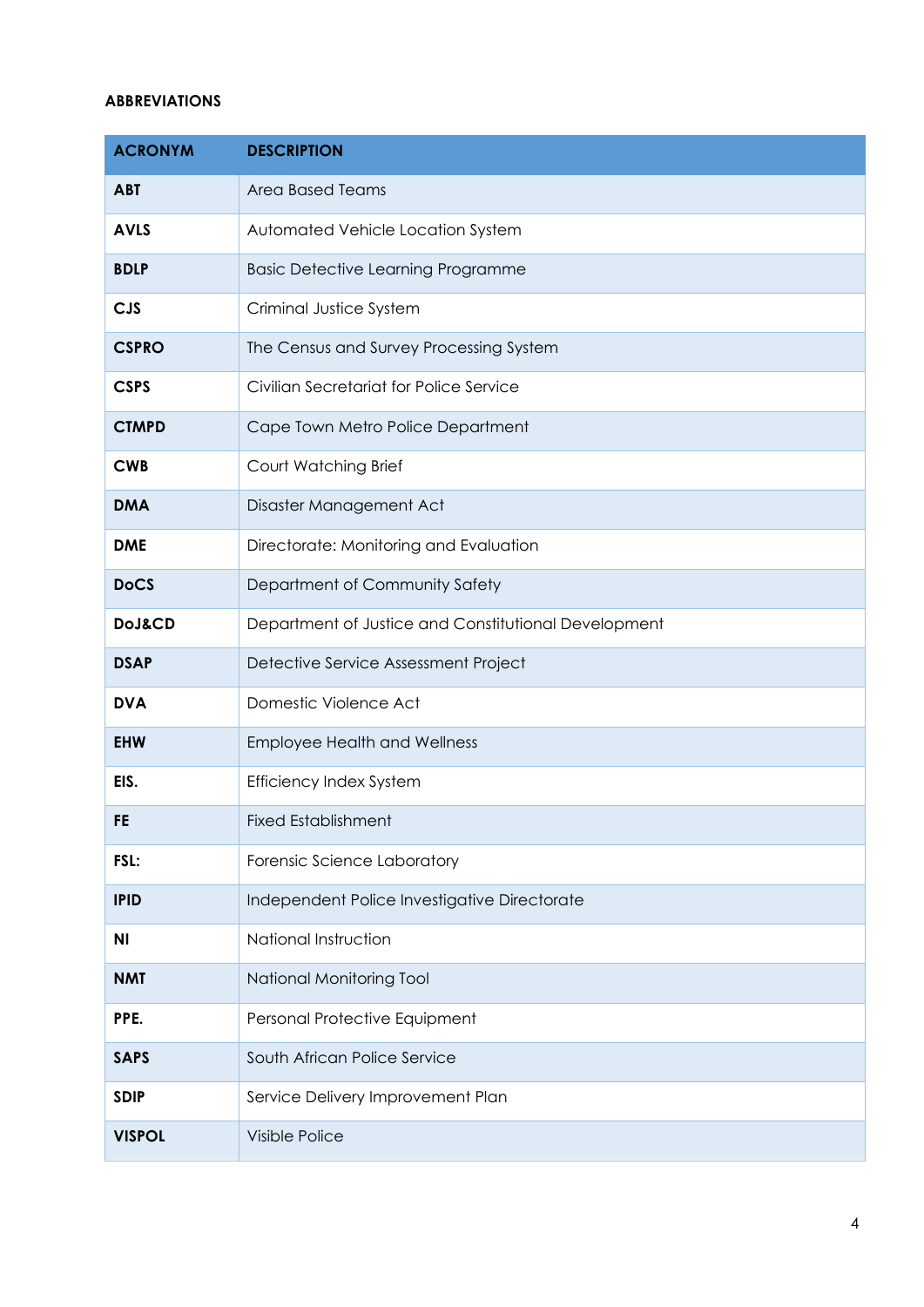**ABBREVIATIONS**

| ACRONYM | DESCRIPTION |
|---|---|
| **ABT** | Area Based Teams |
| **AVLS** | Automated Vehicle Location System |
| **BDLP** | Basic Detective Learning Programme |
| **CJS** | Criminal Justice System |
| **CSPRO** | The Census and Survey Processing System |
| **CSPS** | Civilian Secretariat for Police Service |
| **CTMPD** | Cape Town Metro Police Department |
| **CWB** | Court Watching Brief |
| **DMA** | Disaster Management Act |
| **DME** | Directorate: Monitoring and Evaluation |
| **DoCS** | Department of Community Safety |
| **DoJ&CD** | Department of Justice and Constitutional Development |
| **DSAP** | Detective Service Assessment Project |
| **DVA** | Domestic Violence Act |
| **EHW** | Employee Health and Wellness |
| **EIS.** | Efficiency Index System |
| **FE** | Fixed Establishment |
| **FSL:** | Forensic Science Laboratory |
| **IPID** | Independent Police Investigative Directorate |
| **NI** | National Instruction |
| **NMT** | National Monitoring Tool |
| **PPE.** | Personal Protective Equipment |
| **SAPS** | South African Police Service |
| **SDIP** | Service Delivery Improvement Plan |
| **VISPOL** | Visible Police |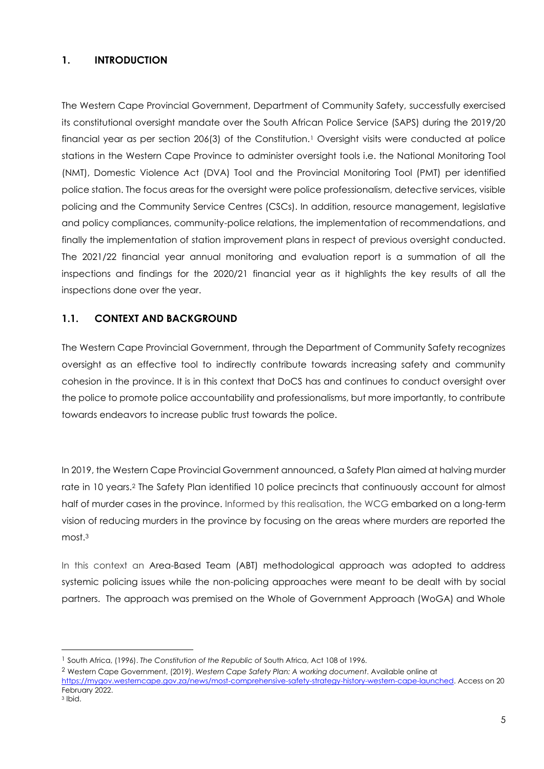# 1. INTRODUCTION

The Western Cape Provincial Government, Department of Community Safety, successfully exercised its constitutional oversight mandate over the South African Police Service (SAPS) during the 2019/20 financial year as per section 206(3) of the Constitution.[1] Oversight visits were conducted at police stations in the Western Cape Province to administer oversight tools i.e. the National Monitoring Tool (NMT), Domestic Violence Act (DVA) Tool and the Provincial Monitoring Tool (PMT) per identified police station. The focus areas for the oversight were police professionalism, detective services, visible policing and the Community Service Centres (CSCs). In addition, resource management, legislative and policy compliances, community-police relations, the implementation of recommendations, and finally the implementation of station improvement plans in respect of previous oversight conducted. The 2021/22 financial year annual monitoring and evaluation report is a summation of all the inspections and findings for the 2020/21 financial year as it highlights the key results of all the inspections done over the year.

## 1.1. CONTEXT AND BACKGROUND

The Western Cape Provincial Government, through the Department of Community Safety recognizes oversight as an effective tool to indirectly contribute towards increasing safety and community cohesion in the province. It is in this context that DoCS has and continues to conduct oversight over the police to promote police accountability and professionalisms, but more importantly, to contribute towards endeavors to increase public trust towards the police.

In 2019, the Western Cape Provincial Government announced, a Safety Plan aimed at halving murder rate in 10 years.[2] The Safety Plan identified 10 police precincts that continuously account for almost half of murder cases in the province. Informed by this realisation, the WCG embarked on a long-term vision of reducing murders in the province by focusing on the areas where murders are reported the most.[3]

In this context an Area-Based Team (ABT) methodological approach was adopted to address systemic policing issues while the non-policing approaches were meant to be dealt with by social partners. The approach was premised on the Whole of Government Approach (WoGA) and Whole

---

[1] South Africa, (1996). *The Constitution of the Republic of* South Africa, Act 108 of 1996.

[2] Western Cape Government, (2019). *Western Cape Safety Plan: A working document*. Available online at https://mygov.westerncape.gov.za/news/most-comprehensive-safety-strategy-history-western-cape-launched. Access on 20 February 2022.

[3] Ibid.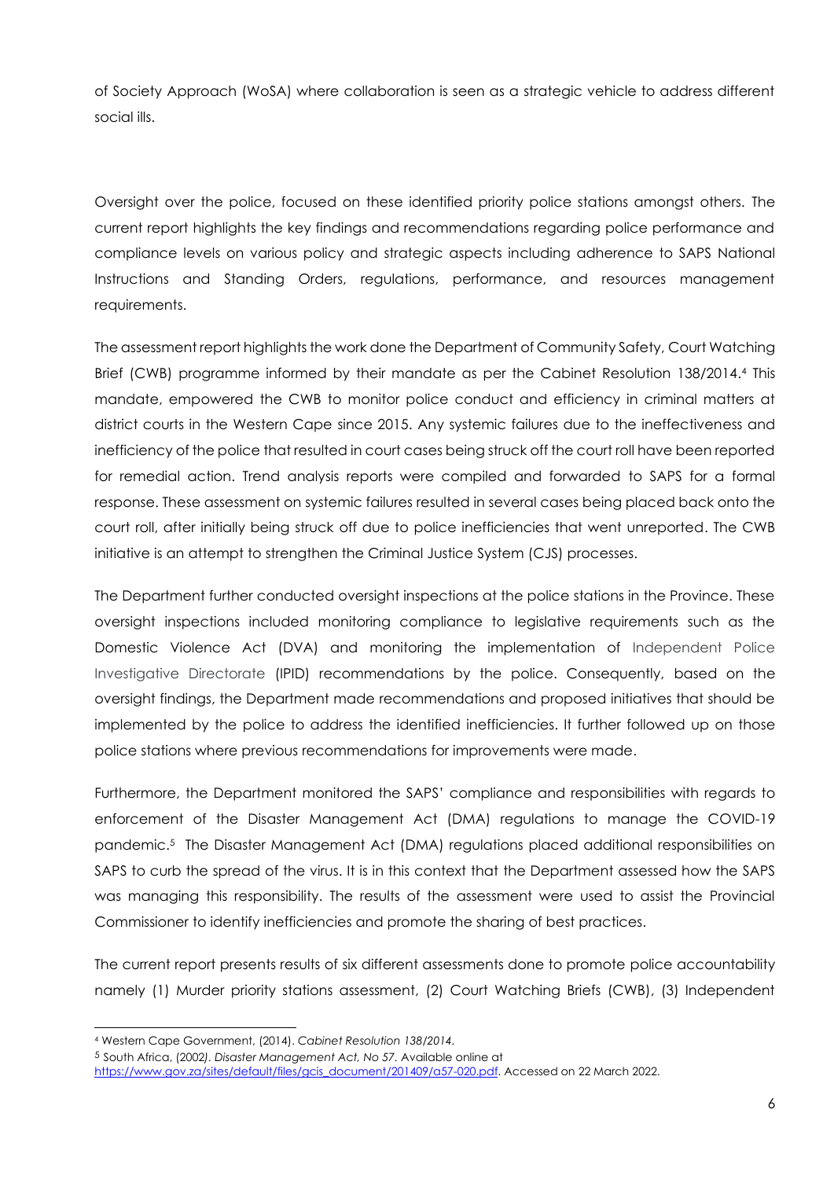of Society Approach (WoSA) where collaboration is seen as a strategic vehicle to address different social ills.

Oversight over the police, focused on these identified priority police stations amongst others. The current report highlights the key findings and recommendations regarding police performance and compliance levels on various policy and strategic aspects including adherence to SAPS National Instructions and Standing Orders, regulations, performance, and resources management requirements.

The assessment report highlights the work done the Department of Community Safety, Court Watching Brief (CWB) programme informed by their mandate as per the Cabinet Resolution 138/2014.[4] This mandate, empowered the CWB to monitor police conduct and efficiency in criminal matters at district courts in the Western Cape since 2015. Any systemic failures due to the ineffectiveness and inefficiency of the police that resulted in court cases being struck off the court roll have been reported for remedial action. Trend analysis reports were compiled and forwarded to SAPS for a formal response. These assessment on systemic failures resulted in several cases being placed back onto the court roll, after initially being struck off due to police inefficiencies that went unreported. The CWB initiative is an attempt to strengthen the Criminal Justice System (CJS) processes.

The Department further conducted oversight inspections at the police stations in the Province. These oversight inspections included monitoring compliance to legislative requirements such as the Domestic Violence Act (DVA) and monitoring the implementation of Independent Police Investigative Directorate (IPID) recommendations by the police. Consequently, based on the oversight findings, the Department made recommendations and proposed initiatives that should be implemented by the police to address the identified inefficiencies. It further followed up on those police stations where previous recommendations for improvements were made.

Furthermore, the Department monitored the SAPS' compliance and responsibilities with regards to enforcement of the Disaster Management Act (DMA) regulations to manage the COVID-19 pandemic.[5] The Disaster Management Act (DMA) regulations placed additional responsibilities on SAPS to curb the spread of the virus. It is in this context that the Department assessed how the SAPS was managing this responsibility. The results of the assessment were used to assist the Provincial Commissioner to identify inefficiencies and promote the sharing of best practices.

The current report presents results of six different assessments done to promote police accountability namely (1) Murder priority stations assessment, (2) Court Watching Briefs (CWB), (3) Independent

---

[4] Western Cape Government, (2014). *Cabinet Resolution 138/2014.*

[5] South Africa, (2002). *Disaster Management Act, No 57.* Available online at https://www.gov.za/sites/default/files/gcis_document/201409/a57-020.pdf. Accessed on 22 March 2022.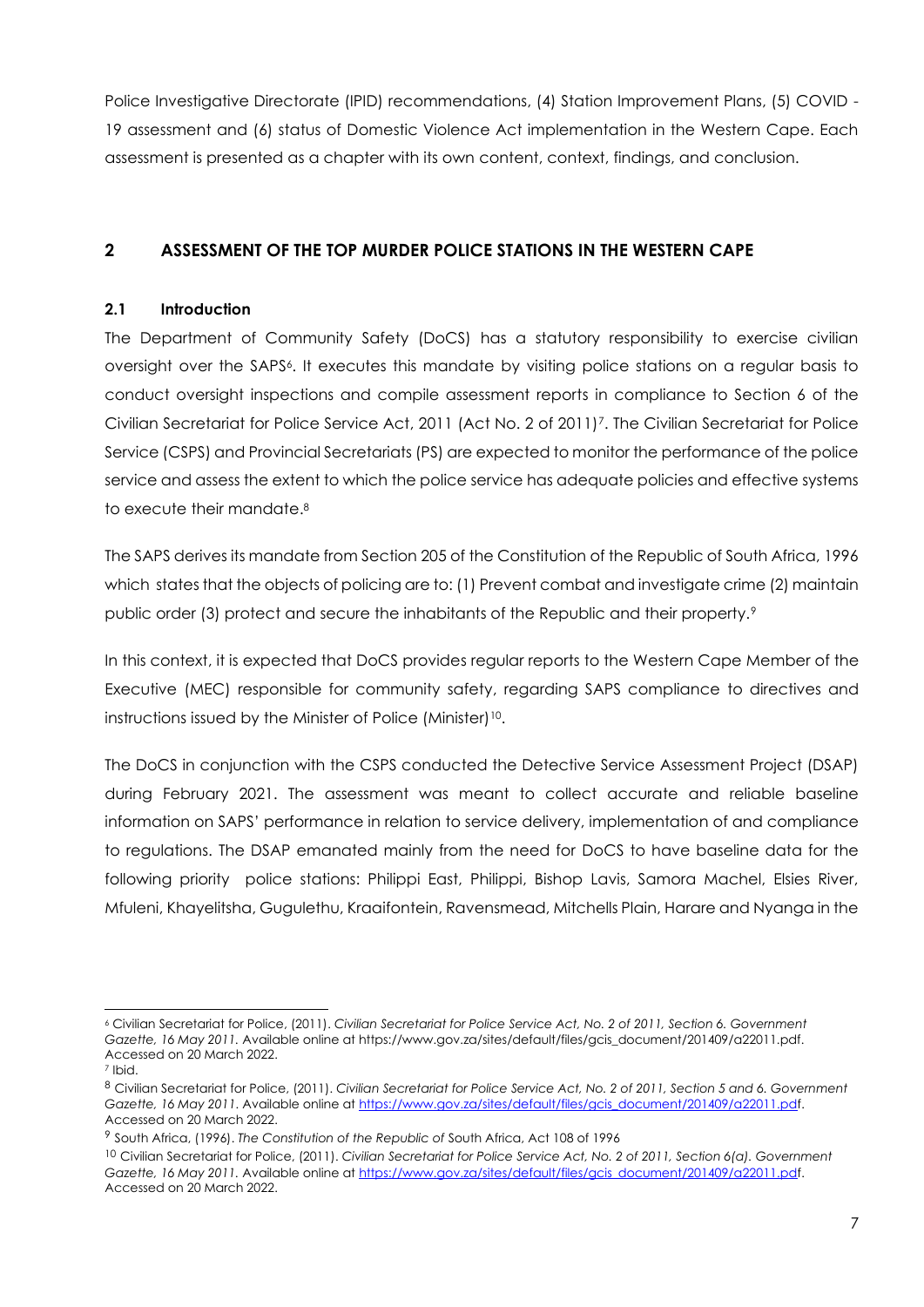Police Investigative Directorate (IPID) recommendations, (4) Station Improvement Plans, (5) COVID - 19 assessment and (6) status of Domestic Violence Act implementation in the Western Cape. Each assessment is presented as a chapter with its own content, context, findings, and conclusion.

## 2 ASSESSMENT OF THE TOP MURDER POLICE STATIONS IN THE WESTERN CAPE

### 2.1 Introduction

The Department of Community Safety (DoCS) has a statutory responsibility to exercise civilian oversight over the SAPS[6]. It executes this mandate by visiting police stations on a regular basis to conduct oversight inspections and compile assessment reports in compliance to Section 6 of the Civilian Secretariat for Police Service Act, 2011 (Act No. 2 of 2011)[7]. The Civilian Secretariat for Police Service (CSPS) and Provincial Secretariats (PS) are expected to monitor the performance of the police service and assess the extent to which the police service has adequate policies and effective systems to execute their mandate.[8]

The SAPS derives its mandate from Section 205 of the Constitution of the Republic of South Africa, 1996 which states that the objects of policing are to: (1) Prevent combat and investigate crime (2) maintain public order (3) protect and secure the inhabitants of the Republic and their property.[9]

In this context, it is expected that DoCS provides regular reports to the Western Cape Member of the Executive (MEC) responsible for community safety, regarding SAPS compliance to directives and instructions issued by the Minister of Police (Minister)[10].

The DoCS in conjunction with the CSPS conducted the Detective Service Assessment Project (DSAP) during February 2021. The assessment was meant to collect accurate and reliable baseline information on SAPS' performance in relation to service delivery, implementation of and compliance to regulations. The DSAP emanated mainly from the need for DoCS to have baseline data for the following priority police stations: Philippi East, Philippi, Bishop Lavis, Samora Machel, Elsies River, Mfuleni, Khayelitsha, Gugulethu, Kraaifontein, Ravensmead, Mitchells Plain, Harare and Nyanga in the

---

[6] Civilian Secretariat for Police, (2011). *Civilian Secretariat for Police Service Act, No. 2 of 2011, Section 6. Government Gazette, 16 May 2011.* Available online at https://www.gov.za/sites/default/files/gcis_document/201409/a22011.pdf. Accessed on 20 March 2022.

[7] Ibid.

[8] Civilian Secretariat for Police, (2011). *Civilian Secretariat for Police Service Act, No. 2 of 2011, Section 5 and 6. Government Gazette, 16 May 2011.* Available online at https://www.gov.za/sites/default/files/gcis_document/201409/a22011.pdf. Accessed on 20 March 2022.

[9] South Africa, (1996). *The Constitution of the Republic of* South Africa, Act 108 of 1996

[10] Civilian Secretariat for Police, (2011). *Civilian Secretariat for Police Service Act, No. 2 of 2011, Section 6(a). Government Gazette, 16 May 2011.* Available online at https://www.gov.za/sites/default/files/gcis_document/201409/a22011.pdf. Accessed on 20 March 2022.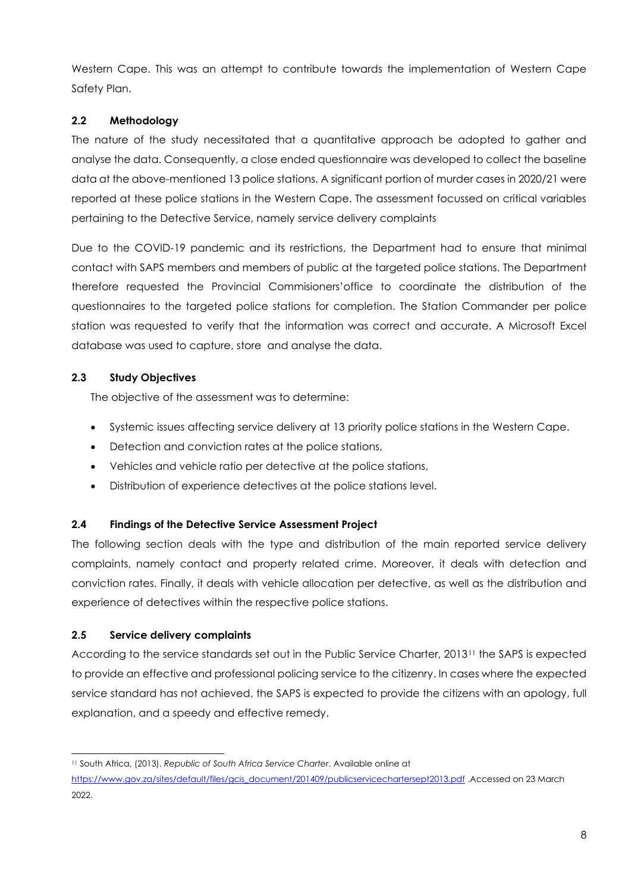Western Cape. This was an attempt to contribute towards the implementation of Western Cape Safety Plan.

### 2.2 Methodology

The nature of the study necessitated that a quantitative approach be adopted to gather and analyse the data. Consequently, a close ended questionnaire was developed to collect the baseline data at the above-mentioned 13 police stations. A significant portion of murder cases in 2020/21 were reported at these police stations in the Western Cape. The assessment focussed on critical variables pertaining to the Detective Service, namely service delivery complaints

Due to the COVID-19 pandemic and its restrictions, the Department had to ensure that minimal contact with SAPS members and members of public at the targeted police stations. The Department therefore requested the Provincial Commisioners'office to coordinate the distribution of the questionnaires to the targeted police stations for completion. The Station Commander per police station was requested to verify that the information was correct and accurate. A Microsoft Excel database was used to capture, store and analyse the data.

### 2.3 Study Objectives

The objective of the assessment was to determine:

- Systemic issues affecting service delivery at 13 priority police stations in the Western Cape.
- Detection and conviction rates at the police stations,
- Vehicles and vehicle ratio per detective at the police stations,
- Distribution of experience detectives at the police stations level.

### 2.4 Findings of the Detective Service Assessment Project

The following section deals with the type and distribution of the main reported service delivery complaints, namely contact and property related crime. Moreover, it deals with detection and conviction rates. Finally, it deals with vehicle allocation per detective, as well as the distribution and experience of detectives within the respective police stations.

### 2.5 Service delivery complaints

According to the service standards set out in the Public Service Charter, 2013[11] the SAPS is expected to provide an effective and professional policing service to the citizenry. In cases where the expected service standard has not achieved, the SAPS is expected to provide the citizens with an apology, full explanation, and a speedy and effective remedy.

---

[11] South Africa, (2013). *Republic of South Africa Service Charter*. Available online at https://www.gov.za/sites/default/files/gcis_document/201409/publicservicechartersept2013.pdf .Accessed on 23 March 2022.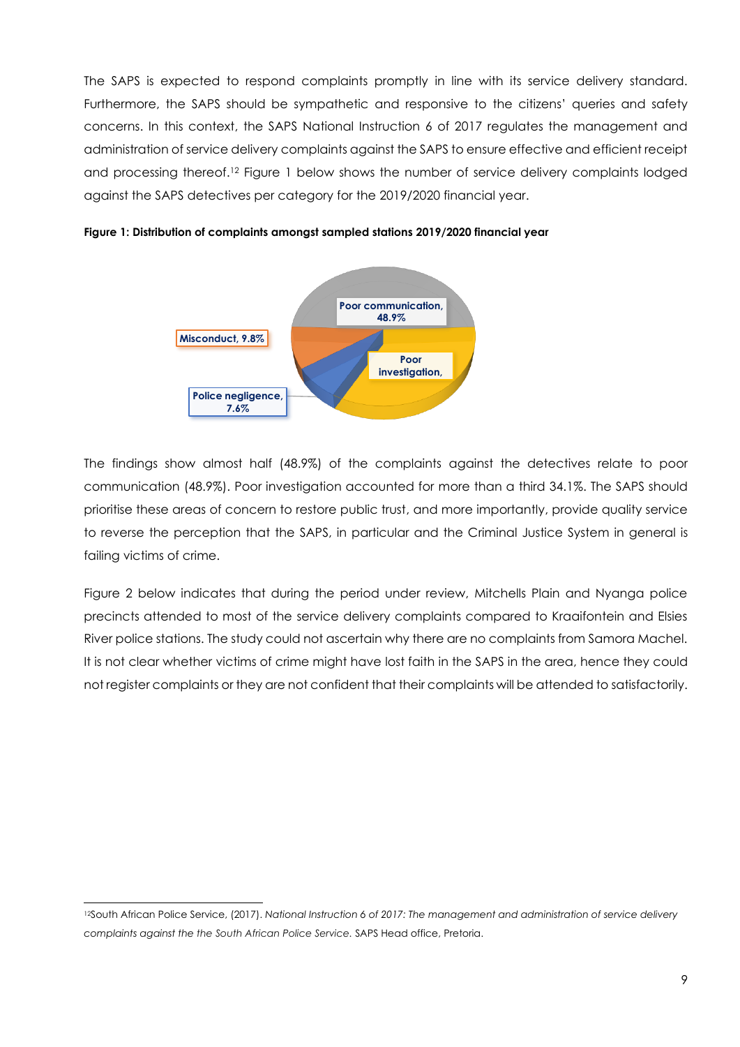The SAPS is expected to respond complaints promptly in line with its service delivery standard. Furthermore, the SAPS should be sympathetic and responsive to the citizens' queries and safety concerns. In this context, the SAPS National Instruction 6 of 2017 regulates the management and administration of service delivery complaints against the SAPS to ensure effective and efficient receipt and processing thereof.[12] Figure 1 below shows the number of service delivery complaints lodged against the SAPS detectives per category for the 2019/2020 financial year.

**Figure 1: Distribution of complaints amongst sampled stations 2019/2020 financial year**

The findings show almost half (48.9%) of the complaints against the detectives relate to poor communication (48.9%). Poor investigation accounted for more than a third 34.1%. The SAPS should prioritise these areas of concern to restore public trust, and more importantly, provide quality service to reverse the perception that the SAPS, in particular and the Criminal Justice System in general is failing victims of crime.

Figure 2 below indicates that during the period under review, Mitchells Plain and Nyanga police precincts attended to most of the service delivery complaints compared to Kraaifontein and Elsies River police stations. The study could not ascertain why there are no complaints from Samora Machel. It is not clear whether victims of crime might have lost faith in the SAPS in the area, hence they could not register complaints or they are not confident that their complaints will be attended to satisfactorily.

[12] South African Police Service, (2017). *National Instruction 6 of 2017: The management and administration of service delivery complaints against the the South African Police Service.* SAPS Head office, Pretoria.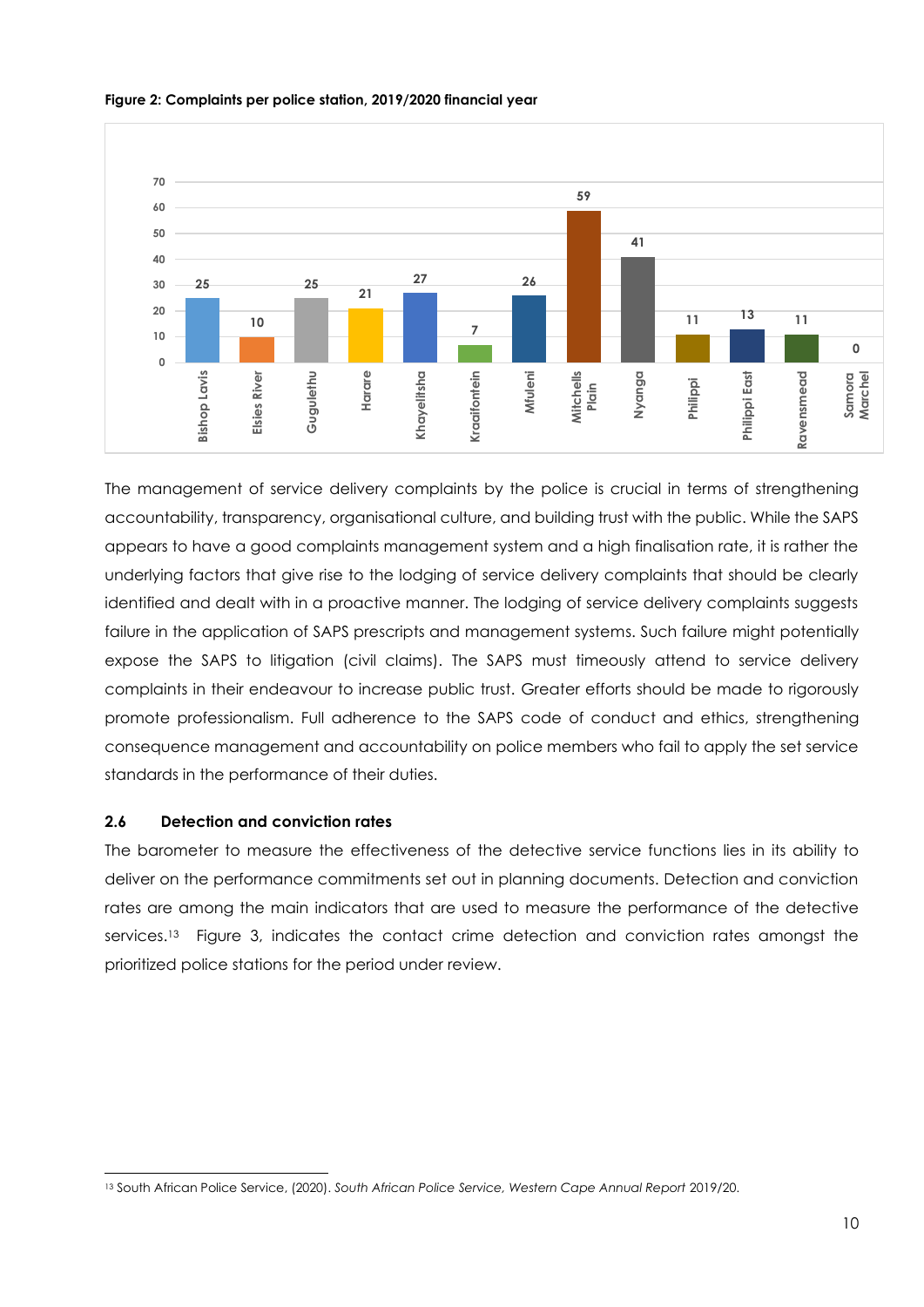**Figure 2: Complaints per police station, 2019/2020 financial year**

| Police station | Complaints |
|---|---|
| Bishop Lavis | 25 |
| Elsies River | 10 |
| Gugulethu | 25 |
| Harare | 21 |
| Khayelitsha | 27 |
| Kraaifontein | 7 |
| Mfuleni | 26 |
| Mitchells Plain | 59 |
| Nyanga | 41 |
| Philippi | 11 |
| Philippi East | 13 |
| Ravensmead | 11 |
| Samora Marchel | 0 |

The management of service delivery complaints by the police is crucial in terms of strengthening accountability, transparency, organisational culture, and building trust with the public. While the SAPS appears to have a good complaints management system and a high finalisation rate, it is rather the underlying factors that give rise to the lodging of service delivery complaints that should be clearly identified and dealt with in a proactive manner. The lodging of service delivery complaints suggests failure in the application of SAPS prescripts and management systems. Such failure might potentially expose the SAPS to litigation (civil claims). The SAPS must timeously attend to service delivery complaints in their endeavour to increase public trust. Greater efforts should be made to rigorously promote professionalism. Full adherence to the SAPS code of conduct and ethics, strengthening consequence management and accountability on police members who fail to apply the set service standards in the performance of their duties.

### 2.6 Detection and conviction rates

The barometer to measure the effectiveness of the detective service functions lies in its ability to deliver on the performance commitments set out in planning documents. Detection and conviction rates are among the main indicators that are used to measure the performance of the detective services.[13] Figure 3, indicates the contact crime detection and conviction rates amongst the prioritized police stations for the period under review.

---

[13] South African Police Service, (2020). *South African Police Service, Western Cape Annual Report* 2019/20.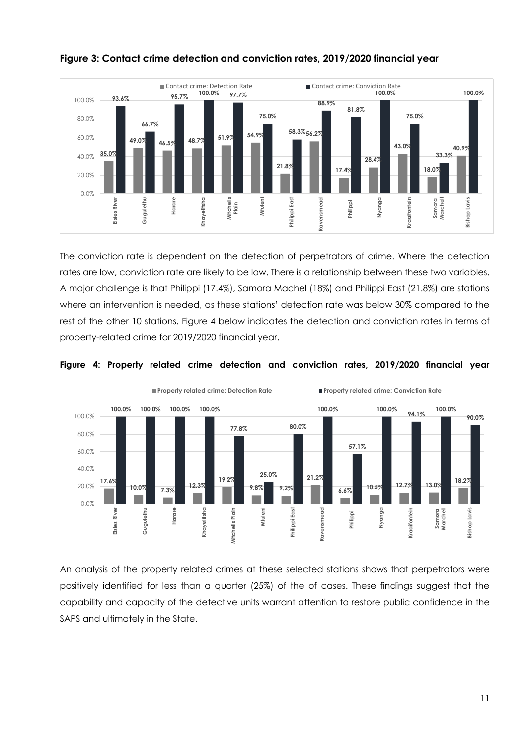**Figure 3: Contact crime detection and conviction rates, 2019/2020 financial year**

| Station | Contact crime: Detection Rate | Contact crime: Conviction Rate |
|---|---|---|
| Elsies River | 35.0% | 93.6% |
| Gugulethu | 49.0% | 66.7% |
| Harare | 46.5% | 95.7% |
| Khayelitsha | 48.7% | 100.0% |
| Mitchells Plain | 51.9% | 97.7% |
| Mfuleni | 54.9% | 75.0% |
| Philippi East | 21.8% | 58.3% |
| Ravensmead | 56.2% | 88.9% |
| Philippi | 17.4% | 81.8% |
| Nyanga | 28.4% | 100.0% |
| Kraaifontein | 43.0% | 75.0% |
| Samora Marchell | 18.0% | 33.3% |
| Bishop Lavis | 40.9% | 100.0% |

The conviction rate is dependent on the detection of perpetrators of crime. Where the detection rates are low, conviction rate are likely to be low. There is a relationship between these two variables. A major challenge is that Philippi (17.4%), Samora Machel (18%) and Philippi East (21.8%) are stations where an intervention is needed, as these stations' detection rate was below 30% compared to the rest of the other 10 stations. Figure 4 below indicates the detection and conviction rates in terms of property-related crime for 2019/2020 financial year.

**Figure 4: Property related crime detection and conviction rates, 2019/2020 financial year**

| Station | Property related crime: Detection Rate | Property related crime: Conviction Rate |
|---|---|---|
| Elsies River | 17.6% | 100.0% |
| Gugulethu | 10.0% | 100.0% |
| Harare | 7.3% | 100.0% |
| Khayelitsha | 12.3% | 100.0% |
| Mitchells Plain | 19.2% | 77.8% |
| Mfuleni | 9.8% | 25.0% |
| Philippi East | 9.2% | 80.0% |
| Ravensmead | 21.2% | 100.0% |
| Philippi | 6.6% | 57.1% |
| Nyanga | 10.5% | 100.0% |
| Kraaifontein | 12.7% | 94.1% |
| Samora Marchell | 13.0% | 100.0% |
| Bishop Lavis | 18.2% | 90.0% |

An analysis of the property related crimes at these selected stations shows that perpetrators were positively identified for less than a quarter (25%) of the of cases. These findings suggest that the capability and capacity of the detective units warrant attention to restore public confidence in the SAPS and ultimately in the State.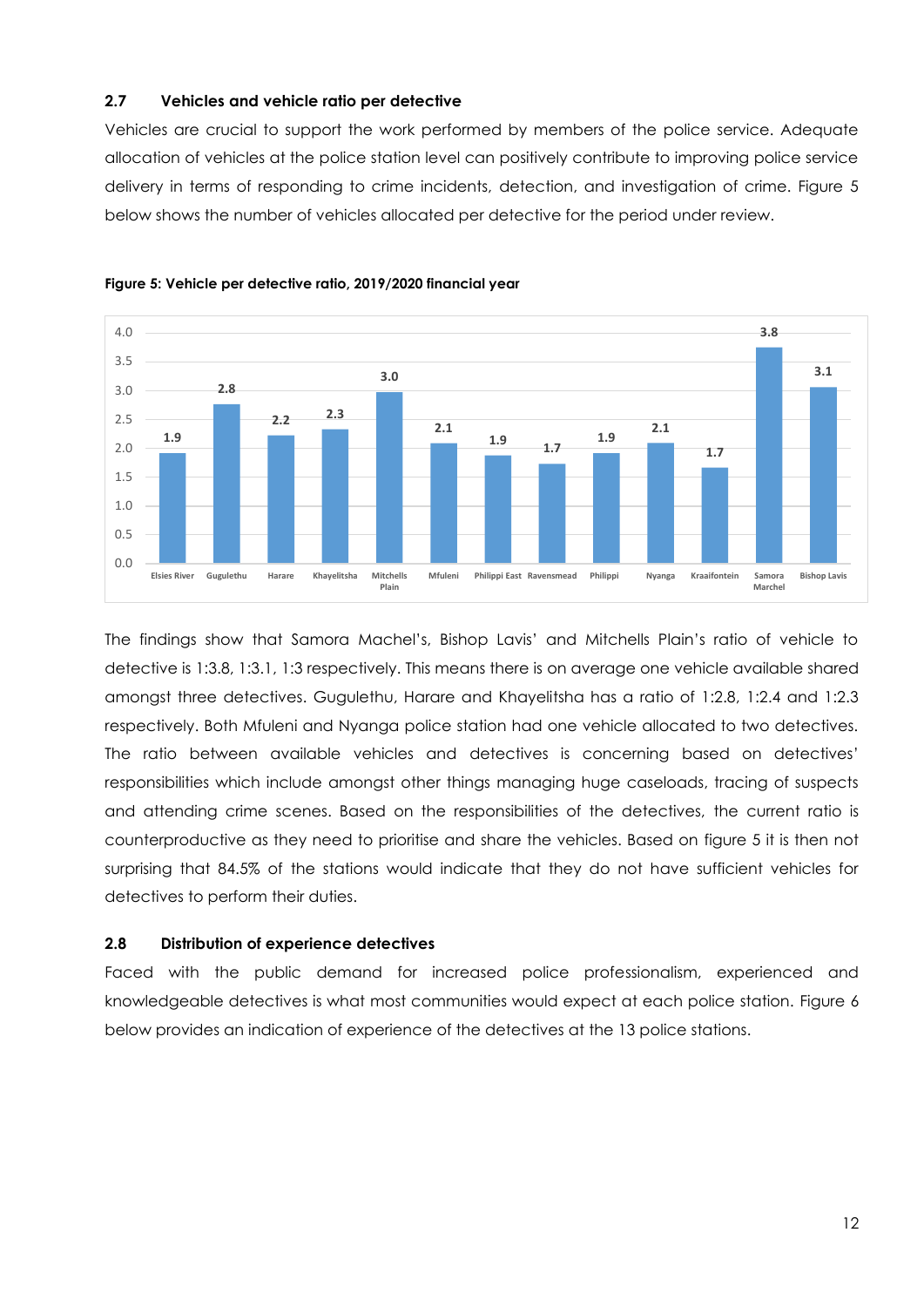### 2.7 Vehicles and vehicle ratio per detective

Vehicles are crucial to support the work performed by members of the police service. Adequate allocation of vehicles at the police station level can positively contribute to improving police service delivery in terms of responding to crime incidents, detection, and investigation of crime. Figure 5 below shows the number of vehicles allocated per detective for the period under review.

**Figure 5: Vehicle per detective ratio, 2019/2020 financial year**

| Station | Ratio |
|---|---|
| Elsies River | 1.9 |
| Gugulethu | 2.8 |
| Harare | 2.2 |
| Khayelitsha | 2.3 |
| Mitchells Plain | 3.0 |
| Mfuleni | 2.1 |
| Philippi East | 1.9 |
| Ravensmead | 1.7 |
| Philippi | 1.9 |
| Nyanga | 2.1 |
| Kraaifontein | 1.7 |
| Samora Marchel | 3.8 |
| Bishop Lavis | 3.1 |

The findings show that Samora Machel's, Bishop Lavis' and Mitchells Plain's ratio of vehicle to detective is 1:3.8, 1:3.1, 1:3 respectively. This means there is on average one vehicle available shared amongst three detectives. Gugulethu, Harare and Khayelitsha has a ratio of 1:2.8, 1:2.4 and 1:2.3 respectively. Both Mfuleni and Nyanga police station had one vehicle allocated to two detectives. The ratio between available vehicles and detectives is concerning based on detectives' responsibilities which include amongst other things managing huge caseloads, tracing of suspects and attending crime scenes. Based on the responsibilities of the detectives, the current ratio is counterproductive as they need to prioritise and share the vehicles. Based on figure 5 it is then not surprising that 84.5% of the stations would indicate that they do not have sufficient vehicles for detectives to perform their duties.

### 2.8 Distribution of experience detectives

Faced with the public demand for increased police professionalism, experienced and knowledgeable detectives is what most communities would expect at each police station. Figure 6 below provides an indication of experience of the detectives at the 13 police stations.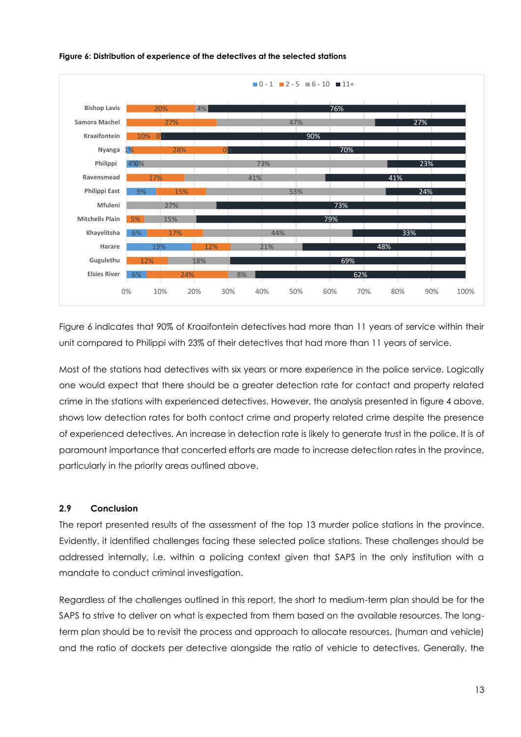**Figure 6: Distribution of experience of the detectives at the selected stations**

| Station | 0 - 1 | 2 - 5 | 6 - 10 | 11+ |
|---|---|---|---|---|
| Bishop Lavis | | 20% | 4% | 76% |
| Samora Machel | | 27% | 47% | 27% |
| Kraaifontein | | 10% | 0% | 90% |
| Nyanga | 1% | 28% | 0% | 70% |
| Philippi | 4% | 0% | 73% | 23% |
| Ravensmead | | 17% | 41% | 41% |
| Philippi East | 9% | 15% | 53% | 24% |
| Mfuleni | | | 27% | 73% |
| Mitchells Plain | | 5% | 15% | 79% |
| Khayelitsha | 6% | 17% | 44% | 33% |
| Harare | 19% | 12% | 21% | 48% |
| Gugulethu | | 12% | 18% | 69% |
| Elsies River | 6% | 24% | 8% | 62% |

Figure 6 indicates that 90% of Kraaifontein detectives had more than 11 years of service within their unit compared to Philippi with 23% of their detectives that had more than 11 years of service.

Most of the stations had detectives with six years or more experience in the police service. Logically one would expect that there should be a greater detection rate for contact and property related crime in the stations with experienced detectives. However, the analysis presented in figure 4 above, shows low detection rates for both contact crime and property related crime despite the presence of experienced detectives. An increase in detection rate is likely to generate trust in the police. It is of paramount importance that concerted efforts are made to increase detection rates in the province, particularly in the priority areas outlined above.

## 2.9 Conclusion

The report presented results of the assessment of the top 13 murder police stations in the province. Evidently, it identified challenges facing these selected police stations. These challenges should be addressed internally, i.e. within a policing context given that SAPS in the only institution with a mandate to conduct criminal investigation.

Regardless of the challenges outlined in this report, the short to medium-term plan should be for the SAPS to strive to deliver on what is expected from them based on the available resources. The long-term plan should be to revisit the process and approach to allocate resources, (human and vehicle) and the ratio of dockets per detective alongside the ratio of vehicle to detectives. Generally, the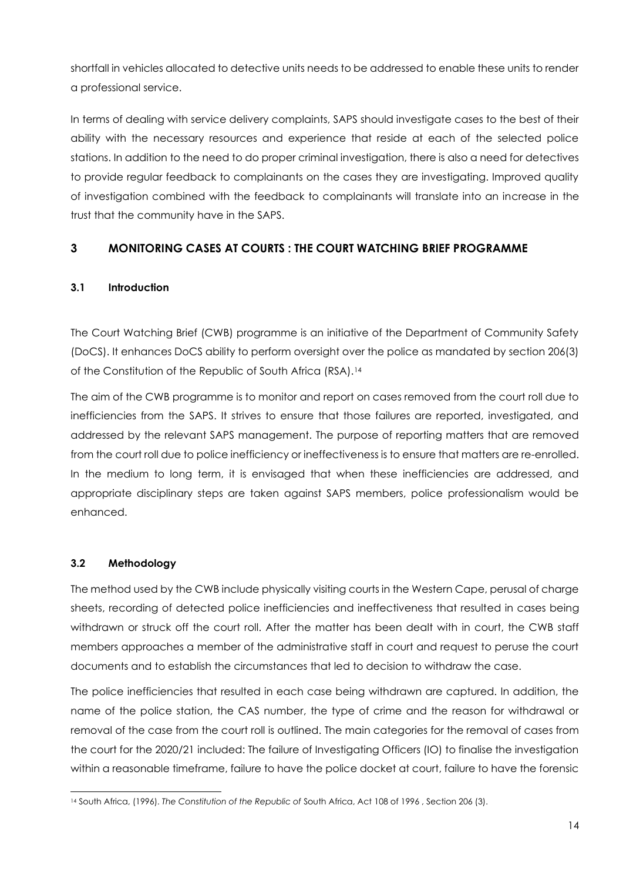shortfall in vehicles allocated to detective units needs to be addressed to enable these units to render a professional service.

In terms of dealing with service delivery complaints, SAPS should investigate cases to the best of their ability with the necessary resources and experience that reside at each of the selected police stations. In addition to the need to do proper criminal investigation, there is also a need for detectives to provide regular feedback to complainants on the cases they are investigating. Improved quality of investigation combined with the feedback to complainants will translate into an increase in the trust that the community have in the SAPS.

## 3 MONITORING CASES AT COURTS : THE COURT WATCHING BRIEF PROGRAMME

### 3.1 Introduction

The Court Watching Brief (CWB) programme is an initiative of the Department of Community Safety (DoCS). It enhances DoCS ability to perform oversight over the police as mandated by section 206(3) of the Constitution of the Republic of South Africa (RSA).[14]

The aim of the CWB programme is to monitor and report on cases removed from the court roll due to inefficiencies from the SAPS. It strives to ensure that those failures are reported, investigated, and addressed by the relevant SAPS management. The purpose of reporting matters that are removed from the court roll due to police inefficiency or ineffectiveness is to ensure that matters are re-enrolled. In the medium to long term, it is envisaged that when these inefficiencies are addressed, and appropriate disciplinary steps are taken against SAPS members, police professionalism would be enhanced.

### 3.2 Methodology

The method used by the CWB include physically visiting courts in the Western Cape, perusal of charge sheets, recording of detected police inefficiencies and ineffectiveness that resulted in cases being withdrawn or struck off the court roll. After the matter has been dealt with in court, the CWB staff members approaches a member of the administrative staff in court and request to peruse the court documents and to establish the circumstances that led to decision to withdraw the case.

The police inefficiencies that resulted in each case being withdrawn are captured. In addition, the name of the police station, the CAS number, the type of crime and the reason for withdrawal or removal of the case from the court roll is outlined. The main categories for the removal of cases from the court for the 2020/21 included: The failure of Investigating Officers (IO) to finalise the investigation within a reasonable timeframe, failure to have the police docket at court, failure to have the forensic

---

[14] South Africa, (1996). *The Constitution of the Republic of* South Africa, Act 108 of 1996 , Section 206 (3).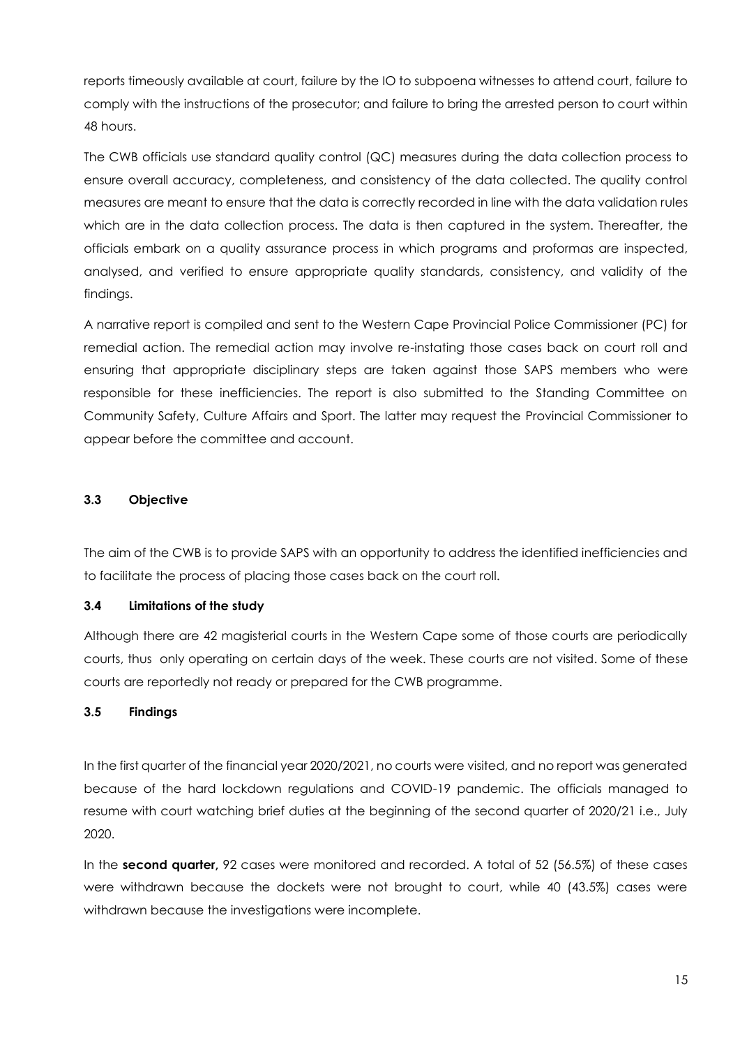reports timeously available at court, failure by the IO to subpoena witnesses to attend court, failure to comply with the instructions of the prosecutor; and failure to bring the arrested person to court within 48 hours.

The CWB officials use standard quality control (QC) measures during the data collection process to ensure overall accuracy, completeness, and consistency of the data collected. The quality control measures are meant to ensure that the data is correctly recorded in line with the data validation rules which are in the data collection process. The data is then captured in the system. Thereafter, the officials embark on a quality assurance process in which programs and proformas are inspected, analysed, and verified to ensure appropriate quality standards, consistency, and validity of the findings.

A narrative report is compiled and sent to the Western Cape Provincial Police Commissioner (PC) for remedial action. The remedial action may involve re-instating those cases back on court roll and ensuring that appropriate disciplinary steps are taken against those SAPS members who were responsible for these inefficiencies. The report is also submitted to the Standing Committee on Community Safety, Culture Affairs and Sport. The latter may request the Provincial Commissioner to appear before the committee and account.

### 3.3 Objective

The aim of the CWB is to provide SAPS with an opportunity to address the identified inefficiencies and to facilitate the process of placing those cases back on the court roll.

### 3.4 Limitations of the study

Although there are 42 magisterial courts in the Western Cape some of those courts are periodically courts, thus only operating on certain days of the week. These courts are not visited. Some of these courts are reportedly not ready or prepared for the CWB programme.

### 3.5 Findings

In the first quarter of the financial year 2020/2021, no courts were visited, and no report was generated because of the hard lockdown regulations and COVID-19 pandemic. The officials managed to resume with court watching brief duties at the beginning of the second quarter of 2020/21 i.e., July 2020.

In the **second quarter,** 92 cases were monitored and recorded. A total of 52 (56.5%) of these cases were withdrawn because the dockets were not brought to court, while 40 (43.5%) cases were withdrawn because the investigations were incomplete.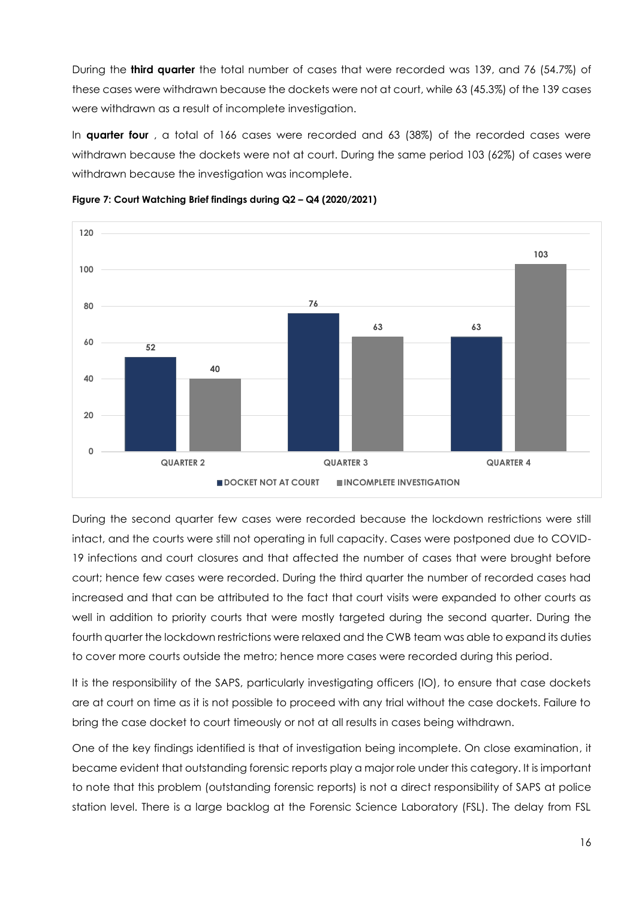During the **third quarter** the total number of cases that were recorded was 139, and 76 (54.7%) of these cases were withdrawn because the dockets were not at court, while 63 (45.3%) of the 139 cases were withdrawn as a result of incomplete investigation.

In **quarter four** , a total of 166 cases were recorded and 63 (38%) of the recorded cases were withdrawn because the dockets were not at court. During the same period 103 (62%) of cases were withdrawn because the investigation was incomplete.

**Figure 7: Court Watching Brief findings during Q2 – Q4 (2020/2021)**

| | DOCKET NOT AT COURT | INCOMPLETE INVESTIGATION |
|---|---|---|
| QUARTER 2 | 52 | 40 |
| QUARTER 3 | 76 | 63 |
| QUARTER 4 | 63 | 103 |

During the second quarter few cases were recorded because the lockdown restrictions were still intact, and the courts were still not operating in full capacity. Cases were postponed due to COVID-19 infections and court closures and that affected the number of cases that were brought before court; hence few cases were recorded. During the third quarter the number of recorded cases had increased and that can be attributed to the fact that court visits were expanded to other courts as well in addition to priority courts that were mostly targeted during the second quarter. During the fourth quarter the lockdown restrictions were relaxed and the CWB team was able to expand its duties to cover more courts outside the metro; hence more cases were recorded during this period.

It is the responsibility of the SAPS, particularly investigating officers (IO), to ensure that case dockets are at court on time as it is not possible to proceed with any trial without the case dockets. Failure to bring the case docket to court timeously or not at all results in cases being withdrawn.

One of the key findings identified is that of investigation being incomplete. On close examination, it became evident that outstanding forensic reports play a major role under this category. It is important to note that this problem (outstanding forensic reports) is not a direct responsibility of SAPS at police station level. There is a large backlog at the Forensic Science Laboratory (FSL). The delay from FSL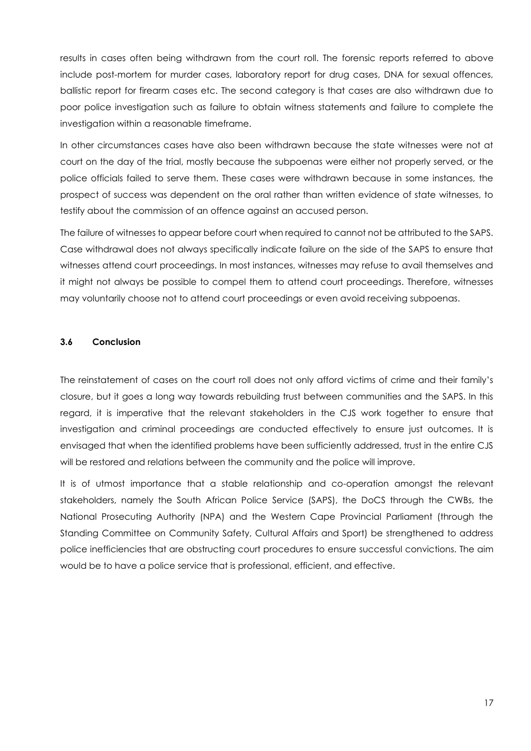results in cases often being withdrawn from the court roll. The forensic reports referred to above include post-mortem for murder cases, laboratory report for drug cases, DNA for sexual offences, ballistic report for firearm cases etc. The second category is that cases are also withdrawn due to poor police investigation such as failure to obtain witness statements and failure to complete the investigation within a reasonable timeframe.

In other circumstances cases have also been withdrawn because the state witnesses were not at court on the day of the trial, mostly because the subpoenas were either not properly served, or the police officials failed to serve them. These cases were withdrawn because in some instances, the prospect of success was dependent on the oral rather than written evidence of state witnesses, to testify about the commission of an offence against an accused person.

The failure of witnesses to appear before court when required to cannot not be attributed to the SAPS. Case withdrawal does not always specifically indicate failure on the side of the SAPS to ensure that witnesses attend court proceedings. In most instances, witnesses may refuse to avail themselves and it might not always be possible to compel them to attend court proceedings. Therefore, witnesses may voluntarily choose not to attend court proceedings or even avoid receiving subpoenas.

### 3.6 Conclusion

The reinstatement of cases on the court roll does not only afford victims of crime and their family's closure, but it goes a long way towards rebuilding trust between communities and the SAPS. In this regard, it is imperative that the relevant stakeholders in the CJS work together to ensure that investigation and criminal proceedings are conducted effectively to ensure just outcomes. It is envisaged that when the identified problems have been sufficiently addressed, trust in the entire CJS will be restored and relations between the community and the police will improve.

It is of utmost importance that a stable relationship and co-operation amongst the relevant stakeholders, namely the South African Police Service (SAPS), the DoCS through the CWBs, the National Prosecuting Authority (NPA) and the Western Cape Provincial Parliament (through the Standing Committee on Community Safety, Cultural Affairs and Sport) be strengthened to address police inefficiencies that are obstructing court procedures to ensure successful convictions. The aim would be to have a police service that is professional, efficient, and effective.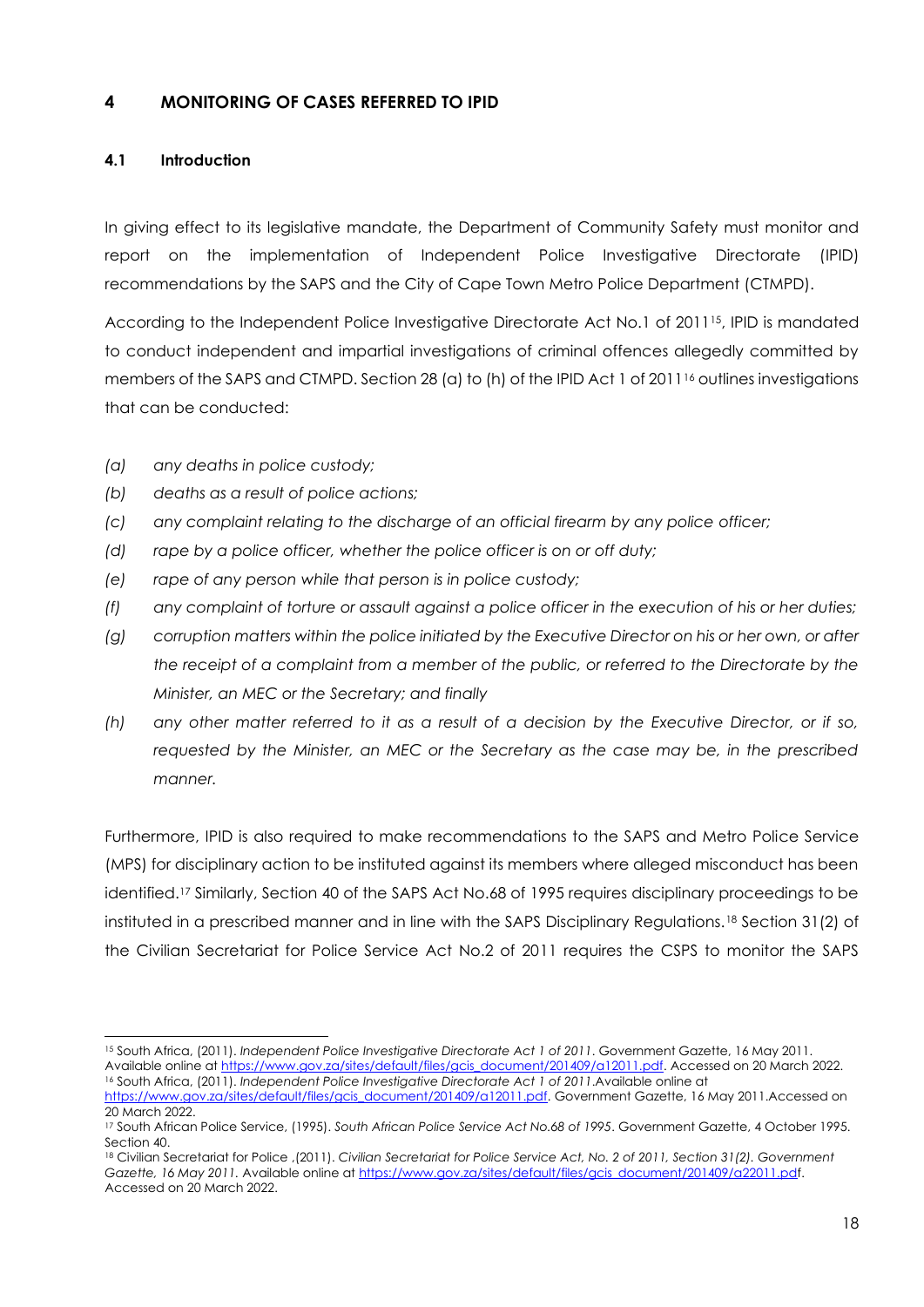## 4 MONITORING OF CASES REFERRED TO IPID

### 4.1 Introduction

In giving effect to its legislative mandate, the Department of Community Safety must monitor and report on the implementation of Independent Police Investigative Directorate (IPID) recommendations by the SAPS and the City of Cape Town Metro Police Department (CTMPD).

According to the Independent Police Investigative Directorate Act No.1 of 2011[15], IPID is mandated to conduct independent and impartial investigations of criminal offences allegedly committed by members of the SAPS and CTMPD. Section 28 (a) to (h) of the IPID Act 1 of 2011[16] outlines investigations that can be conducted:

- *(a) any deaths in police custody;*
- *(b) deaths as a result of police actions;*
- *(c) any complaint relating to the discharge of an official firearm by any police officer;*
- *(d) rape by a police officer, whether the police officer is on or off duty;*
- *(e) rape of any person while that person is in police custody;*
- *(f) any complaint of torture or assault against a police officer in the execution of his or her duties;*
- *(g) corruption matters within the police initiated by the Executive Director on his or her own, or after the receipt of a complaint from a member of the public, or referred to the Directorate by the Minister, an MEC or the Secretary; and finally*
- *(h) any other matter referred to it as a result of a decision by the Executive Director, or if so, requested by the Minister, an MEC or the Secretary as the case may be, in the prescribed manner.*

Furthermore, IPID is also required to make recommendations to the SAPS and Metro Police Service (MPS) for disciplinary action to be instituted against its members where alleged misconduct has been identified.[17] Similarly, Section 40 of the SAPS Act No.68 of 1995 requires disciplinary proceedings to be instituted in a prescribed manner and in line with the SAPS Disciplinary Regulations.[18] Section 31(2) of the Civilian Secretariat for Police Service Act No.2 of 2011 requires the CSPS to monitor the SAPS

---

[15] South Africa, (2011). *Independent Police Investigative Directorate Act 1 of 2011*. Government Gazette, 16 May 2011. Available online at https://www.gov.za/sites/default/files/gcis_document/201409/a12011.pdf. Accessed on 20 March 2022.

[16] South Africa, (2011). *Independent Police Investigative Directorate Act 1 of 2011*.Available online at https://www.gov.za/sites/default/files/gcis_document/201409/a12011.pdf. Government Gazette, 16 May 2011.Accessed on 20 March 2022.

[17] South African Police Service, (1995). *South African Police Service Act No.68 of 1995*. Government Gazette, 4 October 1995. Section 40.

[18] Civilian Secretariat for Police ,(2011). *Civilian Secretariat for Police Service Act, No. 2 of 2011, Section 31(2). Government Gazette, 16 May 2011.* Available online at https://www.gov.za/sites/default/files/gcis_document/201409/a22011.pdf. Accessed on 20 March 2022.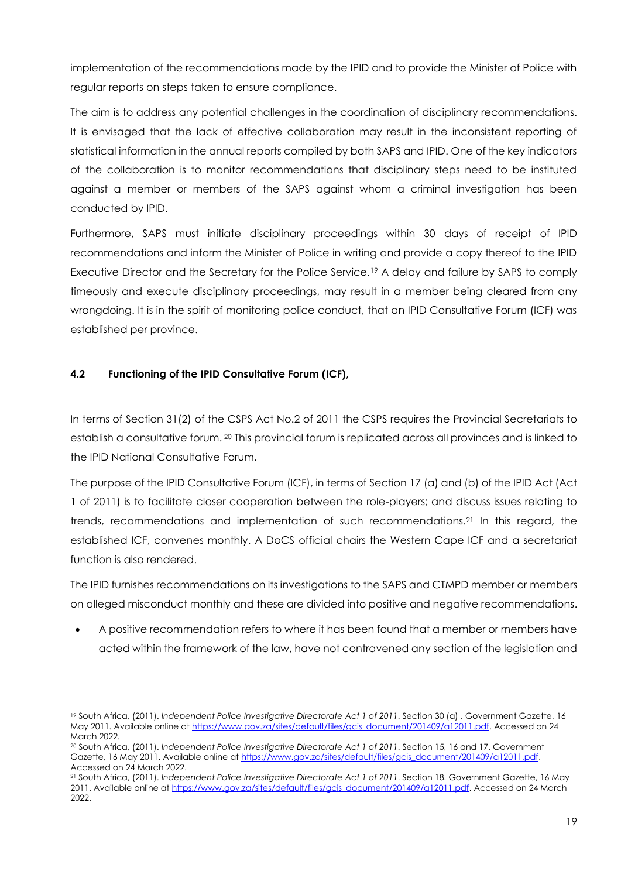implementation of the recommendations made by the IPID and to provide the Minister of Police with regular reports on steps taken to ensure compliance.

The aim is to address any potential challenges in the coordination of disciplinary recommendations. It is envisaged that the lack of effective collaboration may result in the inconsistent reporting of statistical information in the annual reports compiled by both SAPS and IPID. One of the key indicators of the collaboration is to monitor recommendations that disciplinary steps need to be instituted against a member or members of the SAPS against whom a criminal investigation has been conducted by IPID.

Furthermore, SAPS must initiate disciplinary proceedings within 30 days of receipt of IPID recommendations and inform the Minister of Police in writing and provide a copy thereof to the IPID Executive Director and the Secretary for the Police Service.[19] A delay and failure by SAPS to comply timeously and execute disciplinary proceedings, may result in a member being cleared from any wrongdoing. It is in the spirit of monitoring police conduct, that an IPID Consultative Forum (ICF) was established per province.

### 4.2 Functioning of the IPID Consultative Forum (ICF),

In terms of Section 31(2) of the CSPS Act No.2 of 2011 the CSPS requires the Provincial Secretariats to establish a consultative forum. [20] This provincial forum is replicated across all provinces and is linked to the IPID National Consultative Forum.

The purpose of the IPID Consultative Forum (ICF), in terms of Section 17 (a) and (b) of the IPID Act (Act 1 of 2011) is to facilitate closer cooperation between the role-players; and discuss issues relating to trends, recommendations and implementation of such recommendations.[21] In this regard, the established ICF, convenes monthly. A DoCS official chairs the Western Cape ICF and a secretariat function is also rendered.

The IPID furnishes recommendations on its investigations to the SAPS and CTMPD member or members on alleged misconduct monthly and these are divided into positive and negative recommendations.

- A positive recommendation refers to where it has been found that a member or members have acted within the framework of the law, have not contravened any section of the legislation and

---

[19] South Africa, (2011). *Independent Police Investigative Directorate Act 1 of 2011*. Section 30 (a) . Government Gazette, 16 May 2011. Available online at https://www.gov.za/sites/default/files/gcis_document/201409/a12011.pdf. Accessed on 24 March 2022.

[20] South Africa, (2011). *Independent Police Investigative Directorate Act 1 of 2011*. Section 15, 16 and 17. Government Gazette, 16 May 2011. Available online at https://www.gov.za/sites/default/files/gcis_document/201409/a12011.pdf. Accessed on 24 March 2022.

[21] South Africa, (2011). *Independent Police Investigative Directorate Act 1 of 2011*. Section 18. Government Gazette, 16 May 2011. Available online at https://www.gov.za/sites/default/files/gcis_document/201409/a12011.pdf. Accessed on 24 March 2022.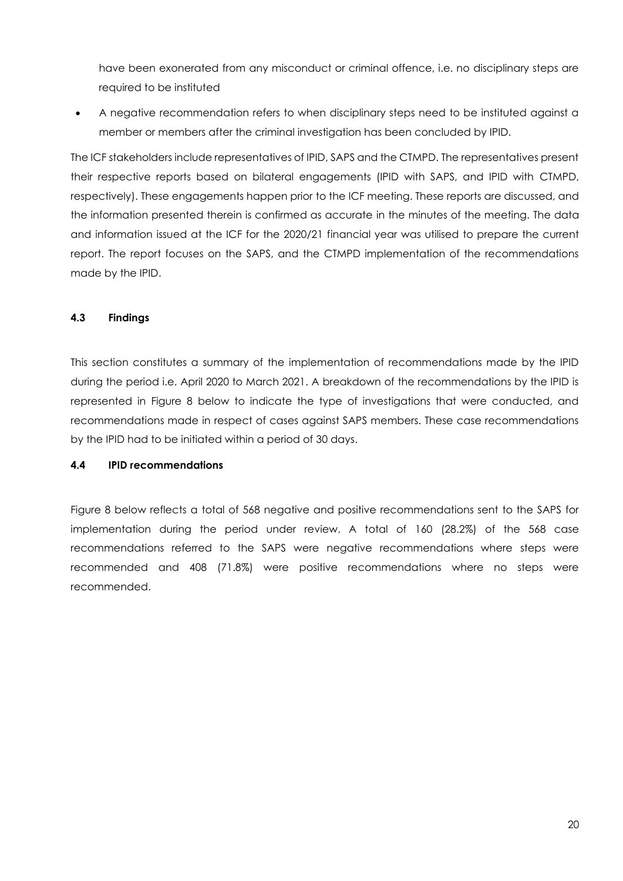have been exonerated from any misconduct or criminal offence, i.e. no disciplinary steps are required to be instituted

- A negative recommendation refers to when disciplinary steps need to be instituted against a member or members after the criminal investigation has been concluded by IPID.

The ICF stakeholders include representatives of IPID, SAPS and the CTMPD. The representatives present their respective reports based on bilateral engagements (IPID with SAPS, and IPID with CTMPD, respectively). These engagements happen prior to the ICF meeting. These reports are discussed, and the information presented therein is confirmed as accurate in the minutes of the meeting. The data and information issued at the ICF for the 2020/21 financial year was utilised to prepare the current report. The report focuses on the SAPS, and the CTMPD implementation of the recommendations made by the IPID.

### 4.3 Findings

This section constitutes a summary of the implementation of recommendations made by the IPID during the period i.e. April 2020 to March 2021. A breakdown of the recommendations by the IPID is represented in Figure 8 below to indicate the type of investigations that were conducted, and recommendations made in respect of cases against SAPS members. These case recommendations by the IPID had to be initiated within a period of 30 days.

### 4.4 IPID recommendations

Figure 8 below reflects a total of 568 negative and positive recommendations sent to the SAPS for implementation during the period under review. A total of 160 (28.2%) of the 568 case recommendations referred to the SAPS were negative recommendations where steps were recommended and 408 (71.8%) were positive recommendations where no steps were recommended.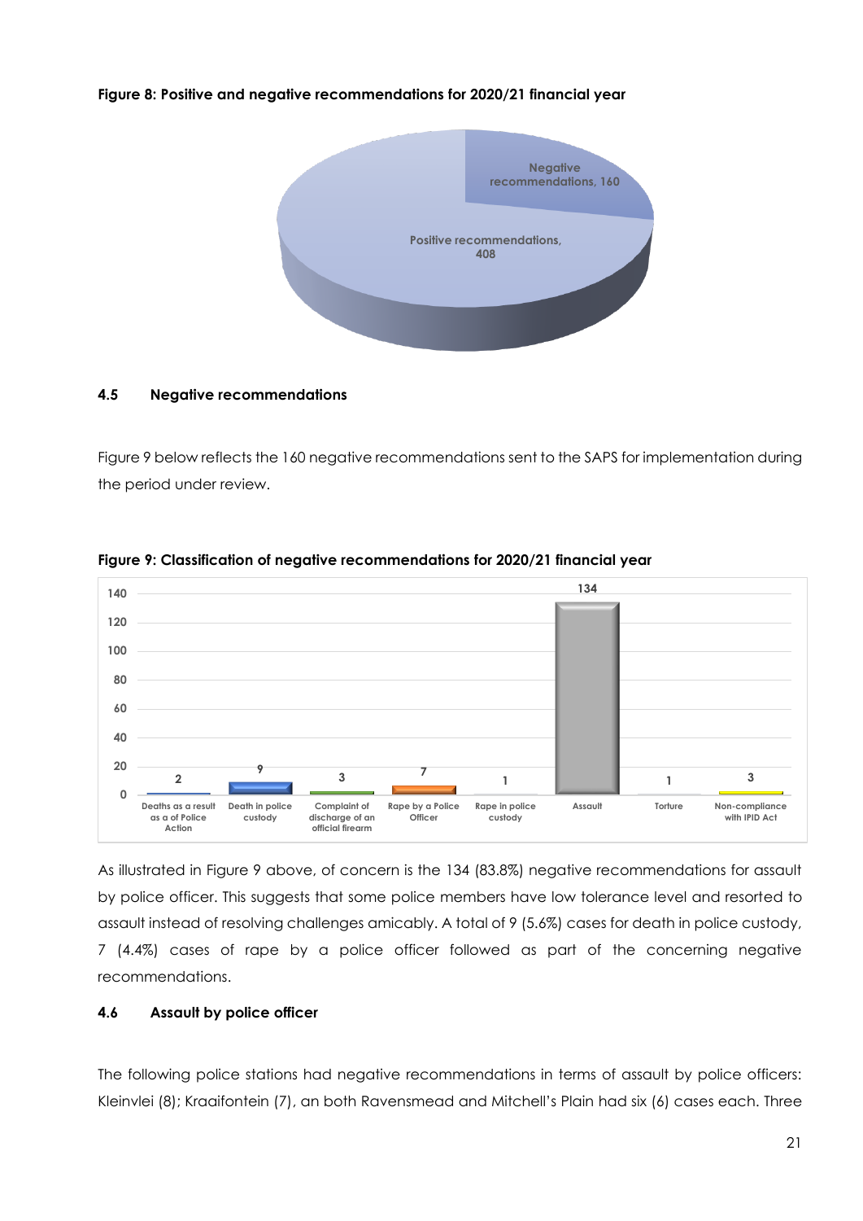**Figure 8: Positive and negative recommendations for 2020/21 financial year**

| Category | Number |
|---|---|
| Negative recommendations | 160 |
| Positive recommendations | 408 |

### 4.5 Negative recommendations

Figure 9 below reflects the 160 negative recommendations sent to the SAPS for implementation during the period under review.

**Figure 9: Classification of negative recommendations for 2020/21 financial year**

| Classification | Number |
|---|---|
| Deaths as a result as a of Police Action | 2 |
| Death in police custody | 9 |
| Complaint of discharge of an official firearm | 3 |
| Rape by a Police Officer | 7 |
| Rape in police custody | 1 |
| Assault | 134 |
| Torture | 1 |
| Non-compliance with IPID Act | 3 |

As illustrated in Figure 9 above, of concern is the 134 (83.8%) negative recommendations for assault by police officer. This suggests that some police members have low tolerance level and resorted to assault instead of resolving challenges amicably. A total of 9 (5.6%) cases for death in police custody, 7 (4.4%) cases of rape by a police officer followed as part of the concerning negative recommendations.

### 4.6 Assault by police officer

The following police stations had negative recommendations in terms of assault by police officers: Kleinvlei (8); Kraaifontein (7), an both Ravensmead and Mitchell's Plain had six (6) cases each. Three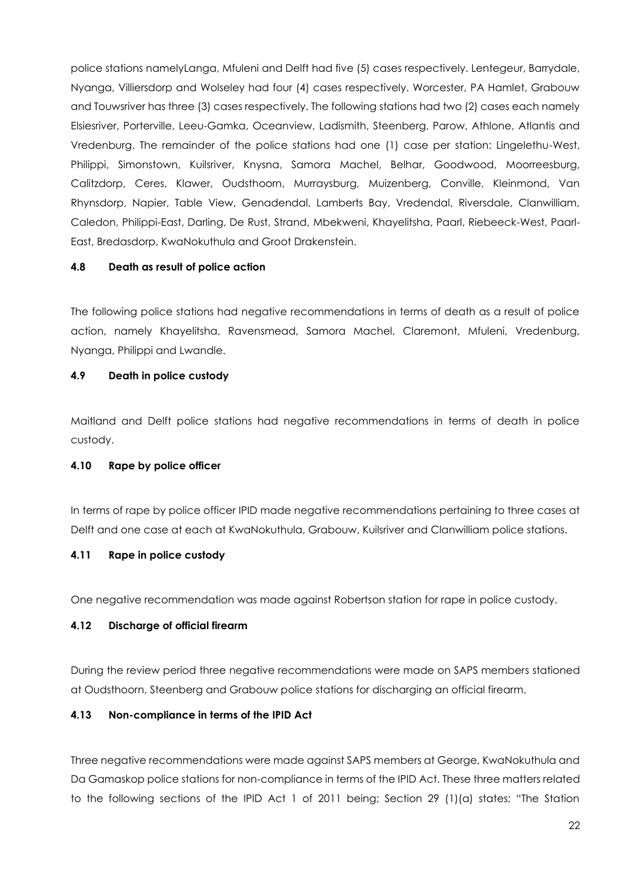police stations namelyLanga, Mfuleni and Delft had five (5) cases respectively. Lentegeur, Barrydale, Nyanga, Villiersdorp and Wolseley had four (4) cases respectively. Worcester, PA Hamlet, Grabouw and Touwsriver has three (3) cases respectively. The following stations had two (2) cases each namely Elsiesriver, Porterville, Leeu-Gamka, Oceanview, Ladismith, Steenberg, Parow, Athlone, Atlantis and Vredenburg. The remainder of the police stations had one (1) case per station: Lingelethu-West, Philippi, Simonstown, Kuilsriver, Knysna, Samora Machel, Belhar, Goodwood, Moorreesburg, Calitzdorp, Ceres, Klawer, Oudsthoorn, Murraysburg, Muizenberg, Conville, Kleinmond, Van Rhynsdorp, Napier, Table View, Genadendal, Lamberts Bay, Vredendal, Riversdale, Clanwilliam, Caledon, Philippi-East, Darling, De Rust, Strand, Mbekweni, Khayelitsha, Paarl, Riebeeck-West, Paarl-East, Bredasdorp, KwaNokuthula and Groot Drakenstein.

### 4.8 Death as result of police action

The following police stations had negative recommendations in terms of death as a result of police action, namely Khayelitsha, Ravensmead, Samora Machel, Claremont, Mfuleni, Vredenburg, Nyanga, Philippi and Lwandle.

### 4.9 Death in police custody

Maitland and Delft police stations had negative recommendations in terms of death in police custody.

### 4.10 Rape by police officer

In terms of rape by police officer IPID made negative recommendations pertaining to three cases at Delft and one case at each at KwaNokuthula, Grabouw, Kuilsriver and Clanwilliam police stations.

### 4.11 Rape in police custody

One negative recommendation was made against Robertson station for rape in police custody.

### 4.12 Discharge of official firearm

During the review period three negative recommendations were made on SAPS members stationed at Oudsthoorn, Steenberg and Grabouw police stations for discharging an official firearm.

### 4.13 Non-compliance in terms of the IPID Act

Three negative recommendations were made against SAPS members at George, KwaNokuthula and Da Gamaskop police stations for non-compliance in terms of the IPID Act. These three matters related to the following sections of the IPID Act 1 of 2011 being; Section 29 (1)(a) states; "The Station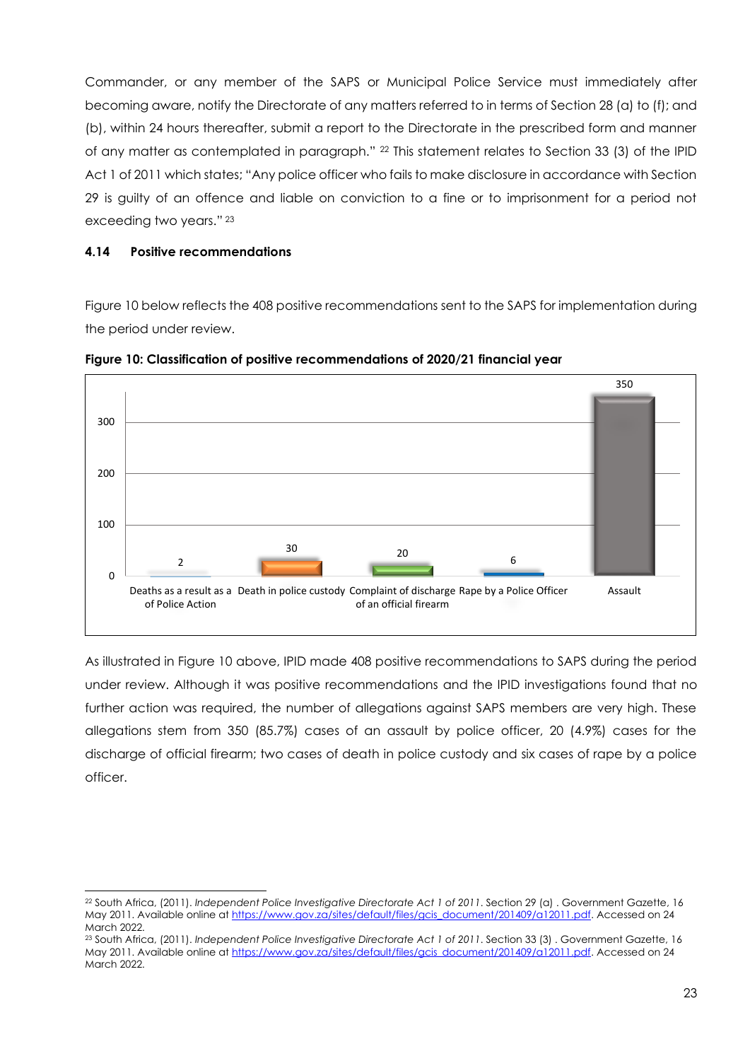Commander, or any member of the SAPS or Municipal Police Service must immediately after becoming aware, notify the Directorate of any matters referred to in terms of Section 28 (a) to (f); and (b), within 24 hours thereafter, submit a report to the Directorate in the prescribed form and manner of any matter as contemplated in paragraph."[22] This statement relates to Section 33 (3) of the IPID Act 1 of 2011 which states; "Any police officer who fails to make disclosure in accordance with Section 29 is guilty of an offence and liable on conviction to a fine or to imprisonment for a period not exceeding two years."[23]

### 4.14 Positive recommendations

Figure 10 below reflects the 408 positive recommendations sent to the SAPS for implementation during the period under review.

**Figure 10: Classification of positive recommendations of 2020/21 financial year**

| Classification | Number |
|---|---|
| Deaths as a result as a of Police Action | 2 |
| Death in police custody | 30 |
| Complaint of discharge of an official firearm | 20 |
| Rape by a Police Officer | 6 |
| Assault | 350 |

As illustrated in Figure 10 above, IPID made 408 positive recommendations to SAPS during the period under review. Although it was positive recommendations and the IPID investigations found that no further action was required, the number of allegations against SAPS members are very high. These allegations stem from 350 (85.7%) cases of an assault by police officer, 20 (4.9%) cases for the discharge of official firearm; two cases of death in police custody and six cases of rape by a police officer.

---

[22] South Africa, (2011). *Independent Police Investigative Directorate Act 1 of 2011*. Section 29 (a) . Government Gazette, 16 May 2011. Available online at https://www.gov.za/sites/default/files/gcis_document/201409/a12011.pdf. Accessed on 24 March 2022.

[23] South Africa, (2011). *Independent Police Investigative Directorate Act 1 of 2011*. Section 33 (3) . Government Gazette, 16 May 2011. Available online at https://www.gov.za/sites/default/files/gcis_document/201409/a12011.pdf. Accessed on 24 March 2022.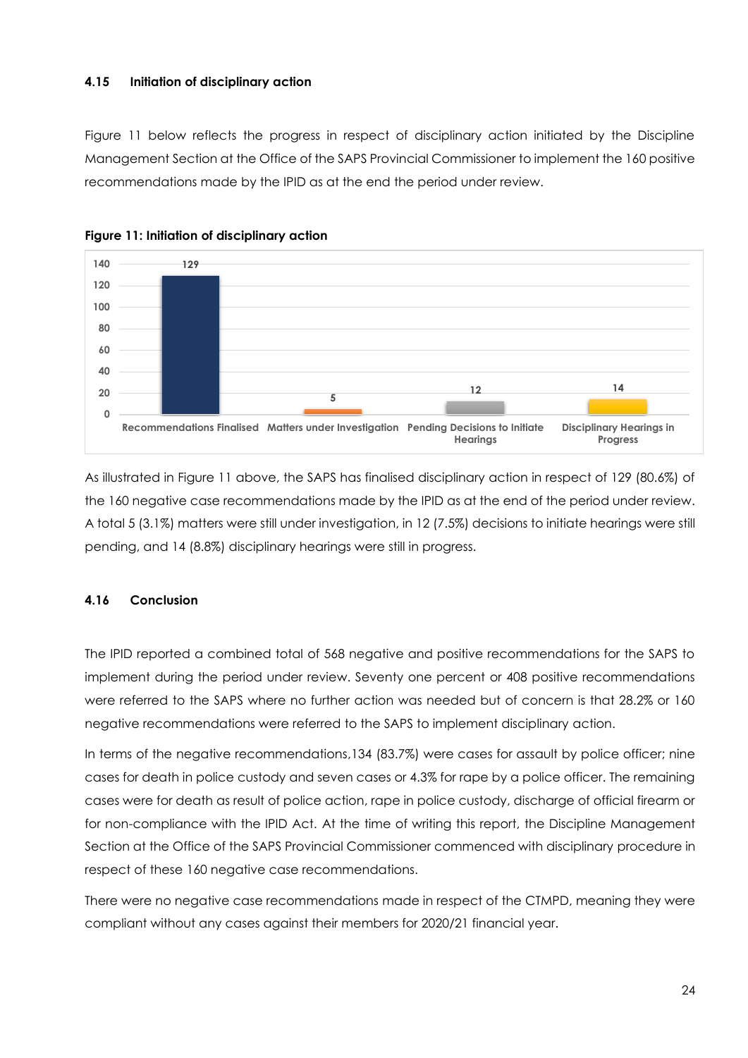### 4.15 Initiation of disciplinary action

Figure 11 below reflects the progress in respect of disciplinary action initiated by the Discipline Management Section at the Office of the SAPS Provincial Commissioner to implement the 160 positive recommendations made by the IPID as at the end the period under review.

**Figure 11: Initiation of disciplinary action**

| Category | Value |
|---|---|
| Recommendations Finalised | 129 |
| Matters under Investigation | 5 |
| Pending Decisions to Initiate Hearings | 12 |
| Disciplinary Hearings in Progress | 14 |

As illustrated in Figure 11 above, the SAPS has finalised disciplinary action in respect of 129 (80.6%) of the 160 negative case recommendations made by the IPID as at the end of the period under review. A total 5 (3.1%) matters were still under investigation, in 12 (7.5%) decisions to initiate hearings were still pending, and 14 (8.8%) disciplinary hearings were still in progress.

### 4.16 Conclusion

The IPID reported a combined total of 568 negative and positive recommendations for the SAPS to implement during the period under review. Seventy one percent or 408 positive recommendations were referred to the SAPS where no further action was needed but of concern is that 28.2% or 160 negative recommendations were referred to the SAPS to implement disciplinary action.

In terms of the negative recommendations,134 (83.7%) were cases for assault by police officer; nine cases for death in police custody and seven cases or 4.3% for rape by a police officer. The remaining cases were for death as result of police action, rape in police custody, discharge of official firearm or for non-compliance with the IPID Act. At the time of writing this report, the Discipline Management Section at the Office of the SAPS Provincial Commissioner commenced with disciplinary procedure in respect of these 160 negative case recommendations.

There were no negative case recommendations made in respect of the CTMPD, meaning they were compliant without any cases against their members for 2020/21 financial year.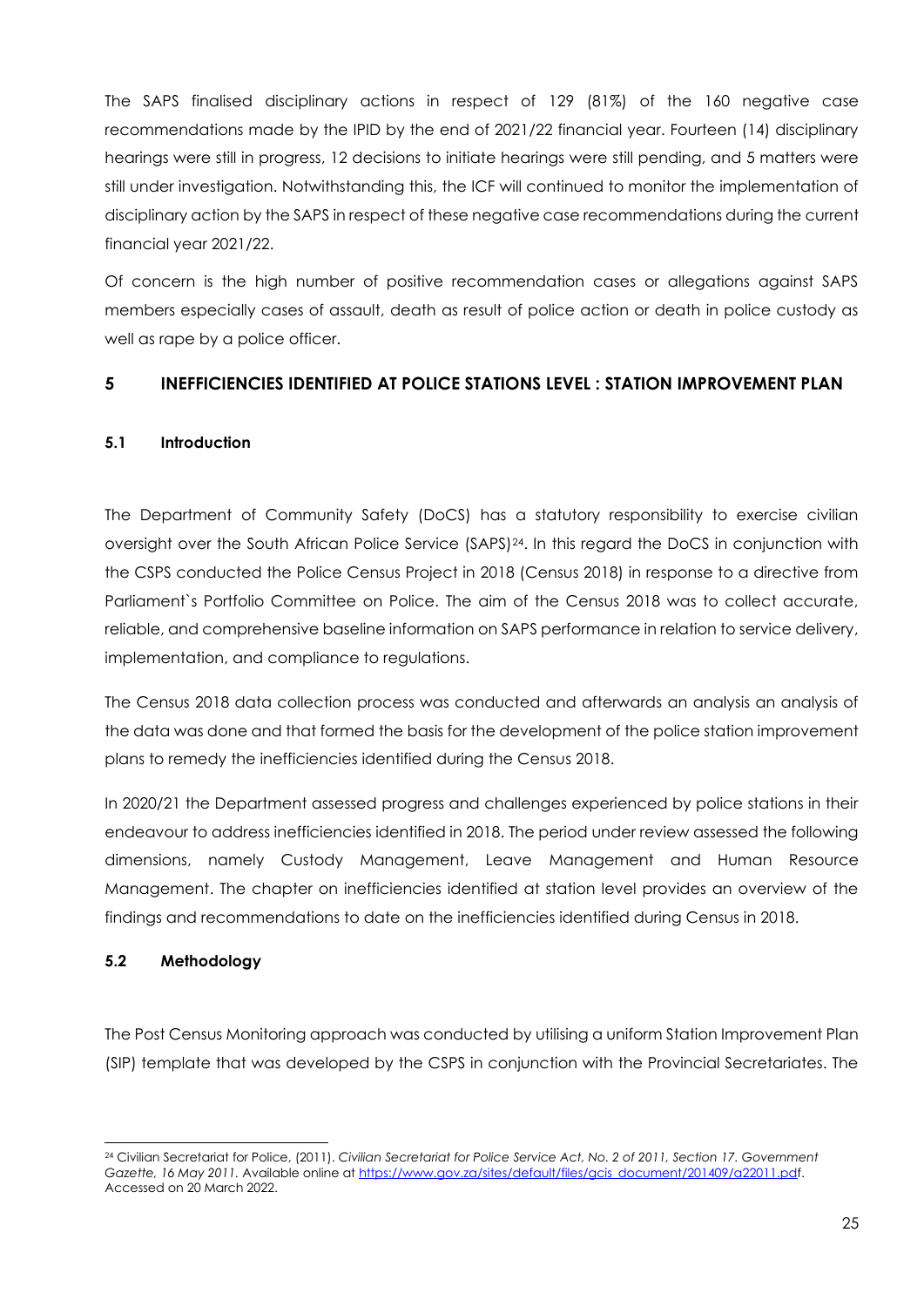The SAPS finalised disciplinary actions in respect of 129 (81%) of the 160 negative case recommendations made by the IPID by the end of 2021/22 financial year. Fourteen (14) disciplinary hearings were still in progress, 12 decisions to initiate hearings were still pending, and 5 matters were still under investigation. Notwithstanding this, the ICF will continued to monitor the implementation of disciplinary action by the SAPS in respect of these negative case recommendations during the current financial year 2021/22.

Of concern is the high number of positive recommendation cases or allegations against SAPS members especially cases of assault, death as result of police action or death in police custody as well as rape by a police officer.

## 5 INEFFICIENCIES IDENTIFIED AT POLICE STATIONS LEVEL : STATION IMPROVEMENT PLAN

### 5.1 Introduction

The Department of Community Safety (DoCS) has a statutory responsibility to exercise civilian oversight over the South African Police Service (SAPS)[24]. In this regard the DoCS in conjunction with the CSPS conducted the Police Census Project in 2018 (Census 2018) in response to a directive from Parliament`s Portfolio Committee on Police. The aim of the Census 2018 was to collect accurate, reliable, and comprehensive baseline information on SAPS performance in relation to service delivery, implementation, and compliance to regulations.

The Census 2018 data collection process was conducted and afterwards an analysis an analysis of the data was done and that formed the basis for the development of the police station improvement plans to remedy the inefficiencies identified during the Census 2018.

In 2020/21 the Department assessed progress and challenges experienced by police stations in their endeavour to address inefficiencies identified in 2018. The period under review assessed the following dimensions, namely Custody Management, Leave Management and Human Resource Management. The chapter on inefficiencies identified at station level provides an overview of the findings and recommendations to date on the inefficiencies identified during Census in 2018.

### 5.2 Methodology

The Post Census Monitoring approach was conducted by utilising a uniform Station Improvement Plan (SIP) template that was developed by the CSPS in conjunction with the Provincial Secretariates. The

---

[24] Civilian Secretariat for Police, (2011). *Civilian Secretariat for Police Service Act, No. 2 of 2011, Section 17. Government Gazette, 16 May 2011.* Available online at https://www.gov.za/sites/default/files/gcis_document/201409/a22011.pdf. Accessed on 20 March 2022.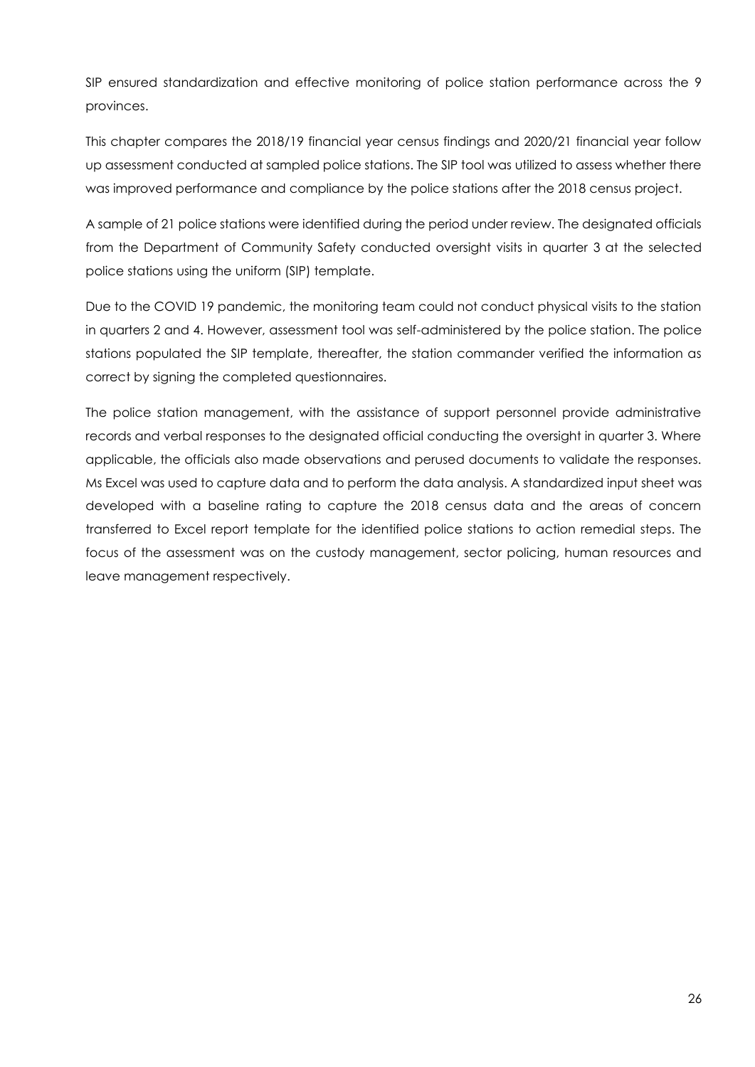SIP ensured standardization and effective monitoring of police station performance across the 9 provinces.

This chapter compares the 2018/19 financial year census findings and 2020/21 financial year follow up assessment conducted at sampled police stations. The SIP tool was utilized to assess whether there was improved performance and compliance by the police stations after the 2018 census project.

A sample of 21 police stations were identified during the period under review. The designated officials from the Department of Community Safety conducted oversight visits in quarter 3 at the selected police stations using the uniform (SIP) template.

Due to the COVID 19 pandemic, the monitoring team could not conduct physical visits to the station in quarters 2 and 4. However, assessment tool was self-administered by the police station. The police stations populated the SIP template, thereafter, the station commander verified the information as correct by signing the completed questionnaires.

The police station management, with the assistance of support personnel provide administrative records and verbal responses to the designated official conducting the oversight in quarter 3. Where applicable, the officials also made observations and perused documents to validate the responses. Ms Excel was used to capture data and to perform the data analysis. A standardized input sheet was developed with a baseline rating to capture the 2018 census data and the areas of concern transferred to Excel report template for the identified police stations to action remedial steps. The focus of the assessment was on the custody management, sector policing, human resources and leave management respectively.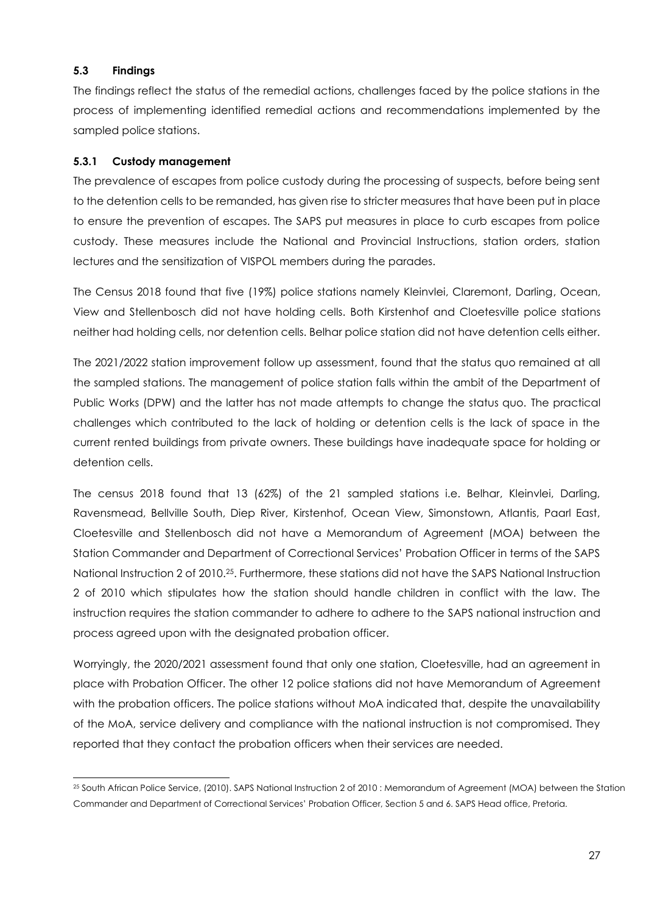### 5.3 Findings

The findings reflect the status of the remedial actions, challenges faced by the police stations in the process of implementing identified remedial actions and recommendations implemented by the sampled police stations.

#### 5.3.1 Custody management

The prevalence of escapes from police custody during the processing of suspects, before being sent to the detention cells to be remanded, has given rise to stricter measures that have been put in place to ensure the prevention of escapes. The SAPS put measures in place to curb escapes from police custody. These measures include the National and Provincial Instructions, station orders, station lectures and the sensitization of VISPOL members during the parades.

The Census 2018 found that five (19%) police stations namely Kleinvlei, Claremont, Darling, Ocean, View and Stellenbosch did not have holding cells. Both Kirstenhof and Cloetesville police stations neither had holding cells, nor detention cells. Belhar police station did not have detention cells either.

The 2021/2022 station improvement follow up assessment, found that the status quo remained at all the sampled stations. The management of police station falls within the ambit of the Department of Public Works (DPW) and the latter has not made attempts to change the status quo. The practical challenges which contributed to the lack of holding or detention cells is the lack of space in the current rented buildings from private owners. These buildings have inadequate space for holding or detention cells.

The census 2018 found that 13 (62%) of the 21 sampled stations i.e. Belhar, Kleinvlei, Darling, Ravensmead, Bellville South, Diep River, Kirstenhof, Ocean View, Simonstown, Atlantis, Paarl East, Cloetesville and Stellenbosch did not have a Memorandum of Agreement (MOA) between the Station Commander and Department of Correctional Services' Probation Officer in terms of the SAPS National Instruction 2 of 2010.[25]. Furthermore, these stations did not have the SAPS National Instruction 2 of 2010 which stipulates how the station should handle children in conflict with the law. The instruction requires the station commander to adhere to adhere to the SAPS national instruction and process agreed upon with the designated probation officer.

Worryingly, the 2020/2021 assessment found that only one station, Cloetesville, had an agreement in place with Probation Officer. The other 12 police stations did not have Memorandum of Agreement with the probation officers. The police stations without MoA indicated that, despite the unavailability of the MoA, service delivery and compliance with the national instruction is not compromised. They reported that they contact the probation officers when their services are needed.

---

[25] South African Police Service, (2010). SAPS National Instruction 2 of 2010 : Memorandum of Agreement (MOA) between the Station Commander and Department of Correctional Services' Probation Officer, Section 5 and 6. SAPS Head office, Pretoria.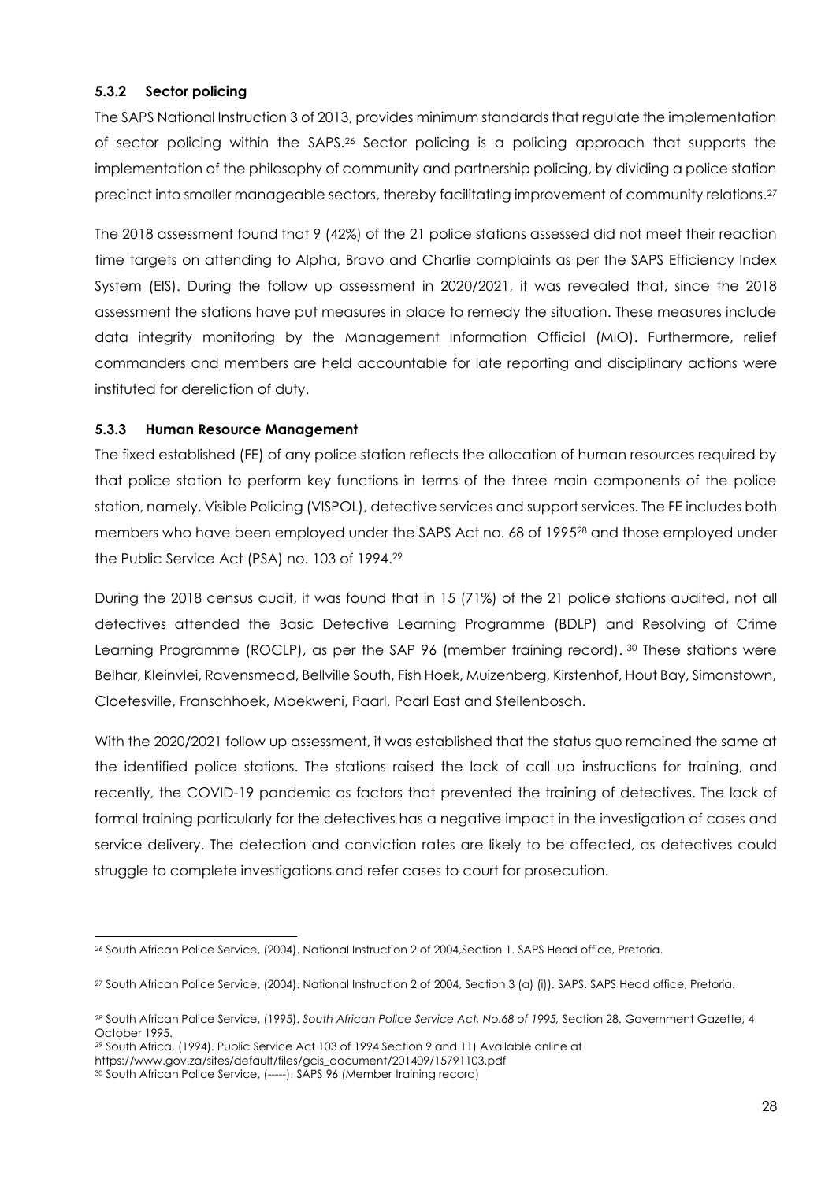### 5.3.2 Sector policing

The SAPS National Instruction 3 of 2013, provides minimum standards that regulate the implementation of sector policing within the SAPS.[26] Sector policing is a policing approach that supports the implementation of the philosophy of community and partnership policing, by dividing a police station precinct into smaller manageable sectors, thereby facilitating improvement of community relations.[27]

The 2018 assessment found that 9 (42%) of the 21 police stations assessed did not meet their reaction time targets on attending to Alpha, Bravo and Charlie complaints as per the SAPS Efficiency Index System (EIS). During the follow up assessment in 2020/2021, it was revealed that, since the 2018 assessment the stations have put measures in place to remedy the situation. These measures include data integrity monitoring by the Management Information Official (MIO). Furthermore, relief commanders and members are held accountable for late reporting and disciplinary actions were instituted for dereliction of duty.

### 5.3.3 Human Resource Management

The fixed established (FE) of any police station reflects the allocation of human resources required by that police station to perform key functions in terms of the three main components of the police station, namely, Visible Policing (VISPOL), detective services and support services. The FE includes both members who have been employed under the SAPS Act no. 68 of 1995[28] and those employed under the Public Service Act (PSA) no. 103 of 1994.[29]

During the 2018 census audit, it was found that in 15 (71%) of the 21 police stations audited, not all detectives attended the Basic Detective Learning Programme (BDLP) and Resolving of Crime Learning Programme (ROCLP), as per the SAP 96 (member training record). [30] These stations were Belhar, Kleinvlei, Ravensmead, Bellville South, Fish Hoek, Muizenberg, Kirstenhof, Hout Bay, Simonstown, Cloetesville, Franschhoek, Mbekweni, Paarl, Paarl East and Stellenbosch.

With the 2020/2021 follow up assessment, it was established that the status quo remained the same at the identified police stations. The stations raised the lack of call up instructions for training, and recently, the COVID-19 pandemic as factors that prevented the training of detectives. The lack of formal training particularly for the detectives has a negative impact in the investigation of cases and service delivery. The detection and conviction rates are likely to be affected, as detectives could struggle to complete investigations and refer cases to court for prosecution.

---

[26] South African Police Service, (2004). National Instruction 2 of 2004,Section 1. SAPS Head office, Pretoria.

[27] South African Police Service, (2004). National Instruction 2 of 2004, Section 3 (a) (i)). SAPS. SAPS Head office, Pretoria.

[28] South African Police Service, (1995). *South African Police Service Act, No.68 of 1995,* Section 28. Government Gazette, 4 October 1995.

[29] South Africa, (1994). Public Service Act 103 of 1994 Section 9 and 11) Available online at https://www.gov.za/sites/default/files/gcis_document/201409/15791103.pdf

[30] South African Police Service, (-----). SAPS 96 (Member training record)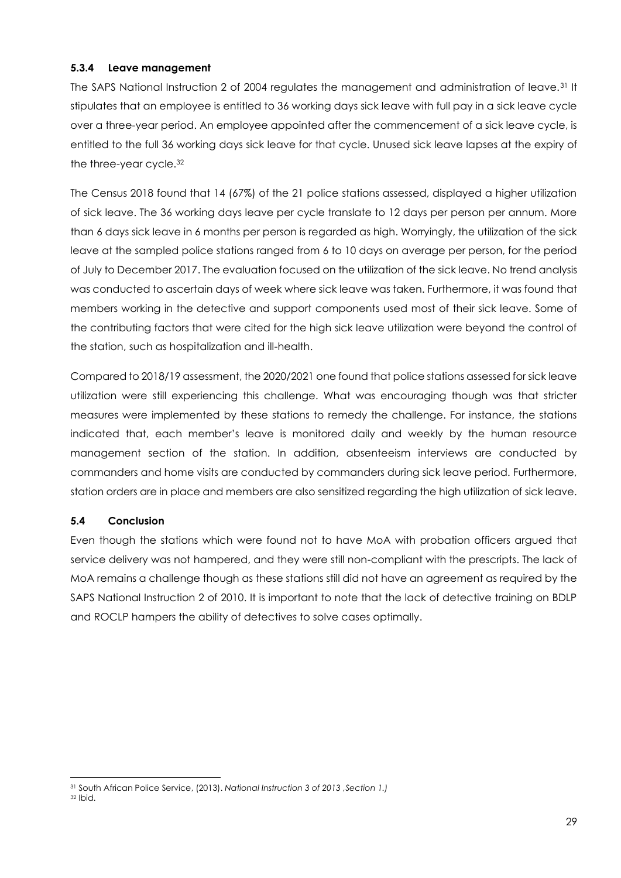#### 5.3.4 Leave management

The SAPS National Instruction 2 of 2004 regulates the management and administration of leave.[31] It stipulates that an employee is entitled to 36 working days sick leave with full pay in a sick leave cycle over a three-year period. An employee appointed after the commencement of a sick leave cycle, is entitled to the full 36 working days sick leave for that cycle. Unused sick leave lapses at the expiry of the three-year cycle.[32]

The Census 2018 found that 14 (67%) of the 21 police stations assessed, displayed a higher utilization of sick leave. The 36 working days leave per cycle translate to 12 days per person per annum. More than 6 days sick leave in 6 months per person is regarded as high. Worryingly, the utilization of the sick leave at the sampled police stations ranged from 6 to 10 days on average per person, for the period of July to December 2017. The evaluation focused on the utilization of the sick leave. No trend analysis was conducted to ascertain days of week where sick leave was taken. Furthermore, it was found that members working in the detective and support components used most of their sick leave. Some of the contributing factors that were cited for the high sick leave utilization were beyond the control of the station, such as hospitalization and ill-health.

Compared to 2018/19 assessment, the 2020/2021 one found that police stations assessed for sick leave utilization were still experiencing this challenge. What was encouraging though was that stricter measures were implemented by these stations to remedy the challenge. For instance, the stations indicated that, each member's leave is monitored daily and weekly by the human resource management section of the station. In addition, absenteeism interviews are conducted by commanders and home visits are conducted by commanders during sick leave period. Furthermore, station orders are in place and members are also sensitized regarding the high utilization of sick leave.

### 5.4 Conclusion

Even though the stations which were found not to have MoA with probation officers argued that service delivery was not hampered, and they were still non-compliant with the prescripts. The lack of MoA remains a challenge though as these stations still did not have an agreement as required by the SAPS National Instruction 2 of 2010. It is important to note that the lack of detective training on BDLP and ROCLP hampers the ability of detectives to solve cases optimally.

---

[31] South African Police Service, (2013). *National Instruction 3 of 2013 ,Section 1.)*

[32] Ibid.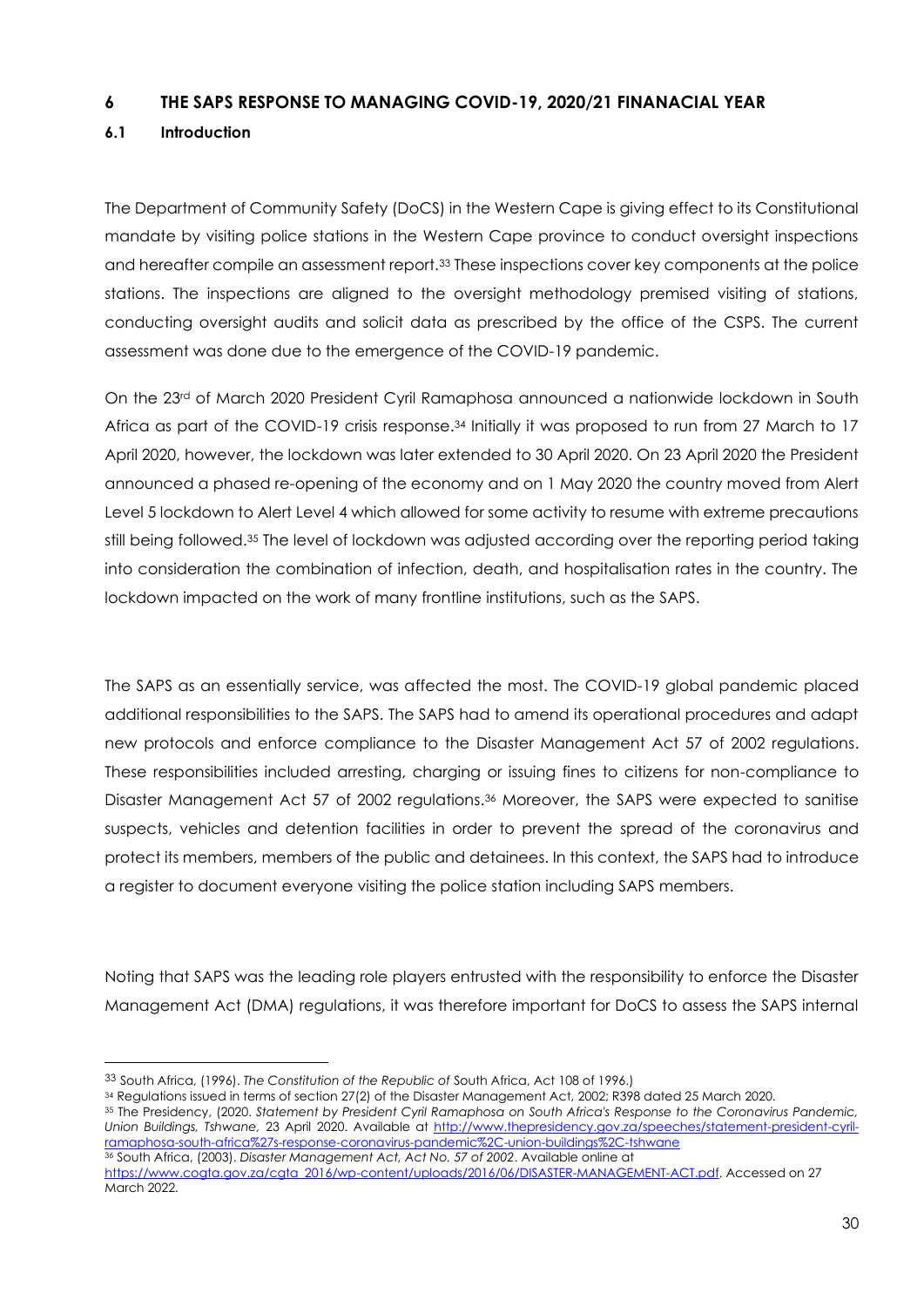## 6 THE SAPS RESPONSE TO MANAGING COVID-19, 2020/21 FINANACIAL YEAR

### 6.1 Introduction

The Department of Community Safety (DoCS) in the Western Cape is giving effect to its Constitutional mandate by visiting police stations in the Western Cape province to conduct oversight inspections and hereafter compile an assessment report.[33] These inspections cover key components at the police stations. The inspections are aligned to the oversight methodology premised visiting of stations, conducting oversight audits and solicit data as prescribed by the office of the CSPS. The current assessment was done due to the emergence of the COVID-19 pandemic.

On the 23rd of March 2020 President Cyril Ramaphosa announced a nationwide lockdown in South Africa as part of the COVID-19 crisis response.[34] Initially it was proposed to run from 27 March to 17 April 2020, however, the lockdown was later extended to 30 April 2020. On 23 April 2020 the President announced a phased re-opening of the economy and on 1 May 2020 the country moved from Alert Level 5 lockdown to Alert Level 4 which allowed for some activity to resume with extreme precautions still being followed.[35] The level of lockdown was adjusted according over the reporting period taking into consideration the combination of infection, death, and hospitalisation rates in the country. The lockdown impacted on the work of many frontline institutions, such as the SAPS.

The SAPS as an essentially service, was affected the most. The COVID-19 global pandemic placed additional responsibilities to the SAPS. The SAPS had to amend its operational procedures and adapt new protocols and enforce compliance to the Disaster Management Act 57 of 2002 regulations. These responsibilities included arresting, charging or issuing fines to citizens for non-compliance to Disaster Management Act 57 of 2002 regulations.[36] Moreover, the SAPS were expected to sanitise suspects, vehicles and detention facilities in order to prevent the spread of the coronavirus and protect its members, members of the public and detainees. In this context, the SAPS had to introduce a register to document everyone visiting the police station including SAPS members.

Noting that SAPS was the leading role players entrusted with the responsibility to enforce the Disaster Management Act (DMA) regulations, it was therefore important for DoCS to assess the SAPS internal

---

[33] South Africa, (1996). *The Constitution of the Republic of* South Africa, Act 108 of 1996.)

[34] Regulations issued in terms of section 27(2) of the Disaster Management Act, 2002; R398 dated 25 March 2020.

[35] The Presidency, (2020. *Statement by President Cyril Ramaphosa on South Africa's Response to the Coronavirus Pandemic, Union Buildings, Tshwane,* 23 April 2020. Available at http://www.thepresidency.gov.za/speeches/statement-president-cyril-ramaphosa-south-africa%27s-response-coronavirus-pandemic%2C-union-buildings%2C-tshwane

[36] South Africa, (2003). *Disaster Management Act, Act No. 57 of 2002*. Available online at https://www.cogta.gov.za/cgta_2016/wp-content/uploads/2016/06/DISASTER-MANAGEMENT-ACT.pdf. Accessed on 27 March 2022.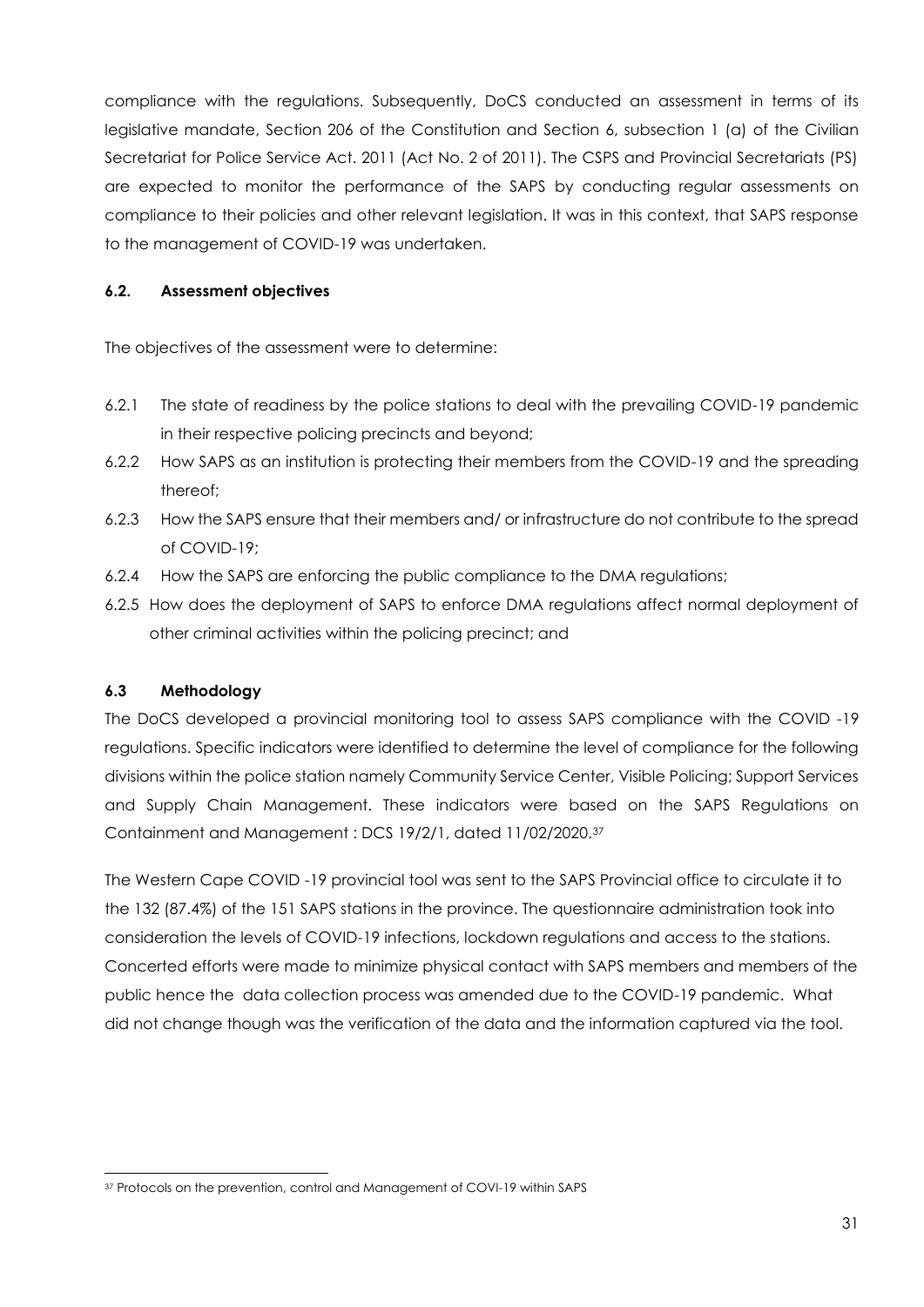compliance with the regulations. Subsequently, DoCS conducted an assessment in terms of its legislative mandate, Section 206 of the Constitution and Section 6, subsection 1 (a) of the Civilian Secretariat for Police Service Act. 2011 (Act No. 2 of 2011). The CSPS and Provincial Secretariats (PS) are expected to monitor the performance of the SAPS by conducting regular assessments on compliance to their policies and other relevant legislation. It was in this context, that SAPS response to the management of COVID-19 was undertaken.

### 6.2. Assessment objectives

The objectives of the assessment were to determine:

6.2.1 The state of readiness by the police stations to deal with the prevailing COVID-19 pandemic in their respective policing precincts and beyond;

6.2.2 How SAPS as an institution is protecting their members from the COVID-19 and the spreading thereof;

6.2.3 How the SAPS ensure that their members and/ or infrastructure do not contribute to the spread of COVID-19;

6.2.4 How the SAPS are enforcing the public compliance to the DMA regulations;

6.2.5 How does the deployment of SAPS to enforce DMA regulations affect normal deployment of other criminal activities within the policing precinct; and

### 6.3 Methodology

The DoCS developed a provincial monitoring tool to assess SAPS compliance with the COVID -19 regulations. Specific indicators were identified to determine the level of compliance for the following divisions within the police station namely Community Service Center, Visible Policing; Support Services and Supply Chain Management. These indicators were based on the SAPS Regulations on Containment and Management : DCS 19/2/1, dated 11/02/2020.[37]

The Western Cape COVID -19 provincial tool was sent to the SAPS Provincial office to circulate it to the 132 (87.4%) of the 151 SAPS stations in the province. The questionnaire administration took into consideration the levels of COVID-19 infections, lockdown regulations and access to the stations. Concerted efforts were made to minimize physical contact with SAPS members and members of the public hence the data collection process was amended due to the COVID-19 pandemic. What did not change though was the verification of the data and the information captured via the tool.

---

[37] Protocols on the prevention, control and Management of COVI-19 within SAPS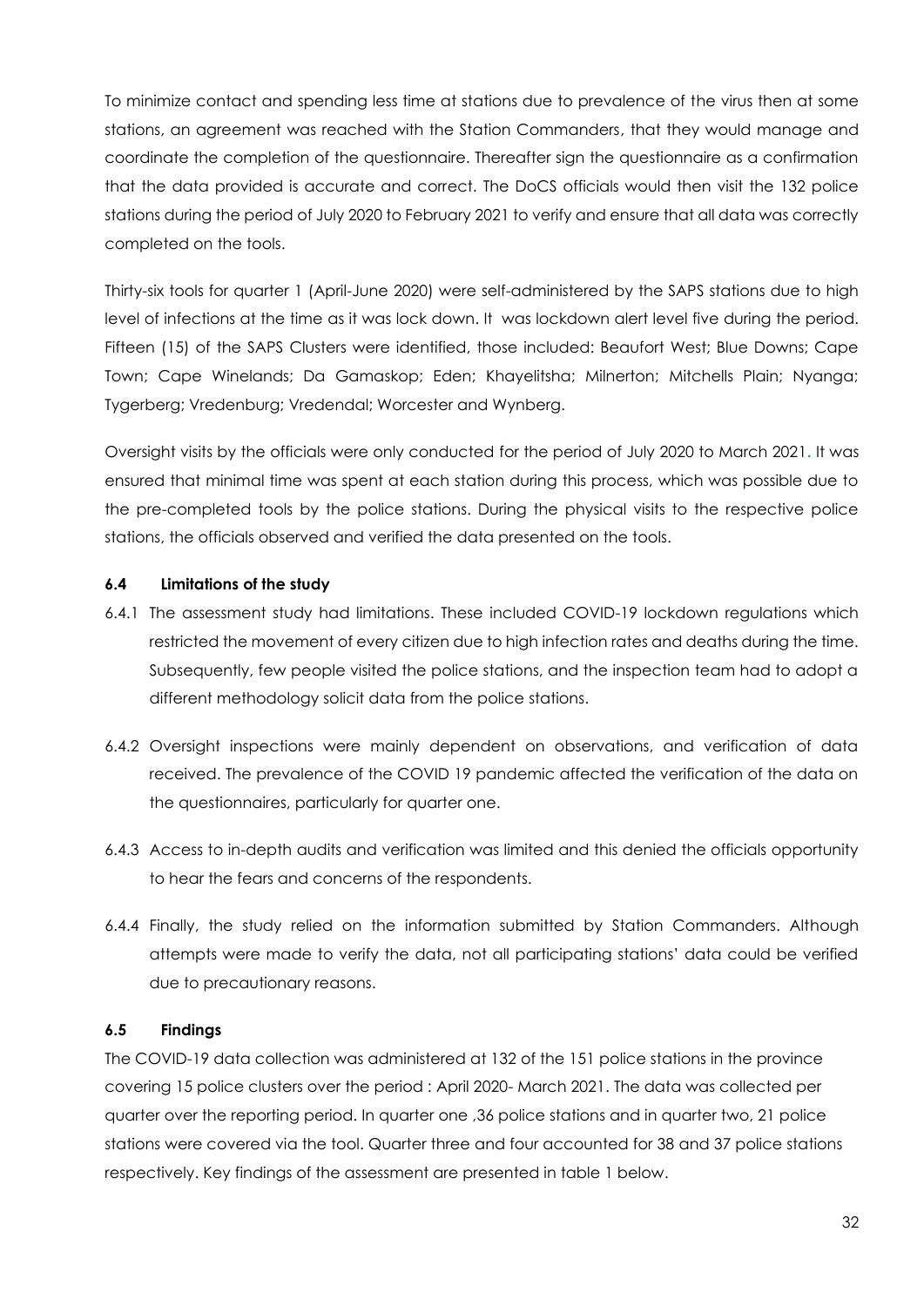To minimize contact and spending less time at stations due to prevalence of the virus then at some stations, an agreement was reached with the Station Commanders, that they would manage and coordinate the completion of the questionnaire. Thereafter sign the questionnaire as a confirmation that the data provided is accurate and correct. The DoCS officials would then visit the 132 police stations during the period of July 2020 to February 2021 to verify and ensure that all data was correctly completed on the tools.

Thirty-six tools for quarter 1 (April-June 2020) were self-administered by the SAPS stations due to high level of infections at the time as it was lock down. It was lockdown alert level five during the period. Fifteen (15) of the SAPS Clusters were identified, those included: Beaufort West; Blue Downs; Cape Town; Cape Winelands; Da Gamaskop; Eden; Khayelitsha; Milnerton; Mitchells Plain; Nyanga; Tygerberg; Vredenburg; Vredendal; Worcester and Wynberg.

Oversight visits by the officials were only conducted for the period of July 2020 to March 2021. It was ensured that minimal time was spent at each station during this process, which was possible due to the pre-completed tools by the police stations. During the physical visits to the respective police stations, the officials observed and verified the data presented on the tools.

### 6.4 Limitations of the study

6.4.1 The assessment study had limitations. These included COVID-19 lockdown regulations which restricted the movement of every citizen due to high infection rates and deaths during the time. Subsequently, few people visited the police stations, and the inspection team had to adopt a different methodology solicit data from the police stations.

6.4.2 Oversight inspections were mainly dependent on observations, and verification of data received. The prevalence of the COVID 19 pandemic affected the verification of the data on the questionnaires, particularly for quarter one.

6.4.3 Access to in-depth audits and verification was limited and this denied the officials opportunity to hear the fears and concerns of the respondents.

6.4.4 Finally, the study relied on the information submitted by Station Commanders. Although attempts were made to verify the data, not all participating stations' data could be verified due to precautionary reasons.

### 6.5 Findings

The COVID-19 data collection was administered at 132 of the 151 police stations in the province covering 15 police clusters over the period : April 2020- March 2021. The data was collected per quarter over the reporting period. In quarter one ,36 police stations and in quarter two, 21 police stations were covered via the tool. Quarter three and four accounted for 38 and 37 police stations respectively. Key findings of the assessment are presented in table 1 below.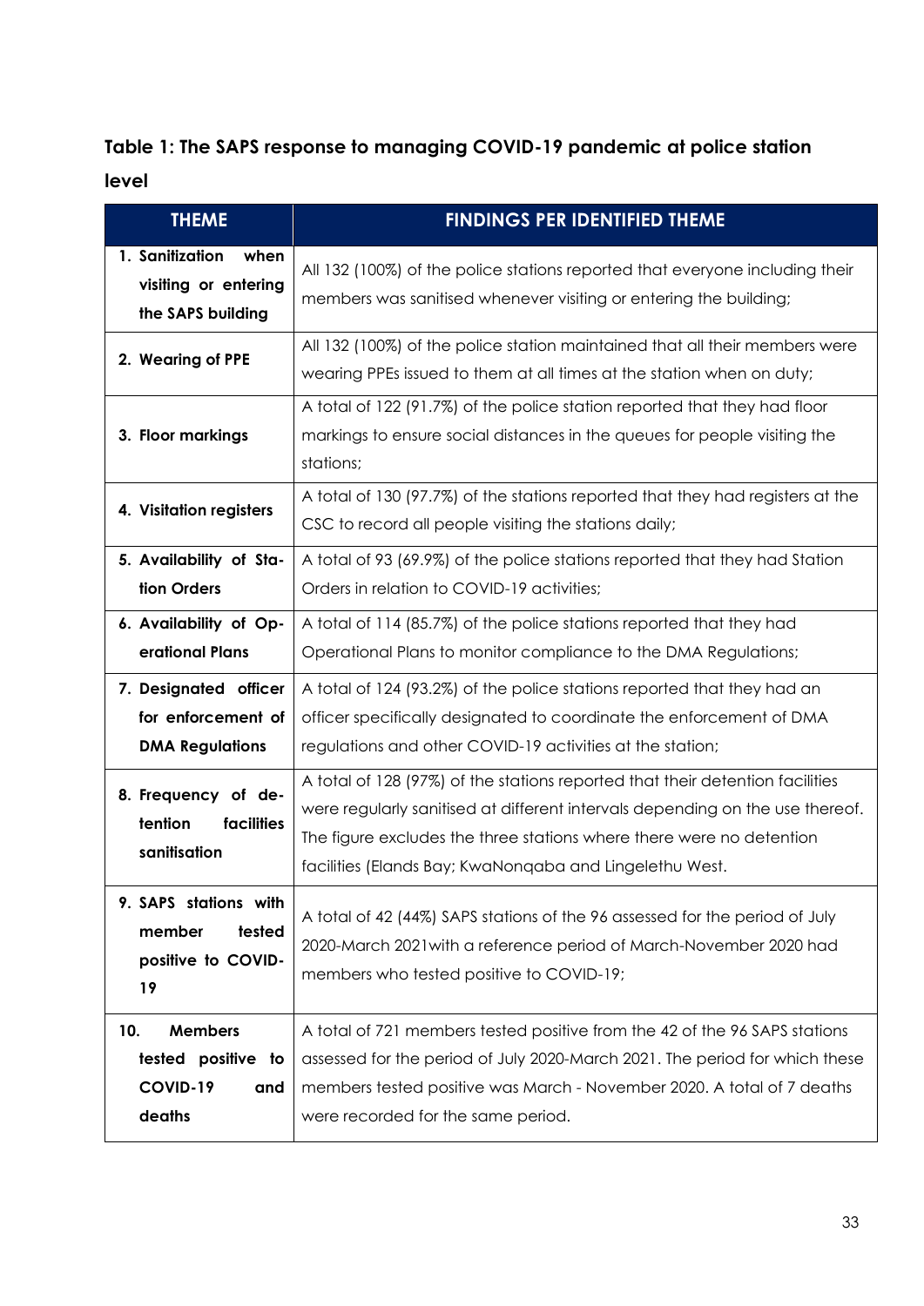**Table 1: The SAPS response to managing COVID-19 pandemic at police station level**

| THEME | FINDINGS PER IDENTIFIED THEME |
|---|---|
| 1. Sanitization when visiting or entering the SAPS building | All 132 (100%) of the police stations reported that everyone including their members was sanitised whenever visiting or entering the building; |
| 2. Wearing of PPE | All 132 (100%) of the police station maintained that all their members were wearing PPEs issued to them at all times at the station when on duty; |
| 3. Floor markings | A total of 122 (91.7%) of the police station reported that they had floor markings to ensure social distances in the queues for people visiting the stations; |
| 4. Visitation registers | A total of 130 (97.7%) of the stations reported that they had registers at the CSC to record all people visiting the stations daily; |
| 5. Availability of Station Orders | A total of 93 (69.9%) of the police stations reported that they had Station Orders in relation to COVID-19 activities; |
| 6. Availability of Operational Plans | A total of 114 (85.7%) of the police stations reported that they had Operational Plans to monitor compliance to the DMA Regulations; |
| 7. Designated officer for enforcement of DMA Regulations | A total of 124 (93.2%) of the police stations reported that they had an officer specifically designated to coordinate the enforcement of DMA regulations and other COVID-19 activities at the station; |
| 8. Frequency of detention facilities sanitisation | A total of 128 (97%) of the stations reported that their detention facilities were regularly sanitised at different intervals depending on the use thereof. The figure excludes the three stations where there were no detention facilities (Elands Bay; KwaNonqaba and Lingelethu West. |
| 9. SAPS stations with member tested positive to COVID-19 | A total of 42 (44%) SAPS stations of the 96 assessed for the period of July 2020-March 2021with a reference period of March-November 2020 had members who tested positive to COVID-19; |
| 10. Members tested positive to COVID-19 and deaths | A total of 721 members tested positive from the 42 of the 96 SAPS stations assessed for the period of July 2020-March 2021. The period for which these members tested positive was March - November 2020. A total of 7 deaths were recorded for the same period. |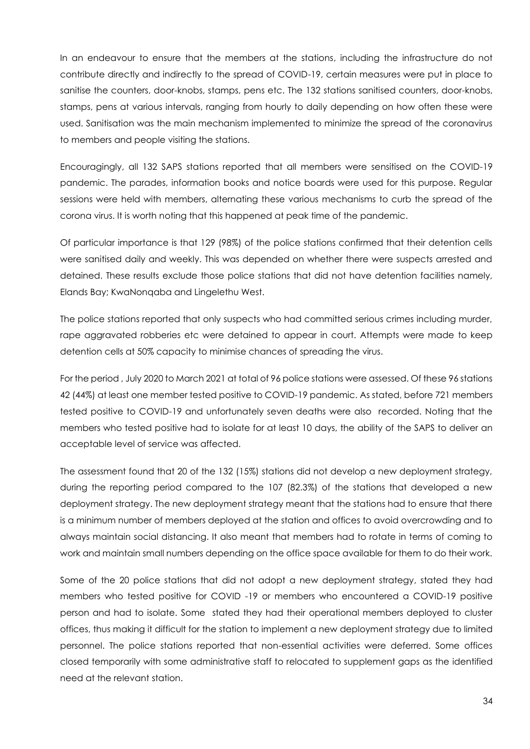In an endeavour to ensure that the members at the stations, including the infrastructure do not contribute directly and indirectly to the spread of COVID-19, certain measures were put in place to sanitise the counters, door-knobs, stamps, pens etc. The 132 stations sanitised counters, door-knobs, stamps, pens at various intervals, ranging from hourly to daily depending on how often these were used. Sanitisation was the main mechanism implemented to minimize the spread of the coronavirus to members and people visiting the stations.

Encouragingly, all 132 SAPS stations reported that all members were sensitised on the COVID-19 pandemic. The parades, information books and notice boards were used for this purpose. Regular sessions were held with members, alternating these various mechanisms to curb the spread of the corona virus. It is worth noting that this happened at peak time of the pandemic.

Of particular importance is that 129 (98%) of the police stations confirmed that their detention cells were sanitised daily and weekly. This was depended on whether there were suspects arrested and detained. These results exclude those police stations that did not have detention facilities namely, Elands Bay; KwaNonqaba and Lingelethu West.

The police stations reported that only suspects who had committed serious crimes including murder, rape aggravated robberies etc were detained to appear in court. Attempts were made to keep detention cells at 50% capacity to minimise chances of spreading the virus.

For the period , July 2020 to March 2021 at total of 96 police stations were assessed. Of these 96 stations 42 (44%) at least one member tested positive to COVID-19 pandemic. As stated, before 721 members tested positive to COVID-19 and unfortunately seven deaths were also recorded. Noting that the members who tested positive had to isolate for at least 10 days, the ability of the SAPS to deliver an acceptable level of service was affected.

The assessment found that 20 of the 132 (15%) stations did not develop a new deployment strategy, during the reporting period compared to the 107 (82.3%) of the stations that developed a new deployment strategy. The new deployment strategy meant that the stations had to ensure that there is a minimum number of members deployed at the station and offices to avoid overcrowding and to always maintain social distancing. It also meant that members had to rotate in terms of coming to work and maintain small numbers depending on the office space available for them to do their work.

Some of the 20 police stations that did not adopt a new deployment strategy, stated they had members who tested positive for COVID -19 or members who encountered a COVID-19 positive person and had to isolate. Some stated they had their operational members deployed to cluster offices, thus making it difficult for the station to implement a new deployment strategy due to limited personnel. The police stations reported that non-essential activities were deferred. Some offices closed temporarily with some administrative staff to relocated to supplement gaps as the identified need at the relevant station.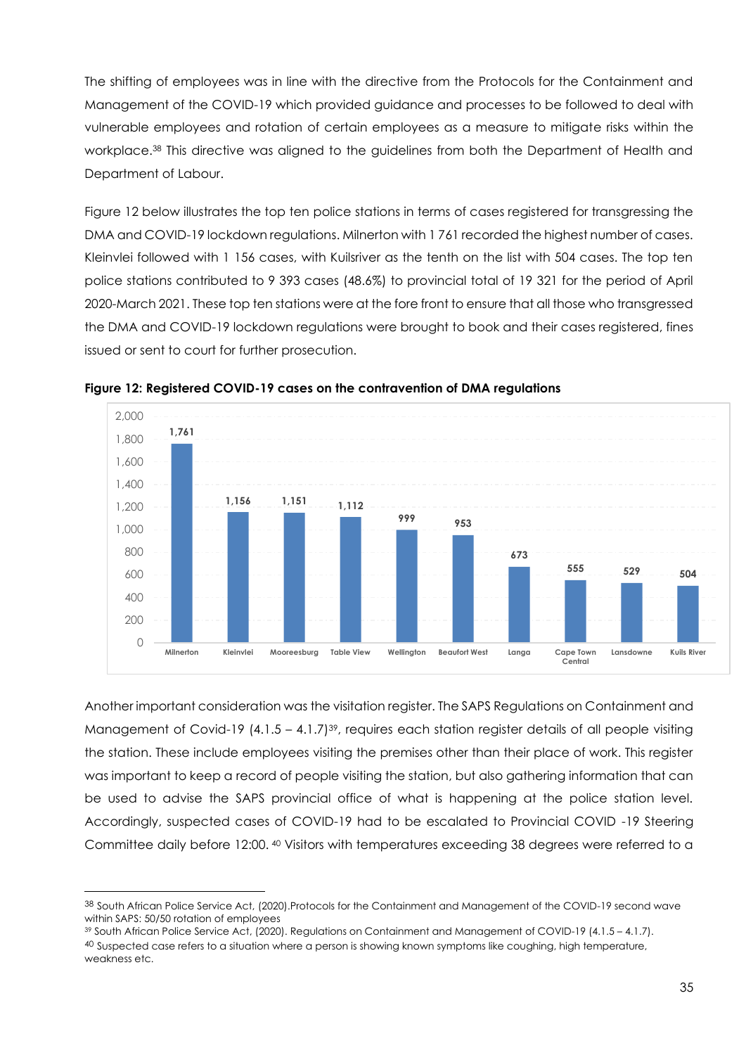The shifting of employees was in line with the directive from the Protocols for the Containment and Management of the COVID-19 which provided guidance and processes to be followed to deal with vulnerable employees and rotation of certain employees as a measure to mitigate risks within the workplace.[38] This directive was aligned to the guidelines from both the Department of Health and Department of Labour.

Figure 12 below illustrates the top ten police stations in terms of cases registered for transgressing the DMA and COVID-19 lockdown regulations. Milnerton with 1 761 recorded the highest number of cases. Kleinvlei followed with 1 156 cases, with Kuilsriver as the tenth on the list with 504 cases. The top ten police stations contributed to 9 393 cases (48.6%) to provincial total of 19 321 for the period of April 2020-March 2021. These top ten stations were at the fore front to ensure that all those who transgressed the DMA and COVID-19 lockdown regulations were brought to book and their cases registered, fines issued or sent to court for further prosecution.

**Figure 12: Registered COVID-19 cases on the contravention of DMA regulations**

| Police station | Cases |
|---|---|
| Milnerton | 1,761 |
| Kleinvlei | 1,156 |
| Mooreesburg | 1,151 |
| Table View | 1,112 |
| Wellington | 999 |
| Beaufort West | 953 |
| Langa | 673 |
| Cape Town Central | 555 |
| Lansdowne | 529 |
| Kuils River | 504 |

Another important consideration was the visitation register. The SAPS Regulations on Containment and Management of Covid-19 (4.1.5 – 4.1.7)[39], requires each station register details of all people visiting the station. These include employees visiting the premises other than their place of work. This register was important to keep a record of people visiting the station, but also gathering information that can be used to advise the SAPS provincial office of what is happening at the police station level. Accordingly, suspected cases of COVID-19 had to be escalated to Provincial COVID -19 Steering Committee daily before 12:00.[40] Visitors with temperatures exceeding 38 degrees were referred to a

---

[38] South African Police Service Act, (2020).Protocols for the Containment and Management of the COVID-19 second wave within SAPS: 50/50 rotation of employees

[39] South African Police Service Act, (2020). Regulations on Containment and Management of COVID-19 (4.1.5 – 4.1.7).

[40] Suspected case refers to a situation where a person is showing known symptoms like coughing, high temperature, weakness etc.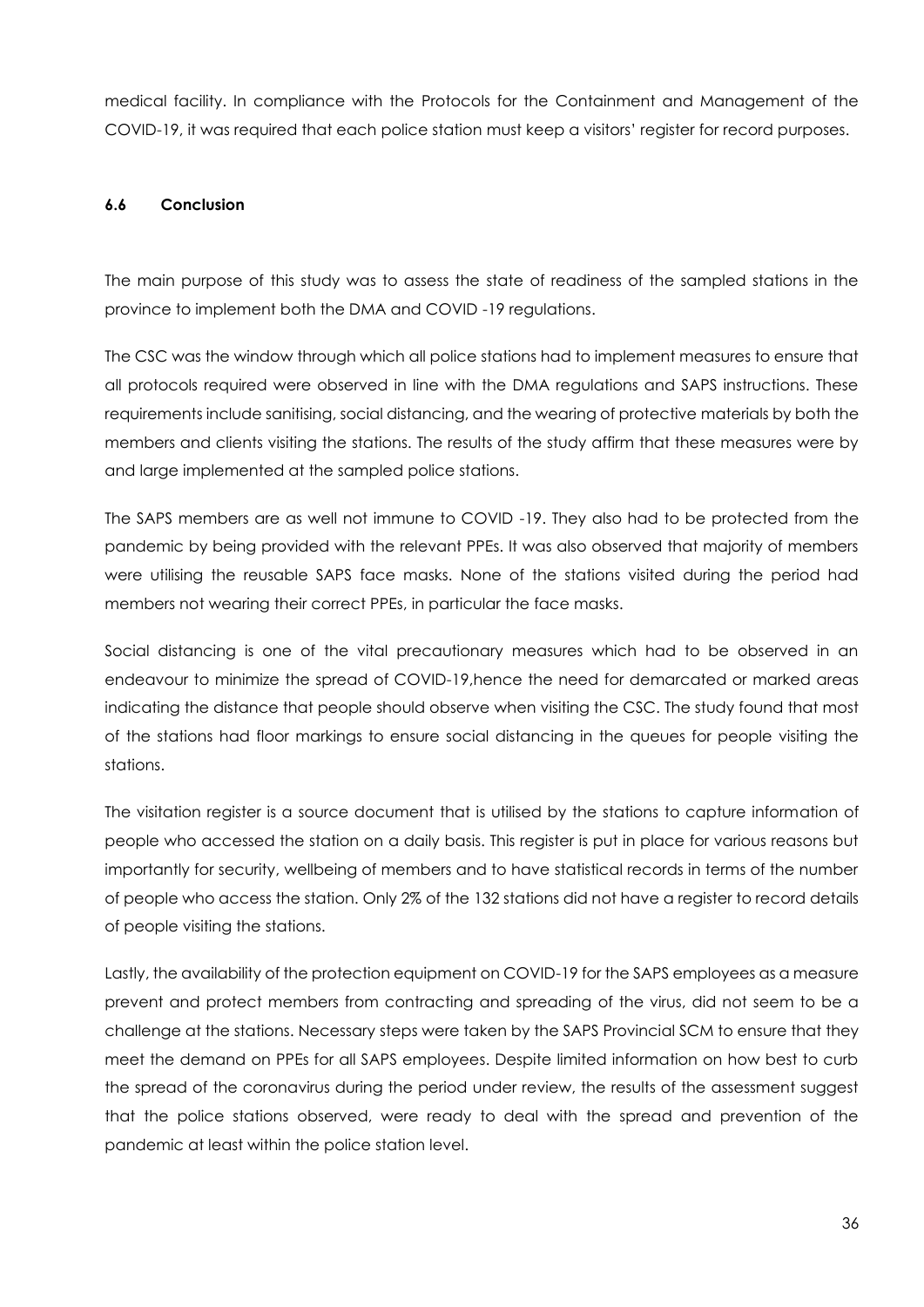medical facility. In compliance with the Protocols for the Containment and Management of the COVID-19, it was required that each police station must keep a visitors' register for record purposes.

### 6.6 Conclusion

The main purpose of this study was to assess the state of readiness of the sampled stations in the province to implement both the DMA and COVID -19 regulations.

The CSC was the window through which all police stations had to implement measures to ensure that all protocols required were observed in line with the DMA regulations and SAPS instructions. These requirements include sanitising, social distancing, and the wearing of protective materials by both the members and clients visiting the stations. The results of the study affirm that these measures were by and large implemented at the sampled police stations.

The SAPS members are as well not immune to COVID -19. They also had to be protected from the pandemic by being provided with the relevant PPEs. It was also observed that majority of members were utilising the reusable SAPS face masks. None of the stations visited during the period had members not wearing their correct PPEs, in particular the face masks.

Social distancing is one of the vital precautionary measures which had to be observed in an endeavour to minimize the spread of COVID-19,hence the need for demarcated or marked areas indicating the distance that people should observe when visiting the CSC. The study found that most of the stations had floor markings to ensure social distancing in the queues for people visiting the stations.

The visitation register is a source document that is utilised by the stations to capture information of people who accessed the station on a daily basis. This register is put in place for various reasons but importantly for security, wellbeing of members and to have statistical records in terms of the number of people who access the station. Only 2% of the 132 stations did not have a register to record details of people visiting the stations.

Lastly, the availability of the protection equipment on COVID-19 for the SAPS employees as a measure prevent and protect members from contracting and spreading of the virus, did not seem to be a challenge at the stations. Necessary steps were taken by the SAPS Provincial SCM to ensure that they meet the demand on PPEs for all SAPS employees. Despite limited information on how best to curb the spread of the coronavirus during the period under review, the results of the assessment suggest that the police stations observed, were ready to deal with the spread and prevention of the pandemic at least within the police station level.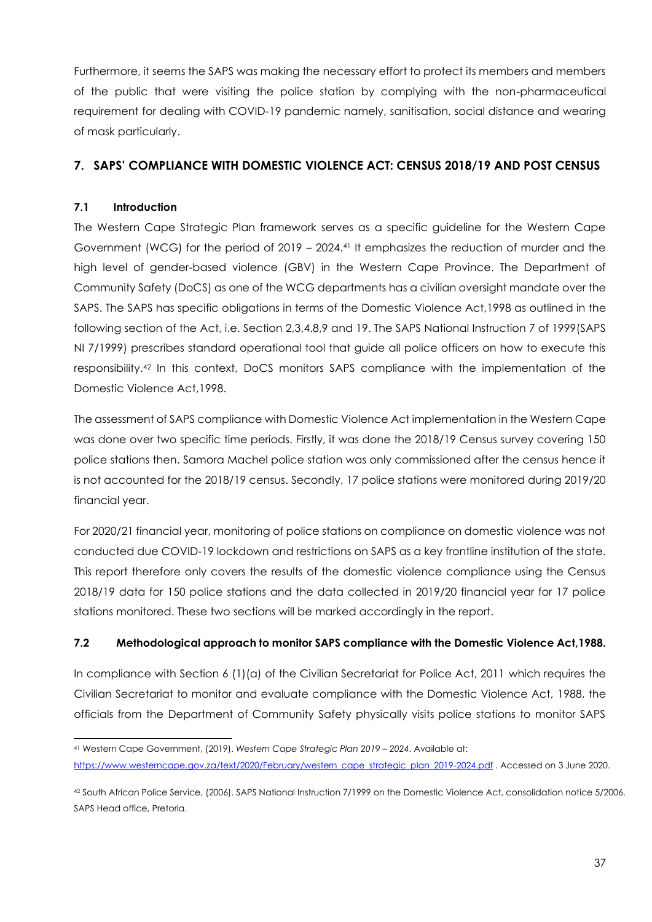Furthermore, it seems the SAPS was making the necessary effort to protect its members and members of the public that were visiting the police station by complying with the non-pharmaceutical requirement for dealing with COVID-19 pandemic namely, sanitisation, social distance and wearing of mask particularly.

## 7. SAPS' COMPLIANCE WITH DOMESTIC VIOLENCE ACT: CENSUS 2018/19 AND POST CENSUS

### 7.1 Introduction

The Western Cape Strategic Plan framework serves as a specific guideline for the Western Cape Government (WCG) for the period of 2019 – 2024.[41] It emphasizes the reduction of murder and the high level of gender-based violence (GBV) in the Western Cape Province. The Department of Community Safety (DoCS) as one of the WCG departments has a civilian oversight mandate over the SAPS. The SAPS has specific obligations in terms of the Domestic Violence Act,1998 as outlined in the following section of the Act, i.e. Section 2,3,4.8,9 and 19. The SAPS National Instruction 7 of 1999(SAPS NI 7/1999) prescribes standard operational tool that guide all police officers on how to execute this responsibility.[42] In this context, DoCS monitors SAPS compliance with the implementation of the Domestic Violence Act,1998.

The assessment of SAPS compliance with Domestic Violence Act implementation in the Western Cape was done over two specific time periods. Firstly, it was done the 2018/19 Census survey covering 150 police stations then. Samora Machel police station was only commissioned after the census hence it is not accounted for the 2018/19 census. Secondly, 17 police stations were monitored during 2019/20 financial year.

For 2020/21 financial year, monitoring of police stations on compliance on domestic violence was not conducted due COVID-19 lockdown and restrictions on SAPS as a key frontline institution of the state. This report therefore only covers the results of the domestic violence compliance using the Census 2018/19 data for 150 police stations and the data collected in 2019/20 financial year for 17 police stations monitored. These two sections will be marked accordingly in the report.

### 7.2 Methodological approach to monitor SAPS compliance with the Domestic Violence Act,1988.

In compliance with Section 6 (1)(a) of the Civilian Secretariat for Police Act, 2011 which requires the Civilian Secretariat to monitor and evaluate compliance with the Domestic Violence Act, 1988, the officials from the Department of Community Safety physically visits police stations to monitor SAPS

---

[41] Western Cape Government, (2019). *Western Cape Strategic Plan 2019 – 2024*. Available at: https://www.westerncape.gov.za/text/2020/February/western_cape_strategic_plan_2019-2024.pdf . Accessed on 3 June 2020.

[42] South African Police Service, (2006). SAPS National Instruction 7/1999 on the Domestic Violence Act, consolidation notice 5/2006. SAPS Head office, Pretoria.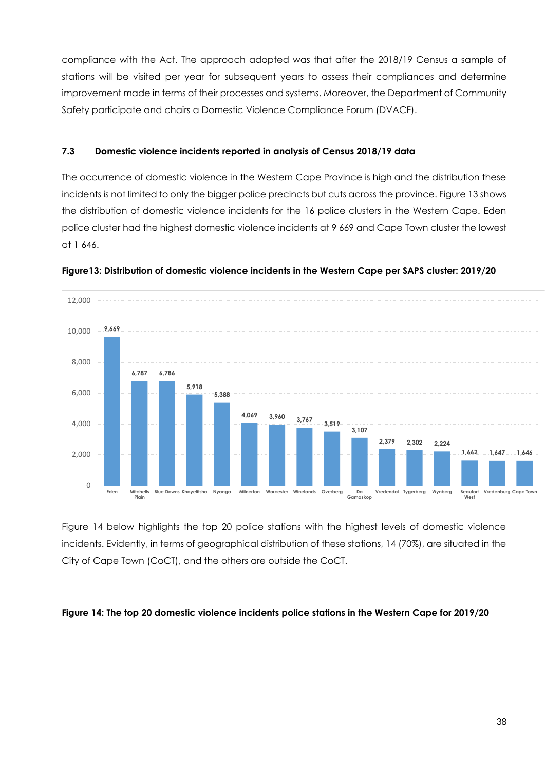compliance with the Act. The approach adopted was that after the 2018/19 Census a sample of stations will be visited per year for subsequent years to assess their compliances and determine improvement made in terms of their processes and systems. Moreover, the Department of Community Safety participate and chairs a Domestic Violence Compliance Forum (DVACF).

### 7.3 Domestic violence incidents reported in analysis of Census 2018/19 data

The occurrence of domestic violence in the Western Cape Province is high and the distribution these incidents is not limited to only the bigger police precincts but cuts across the province. Figure 13 shows the distribution of domestic violence incidents for the 16 police clusters in the Western Cape. Eden police cluster had the highest domestic violence incidents at 9 669 and Cape Town cluster the lowest at 1 646.

**Figure13: Distribution of domestic violence incidents in the Western Cape per SAPS cluster: 2019/20**

| Cluster | Incidents |
|---|---|
| Eden | 9,669 |
| Mitchells Plain | 6,787 |
| Blue Downs | 6,786 |
| Khayelitsha | 5,918 |
| Nyanga | 5,388 |
| Milnerton | 4,069 |
| Worcester | 3,960 |
| Winelands | 3,767 |
| Overberg | 3,519 |
| Da Gamaskop | 3,107 |
| Vredendal | 2,379 |
| Tygerberg | 2,302 |
| Wynberg | 2,224 |
| Beaufort West | 1,662 |
| Vredenburg | 1,647 |
| Cape Town | 1,646 |

Figure 14 below highlights the top 20 police stations with the highest levels of domestic violence incidents. Evidently, in terms of geographical distribution of these stations, 14 (70%), are situated in the City of Cape Town (CoCT), and the others are outside the CoCT.

**Figure 14: The top 20 domestic violence incidents police stations in the Western Cape for 2019/20**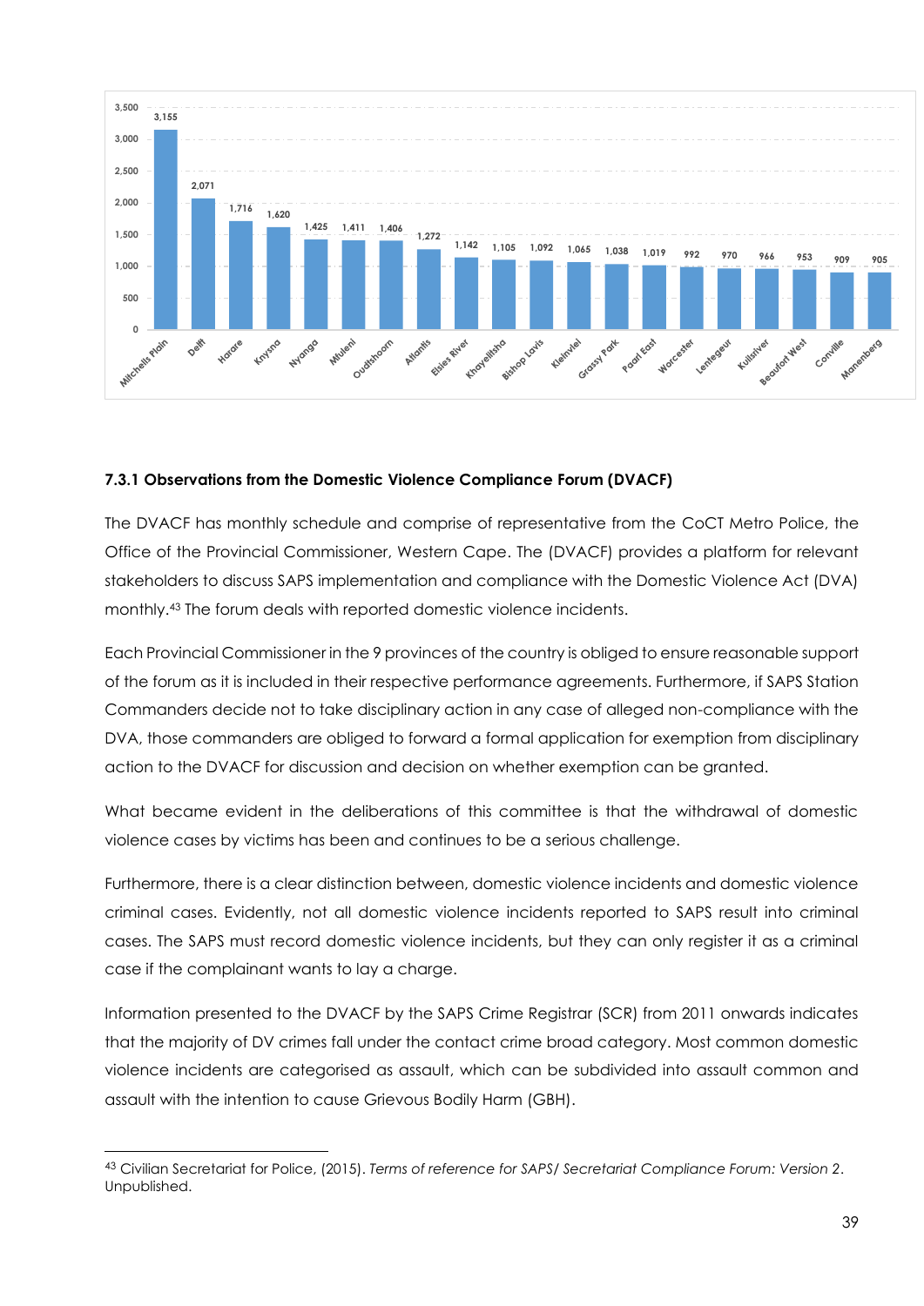| Station | Count |
|---|---|
| Mitchells Plain | 3,155 |
| Delft | 2,071 |
| Harare | 1,716 |
| Knysna | 1,620 |
| Nyanga | 1,425 |
| Mfuleni | 1,411 |
| Oudtshoorn | 1,406 |
| Atlantis | 1,272 |
| Elsies River | 1,142 |
| Khayelitsha | 1,105 |
| Bishop Lavis | 1,092 |
| Kleinvlei | 1,065 |
| Grassy Park | 1,038 |
| Paarl East | 1,019 |
| Worcester | 992 |
| Lentegeur | 970 |
| Kuilsriver | 966 |
| Beaufort West | 953 |
| Conville | 909 |
| Manenberg | 905 |

### 7.3.1 Observations from the Domestic Violence Compliance Forum (DVACF)

The DVACF has monthly schedule and comprise of representative from the CoCT Metro Police, the Office of the Provincial Commissioner, Western Cape. The (DVACF) provides a platform for relevant stakeholders to discuss SAPS implementation and compliance with the Domestic Violence Act (DVA) monthly.[43] The forum deals with reported domestic violence incidents.

Each Provincial Commissioner in the 9 provinces of the country is obliged to ensure reasonable support of the forum as it is included in their respective performance agreements. Furthermore, if SAPS Station Commanders decide not to take disciplinary action in any case of alleged non-compliance with the DVA, those commanders are obliged to forward a formal application for exemption from disciplinary action to the DVACF for discussion and decision on whether exemption can be granted.

What became evident in the deliberations of this committee is that the withdrawal of domestic violence cases by victims has been and continues to be a serious challenge.

Furthermore, there is a clear distinction between, domestic violence incidents and domestic violence criminal cases. Evidently, not all domestic violence incidents reported to SAPS result into criminal cases. The SAPS must record domestic violence incidents, but they can only register it as a criminal case if the complainant wants to lay a charge.

Information presented to the DVACF by the SAPS Crime Registrar (SCR) from 2011 onwards indicates that the majority of DV crimes fall under the contact crime broad category. Most common domestic violence incidents are categorised as assault, which can be subdivided into assault common and assault with the intention to cause Grievous Bodily Harm (GBH).

---

[43] Civilian Secretariat for Police, (2015). *Terms of reference for SAPS/ Secretariat Compliance Forum: Version 2*. Unpublished.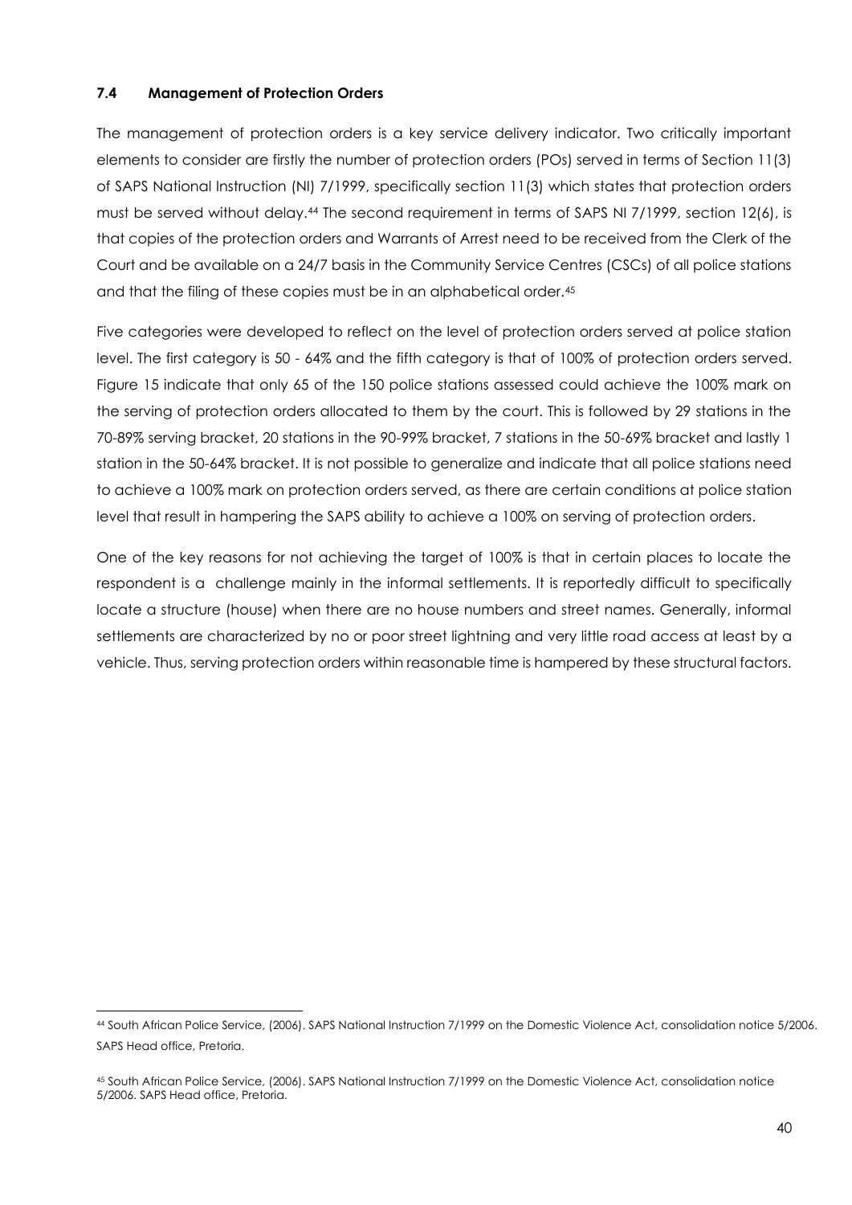### 7.4 Management of Protection Orders

The management of protection orders is a key service delivery indicator. Two critically important elements to consider are firstly the number of protection orders (POs) served in terms of Section 11(3) of SAPS National Instruction (NI) 7/1999, specifically section 11(3) which states that protection orders must be served without delay.[44] The second requirement in terms of SAPS NI 7/1999, section 12(6), is that copies of the protection orders and Warrants of Arrest need to be received from the Clerk of the Court and be available on a 24/7 basis in the Community Service Centres (CSCs) of all police stations and that the filing of these copies must be in an alphabetical order.[45]

Five categories were developed to reflect on the level of protection orders served at police station level. The first category is 50 - 64% and the fifth category is that of 100% of protection orders served. Figure 15 indicate that only 65 of the 150 police stations assessed could achieve the 100% mark on the serving of protection orders allocated to them by the court. This is followed by 29 stations in the 70-89% serving bracket, 20 stations in the 90-99% bracket, 7 stations in the 50-69% bracket and lastly 1 station in the 50-64% bracket. It is not possible to generalize and indicate that all police stations need to achieve a 100% mark on protection orders served, as there are certain conditions at police station level that result in hampering the SAPS ability to achieve a 100% on serving of protection orders.

One of the key reasons for not achieving the target of 100% is that in certain places to locate the respondent is a challenge mainly in the informal settlements. It is reportedly difficult to specifically locate a structure (house) when there are no house numbers and street names. Generally, informal settlements are characterized by no or poor street lightning and very little road access at least by a vehicle. Thus, serving protection orders within reasonable time is hampered by these structural factors.

---

[44] South African Police Service, (2006). SAPS National Instruction 7/1999 on the Domestic Violence Act, consolidation notice 5/2006. SAPS Head office, Pretoria.

[45] South African Police Service, (2006). SAPS National Instruction 7/1999 on the Domestic Violence Act, consolidation notice 5/2006. SAPS Head office, Pretoria.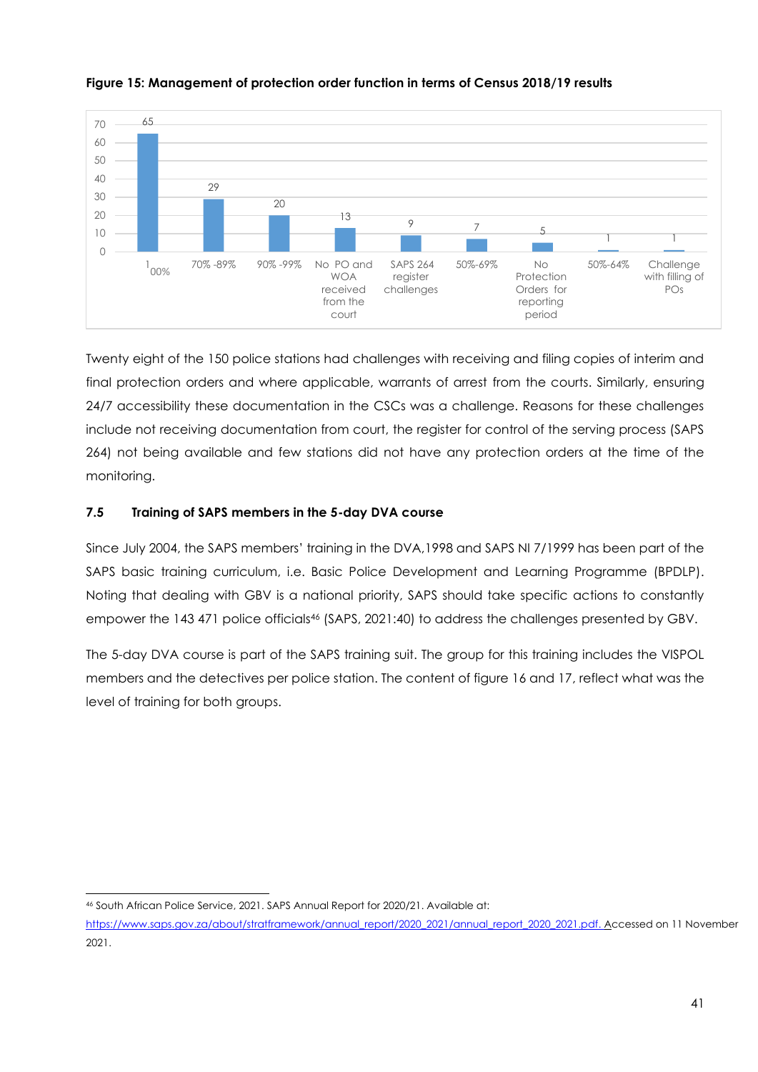**Figure 15: Management of protection order function in terms of Census 2018/19 results**

| Category | Value |
|---|---|
| 100% | 65 |
| 70% -89% | 29 |
| 90% -99% | 20 |
| No PO and WOA received from the court | 13 |
| SAPS 264 register challenges | 9 |
| 50%-69% | 7 |
| No Protection Orders for reporting period | 5 |
| 50%-64% | 1 |
| Challenge with filling of POs | 1 |

Twenty eight of the 150 police stations had challenges with receiving and filing copies of interim and final protection orders and where applicable, warrants of arrest from the courts. Similarly, ensuring 24/7 accessibility these documentation in the CSCs was a challenge. Reasons for these challenges include not receiving documentation from court, the register for control of the serving process (SAPS 264) not being available and few stations did not have any protection orders at the time of the monitoring.

### 7.5 Training of SAPS members in the 5-day DVA course

Since July 2004, the SAPS members' training in the DVA,1998 and SAPS NI 7/1999 has been part of the SAPS basic training curriculum, i.e. Basic Police Development and Learning Programme (BPDLP). Noting that dealing with GBV is a national priority, SAPS should take specific actions to constantly empower the 143 471 police officials[46] (SAPS, 2021:40) to address the challenges presented by GBV.

The 5-day DVA course is part of the SAPS training suit. The group for this training includes the VISPOL members and the detectives per police station. The content of figure 16 and 17, reflect what was the level of training for both groups.

---

[46] South African Police Service, 2021. SAPS Annual Report for 2020/21. Available at: https://www.saps.gov.za/about/stratframework/annual_report/2020_2021/annual_report_2020_2021.pdf. Accessed on 11 November 2021.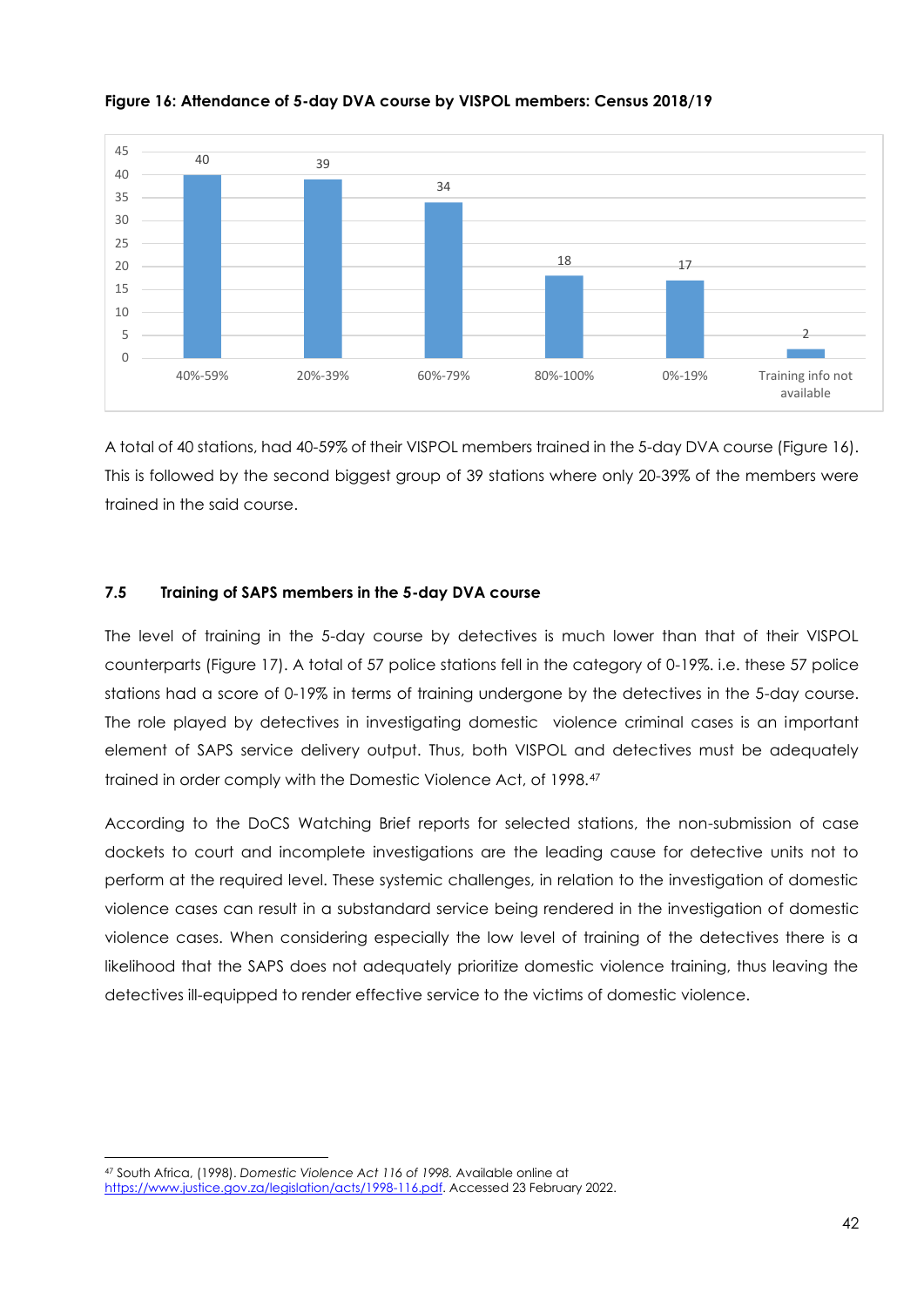**Figure 16: Attendance of 5-day DVA course by VISPOL members: Census 2018/19**

| Category | Number of stations |
|---|---|
| 40%-59% | 40 |
| 20%-39% | 39 |
| 60%-79% | 34 |
| 80%-100% | 18 |
| 0%-19% | 17 |
| Training info not available | 2 |

A total of 40 stations, had 40-59% of their VISPOL members trained in the 5-day DVA course (Figure 16). This is followed by the second biggest group of 39 stations where only 20-39% of the members were trained in the said course.

### 7.5 Training of SAPS members in the 5-day DVA course

The level of training in the 5-day course by detectives is much lower than that of their VISPOL counterparts (Figure 17). A total of 57 police stations fell in the category of 0-19%. i.e. these 57 police stations had a score of 0-19% in terms of training undergone by the detectives in the 5-day course. The role played by detectives in investigating domestic violence criminal cases is an important element of SAPS service delivery output. Thus, both VISPOL and detectives must be adequately trained in order comply with the Domestic Violence Act, of 1998.[47]

According to the DoCS Watching Brief reports for selected stations, the non-submission of case dockets to court and incomplete investigations are the leading cause for detective units not to perform at the required level. These systemic challenges, in relation to the investigation of domestic violence cases can result in a substandard service being rendered in the investigation of domestic violence cases. When considering especially the low level of training of the detectives there is a likelihood that the SAPS does not adequately prioritize domestic violence training, thus leaving the detectives ill-equipped to render effective service to the victims of domestic violence.

---

[47] South Africa, (1998). *Domestic Violence Act 116 of 1998.* Available online at https://www.justice.gov.za/legislation/acts/1998-116.pdf. Accessed 23 February 2022.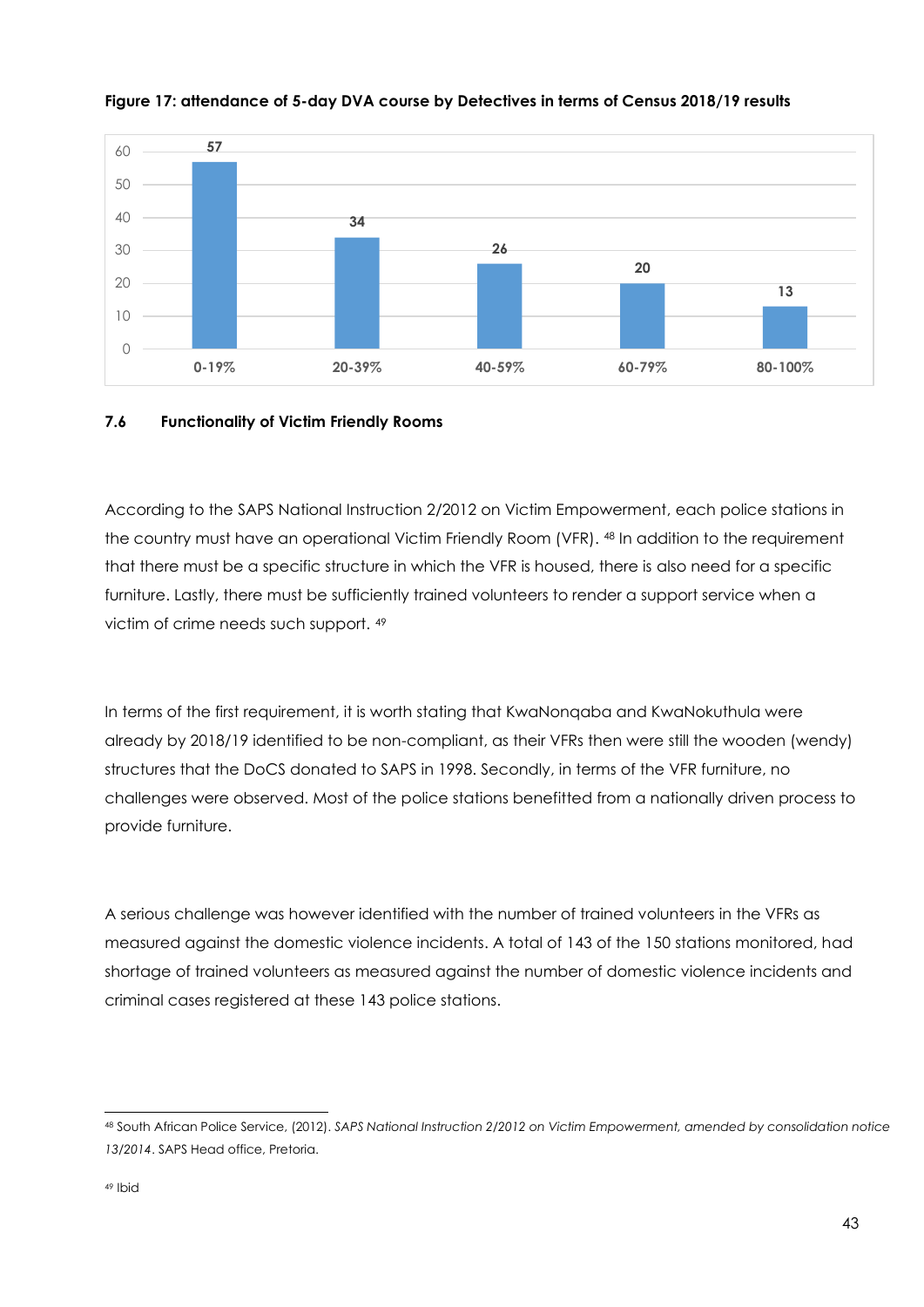**Figure 17: attendance of 5-day DVA course by Detectives in terms of Census 2018/19 results**

| Range | Value |
|---|---|
| 0-19% | 57 |
| 20-39% | 34 |
| 40-59% | 26 |
| 60-79% | 20 |
| 80-100% | 13 |

## 7.6 Functionality of Victim Friendly Rooms

According to the SAPS National Instruction 2/2012 on Victim Empowerment, each police stations in the country must have an operational Victim Friendly Room (VFR). [48] In addition to the requirement that there must be a specific structure in which the VFR is housed, there is also need for a specific furniture. Lastly, there must be sufficiently trained volunteers to render a support service when a victim of crime needs such support. [49]

In terms of the first requirement, it is worth stating that KwaNonqaba and KwaNokuthula were already by 2018/19 identified to be non-compliant, as their VFRs then were still the wooden (wendy) structures that the DoCS donated to SAPS in 1998. Secondly, in terms of the VFR furniture, no challenges were observed. Most of the police stations benefitted from a nationally driven process to provide furniture.

A serious challenge was however identified with the number of trained volunteers in the VFRs as measured against the domestic violence incidents. A total of 143 of the 150 stations monitored, had shortage of trained volunteers as measured against the number of domestic violence incidents and criminal cases registered at these 143 police stations.

---

[48] South African Police Service, (2012). *SAPS National Instruction 2/2012 on Victim Empowerment, amended by consolidation notice 13/2014*. SAPS Head office, Pretoria.

[49] Ibid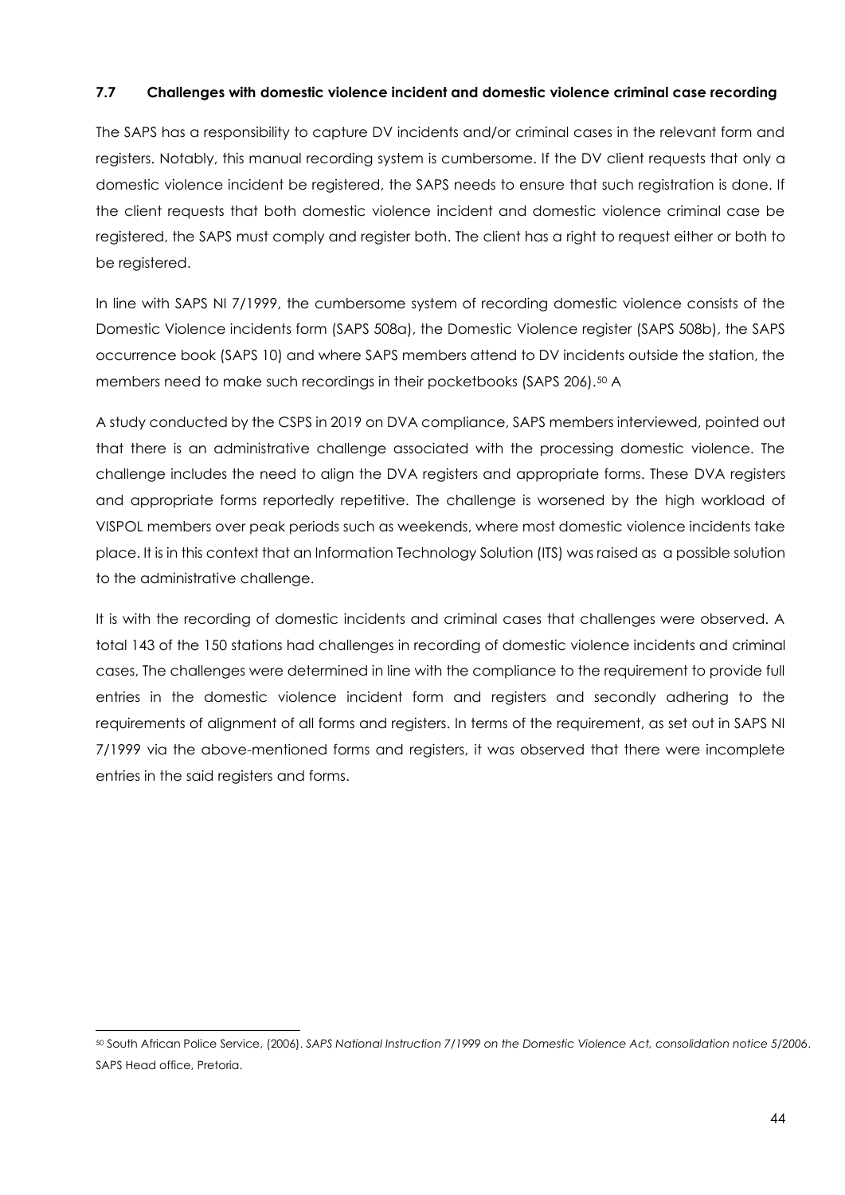### 7.7 Challenges with domestic violence incident and domestic violence criminal case recording

The SAPS has a responsibility to capture DV incidents and/or criminal cases in the relevant form and registers. Notably, this manual recording system is cumbersome. If the DV client requests that only a domestic violence incident be registered, the SAPS needs to ensure that such registration is done. If the client requests that both domestic violence incident and domestic violence criminal case be registered, the SAPS must comply and register both. The client has a right to request either or both to be registered.

In line with SAPS NI 7/1999, the cumbersome system of recording domestic violence consists of the Domestic Violence incidents form (SAPS 508a), the Domestic Violence register (SAPS 508b), the SAPS occurrence book (SAPS 10) and where SAPS members attend to DV incidents outside the station, the members need to make such recordings in their pocketbooks (SAPS 206).[50] A

A study conducted by the CSPS in 2019 on DVA compliance, SAPS members interviewed, pointed out that there is an administrative challenge associated with the processing domestic violence. The challenge includes the need to align the DVA registers and appropriate forms. These DVA registers and appropriate forms reportedly repetitive. The challenge is worsened by the high workload of VISPOL members over peak periods such as weekends, where most domestic violence incidents take place. It is in this context that an Information Technology Solution (ITS) was raised as a possible solution to the administrative challenge.

It is with the recording of domestic incidents and criminal cases that challenges were observed. A total 143 of the 150 stations had challenges in recording of domestic violence incidents and criminal cases, The challenges were determined in line with the compliance to the requirement to provide full entries in the domestic violence incident form and registers and secondly adhering to the requirements of alignment of all forms and registers. In terms of the requirement, as set out in SAPS NI 7/1999 via the above-mentioned forms and registers, it was observed that there were incomplete entries in the said registers and forms.

---

[50] South African Police Service, (2006). *SAPS National Instruction 7/1999 on the Domestic Violence Act, consolidation notice 5/2006*. SAPS Head office, Pretoria.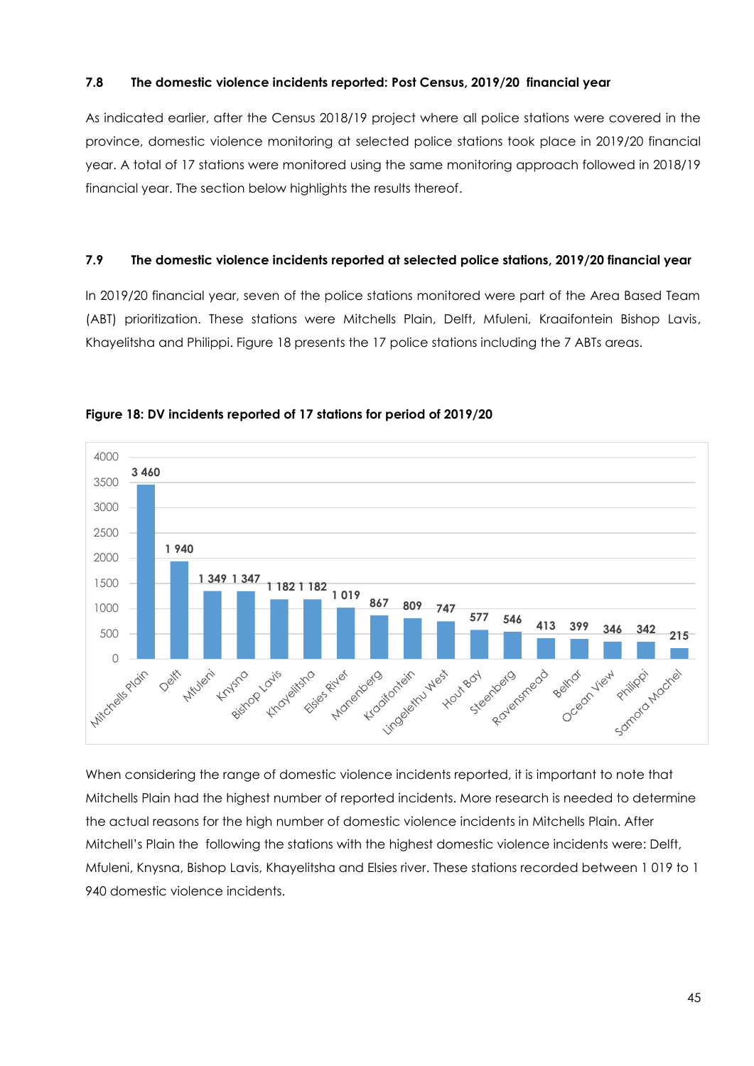### 7.8 The domestic violence incidents reported: Post Census, 2019/20 financial year

As indicated earlier, after the Census 2018/19 project where all police stations were covered in the province, domestic violence monitoring at selected police stations took place in 2019/20 financial year. A total of 17 stations were monitored using the same monitoring approach followed in 2018/19 financial year. The section below highlights the results thereof.

### 7.9 The domestic violence incidents reported at selected police stations, 2019/20 financial year

In 2019/20 financial year, seven of the police stations monitored were part of the Area Based Team (ABT) prioritization. These stations were Mitchells Plain, Delft, Mfuleni, Kraaifontein Bishop Lavis, Khayelitsha and Philippi. Figure 18 presents the 17 police stations including the 7 ABTs areas.

**Figure 18: DV incidents reported of 17 stations for period of 2019/20**

| Station | DV incidents |
|---|---|
| Mitchells Plain | 3 460 |
| Delft | 1 940 |
| Mfuleni | 1 349 |
| Knysna | 1 347 |
| Bishop Lavis | 1 182 |
| Khayelitsha | 1 182 |
| Elsies River | 1 019 |
| Manenberg | 867 |
| Kraaifontein | 809 |
| Lingelethu West | 747 |
| Hout Bay | 577 |
| Steenberg | 546 |
| Ravensmead | 413 |
| Belhar | 399 |
| Ocean View | 346 |
| Philippi | 342 |
| Samora Machel | 215 |

When considering the range of domestic violence incidents reported, it is important to note that Mitchells Plain had the highest number of reported incidents. More research is needed to determine the actual reasons for the high number of domestic violence incidents in Mitchells Plain. After Mitchell's Plain the following the stations with the highest domestic violence incidents were: Delft, Mfuleni, Knysna, Bishop Lavis, Khayelitsha and Elsies river. These stations recorded between 1 019 to 1 940 domestic violence incidents.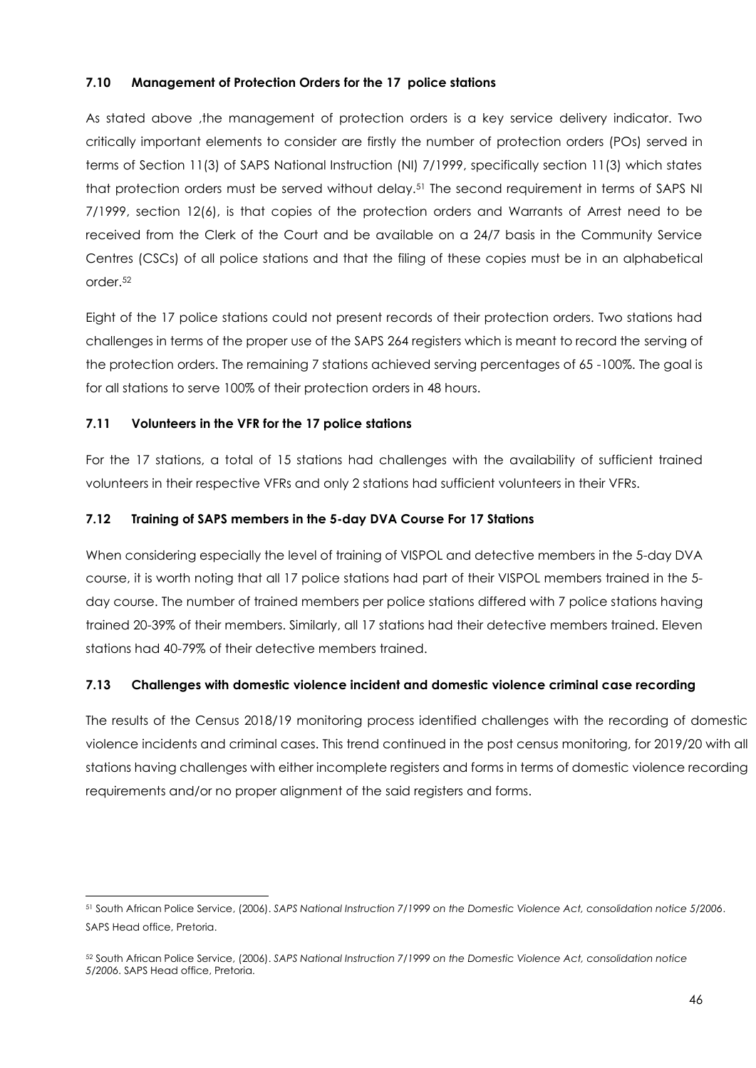### 7.10 Management of Protection Orders for the 17 police stations

As stated above ,the management of protection orders is a key service delivery indicator. Two critically important elements to consider are firstly the number of protection orders (POs) served in terms of Section 11(3) of SAPS National Instruction (NI) 7/1999, specifically section 11(3) which states that protection orders must be served without delay.[51] The second requirement in terms of SAPS NI 7/1999, section 12(6), is that copies of the protection orders and Warrants of Arrest need to be received from the Clerk of the Court and be available on a 24/7 basis in the Community Service Centres (CSCs) of all police stations and that the filing of these copies must be in an alphabetical order.[52]

Eight of the 17 police stations could not present records of their protection orders. Two stations had challenges in terms of the proper use of the SAPS 264 registers which is meant to record the serving of the protection orders. The remaining 7 stations achieved serving percentages of 65 -100%. The goal is for all stations to serve 100% of their protection orders in 48 hours.

### 7.11 Volunteers in the VFR for the 17 police stations

For the 17 stations, a total of 15 stations had challenges with the availability of sufficient trained volunteers in their respective VFRs and only 2 stations had sufficient volunteers in their VFRs.

### 7.12 Training of SAPS members in the 5-day DVA Course For 17 Stations

When considering especially the level of training of VISPOL and detective members in the 5-day DVA course, it is worth noting that all 17 police stations had part of their VISPOL members trained in the 5-day course. The number of trained members per police stations differed with 7 police stations having trained 20-39% of their members. Similarly, all 17 stations had their detective members trained. Eleven stations had 40-79% of their detective members trained.

### 7.13 Challenges with domestic violence incident and domestic violence criminal case recording

The results of the Census 2018/19 monitoring process identified challenges with the recording of domestic violence incidents and criminal cases. This trend continued in the post census monitoring, for 2019/20 with all stations having challenges with either incomplete registers and forms in terms of domestic violence recording requirements and/or no proper alignment of the said registers and forms.

---

[51] South African Police Service, (2006). *SAPS National Instruction 7/1999 on the Domestic Violence Act, consolidation notice 5/2006*. SAPS Head office, Pretoria.

[52] South African Police Service, (2006). *SAPS National Instruction 7/1999 on the Domestic Violence Act, consolidation notice 5/2006*. SAPS Head office, Pretoria.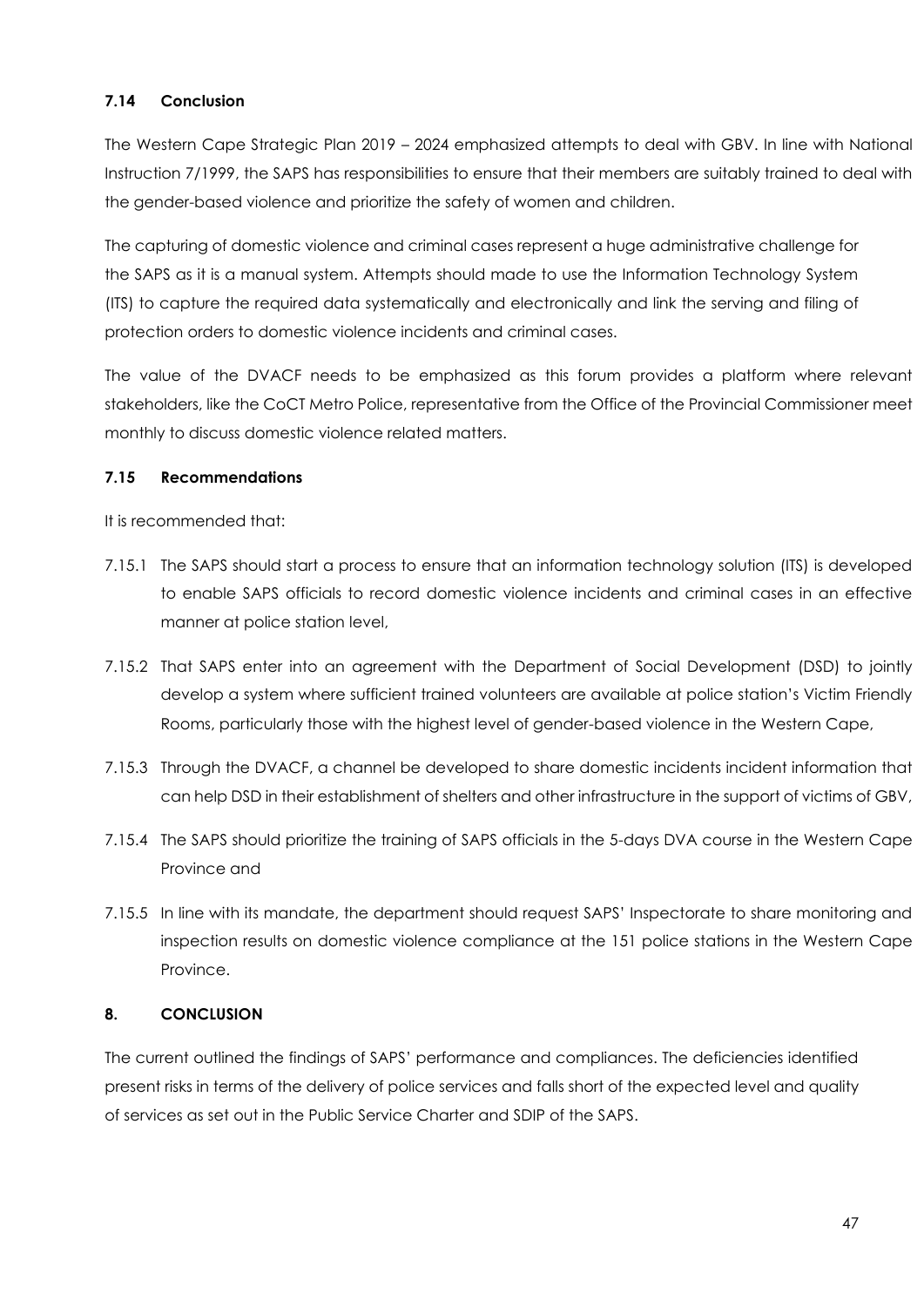### 7.14 Conclusion

The Western Cape Strategic Plan 2019 – 2024 emphasized attempts to deal with GBV. In line with National Instruction 7/1999, the SAPS has responsibilities to ensure that their members are suitably trained to deal with the gender-based violence and prioritize the safety of women and children.

The capturing of domestic violence and criminal cases represent a huge administrative challenge for the SAPS as it is a manual system. Attempts should made to use the Information Technology System (ITS) to capture the required data systematically and electronically and link the serving and filing of protection orders to domestic violence incidents and criminal cases.

The value of the DVACF needs to be emphasized as this forum provides a platform where relevant stakeholders, like the CoCT Metro Police, representative from the Office of the Provincial Commissioner meet monthly to discuss domestic violence related matters.

### 7.15 Recommendations

It is recommended that:

7.15.1 The SAPS should start a process to ensure that an information technology solution (ITS) is developed to enable SAPS officials to record domestic violence incidents and criminal cases in an effective manner at police station level,

7.15.2 That SAPS enter into an agreement with the Department of Social Development (DSD) to jointly develop a system where sufficient trained volunteers are available at police station's Victim Friendly Rooms, particularly those with the highest level of gender-based violence in the Western Cape,

7.15.3 Through the DVACF, a channel be developed to share domestic incidents incident information that can help DSD in their establishment of shelters and other infrastructure in the support of victims of GBV,

7.15.4 The SAPS should prioritize the training of SAPS officials in the 5-days DVA course in the Western Cape Province and

7.15.5 In line with its mandate, the department should request SAPS' Inspectorate to share monitoring and inspection results on domestic violence compliance at the 151 police stations in the Western Cape Province.

## 8. CONCLUSION

The current outlined the findings of SAPS' performance and compliances. The deficiencies identified present risks in terms of the delivery of police services and falls short of the expected level and quality of services as set out in the Public Service Charter and SDIP of the SAPS.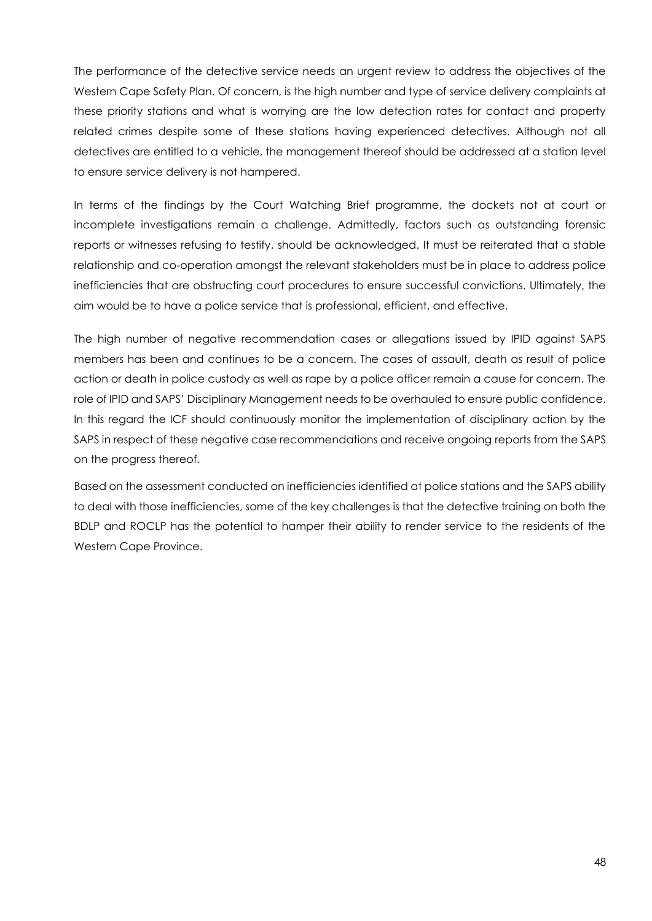The performance of the detective service needs an urgent review to address the objectives of the Western Cape Safety Plan. Of concern, is the high number and type of service delivery complaints at these priority stations and what is worrying are the low detection rates for contact and property related crimes despite some of these stations having experienced detectives. Although not all detectives are entitled to a vehicle, the management thereof should be addressed at a station level to ensure service delivery is not hampered.

In terms of the findings by the Court Watching Brief programme, the dockets not at court or incomplete investigations remain a challenge. Admittedly, factors such as outstanding forensic reports or witnesses refusing to testify, should be acknowledged. It must be reiterated that a stable relationship and co-operation amongst the relevant stakeholders must be in place to address police inefficiencies that are obstructing court procedures to ensure successful convictions. Ultimately, the aim would be to have a police service that is professional, efficient, and effective.

The high number of negative recommendation cases or allegations issued by IPID against SAPS members has been and continues to be a concern. The cases of assault, death as result of police action or death in police custody as well as rape by a police officer remain a cause for concern. The role of IPID and SAPS' Disciplinary Management needs to be overhauled to ensure public confidence. In this regard the ICF should continuously monitor the implementation of disciplinary action by the SAPS in respect of these negative case recommendations and receive ongoing reports from the SAPS on the progress thereof.

Based on the assessment conducted on inefficiencies identified at police stations and the SAPS ability to deal with those inefficiencies, some of the key challenges is that the detective training on both the BDLP and ROCLP has the potential to hamper their ability to render service to the residents of the Western Cape Province.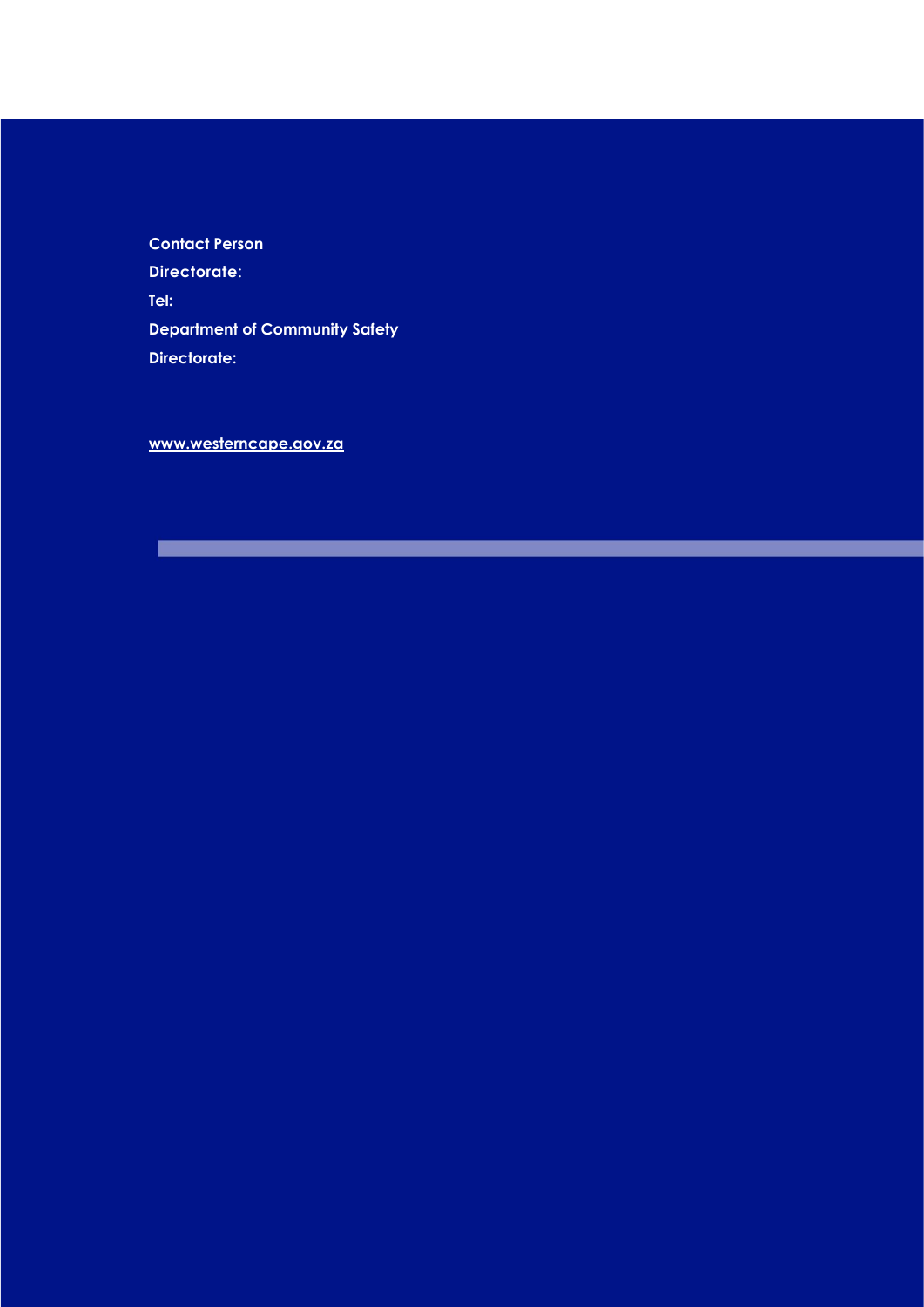**Contact Person**

**Directorate**:

**Tel:**

**Department of Community Safety**

**Directorate:**

**www.westerncape.gov.za**